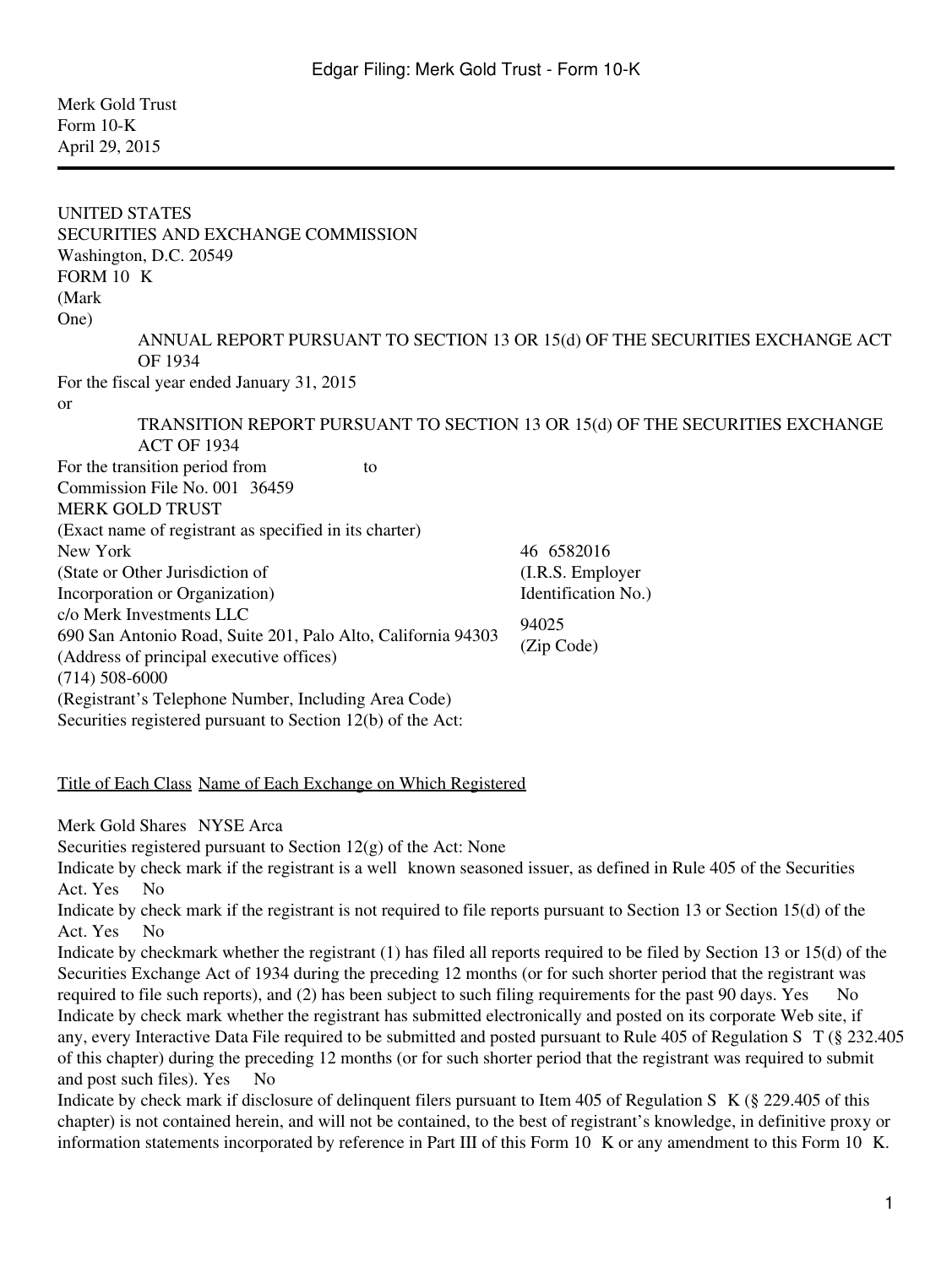Merk Gold Trust
Form 10-K
April 29, 2015

---

UNITED STATES
SECURITIES AND EXCHANGE COMMISSION
Washington, D.C. 20549
FORM 10 K
(Mark One)

ANNUAL REPORT PURSUANT TO SECTION 13 OR 15(d) OF THE SECURITIES EXCHANGE ACT OF 1934

For the fiscal year ended January 31, 2015

or

TRANSITION REPORT PURSUANT TO SECTION 13 OR 15(d) OF THE SECURITIES EXCHANGE ACT OF 1934

For the transition period from to

Commission File No. 001 36459

MERK GOLD TRUST
(Exact name of registrant as specified in its charter)

| | |
|---|---|
| New York<br>(State or Other Jurisdiction of Incorporation or Organization) | 46 6582016<br>(I.R.S. Employer Identification No.) |
| c/o Merk Investments LLC<br>690 San Antonio Road, Suite 201, Palo Alto, California 94303<br>(Address of principal executive offices) | 94025<br>(Zip Code) |

(714) 508-6000
(Registrant's Telephone Number, Including Area Code)

Securities registered pursuant to Section 12(b) of the Act:

| Title of Each Class | Name of Each Exchange on Which Registered |
|---|---|
| Merk Gold Shares | NYSE Arca |

Securities registered pursuant to Section 12(g) of the Act: None

Indicate by check mark if the registrant is a well known seasoned issuer, as defined in Rule 405 of the Securities Act. Yes No

Indicate by check mark if the registrant is not required to file reports pursuant to Section 13 or Section 15(d) of the Act. Yes No

Indicate by checkmark whether the registrant (1) has filed all reports required to be filed by Section 13 or 15(d) of the Securities Exchange Act of 1934 during the preceding 12 months (or for such shorter period that the registrant was required to file such reports), and (2) has been subject to such filing requirements for the past 90 days. Yes No

Indicate by check mark whether the registrant has submitted electronically and posted on its corporate Web site, if any, every Interactive Data File required to be submitted and posted pursuant to Rule 405 of Regulation S T (§ 232.405 of this chapter) during the preceding 12 months (or for such shorter period that the registrant was required to submit and post such files). Yes No

Indicate by check mark if disclosure of delinquent filers pursuant to Item 405 of Regulation S K (§ 229.405 of this chapter) is not contained herein, and will not be contained, to the best of registrant's knowledge, in definitive proxy or information statements incorporated by reference in Part III of this Form 10 K or any amendment to this Form 10 K.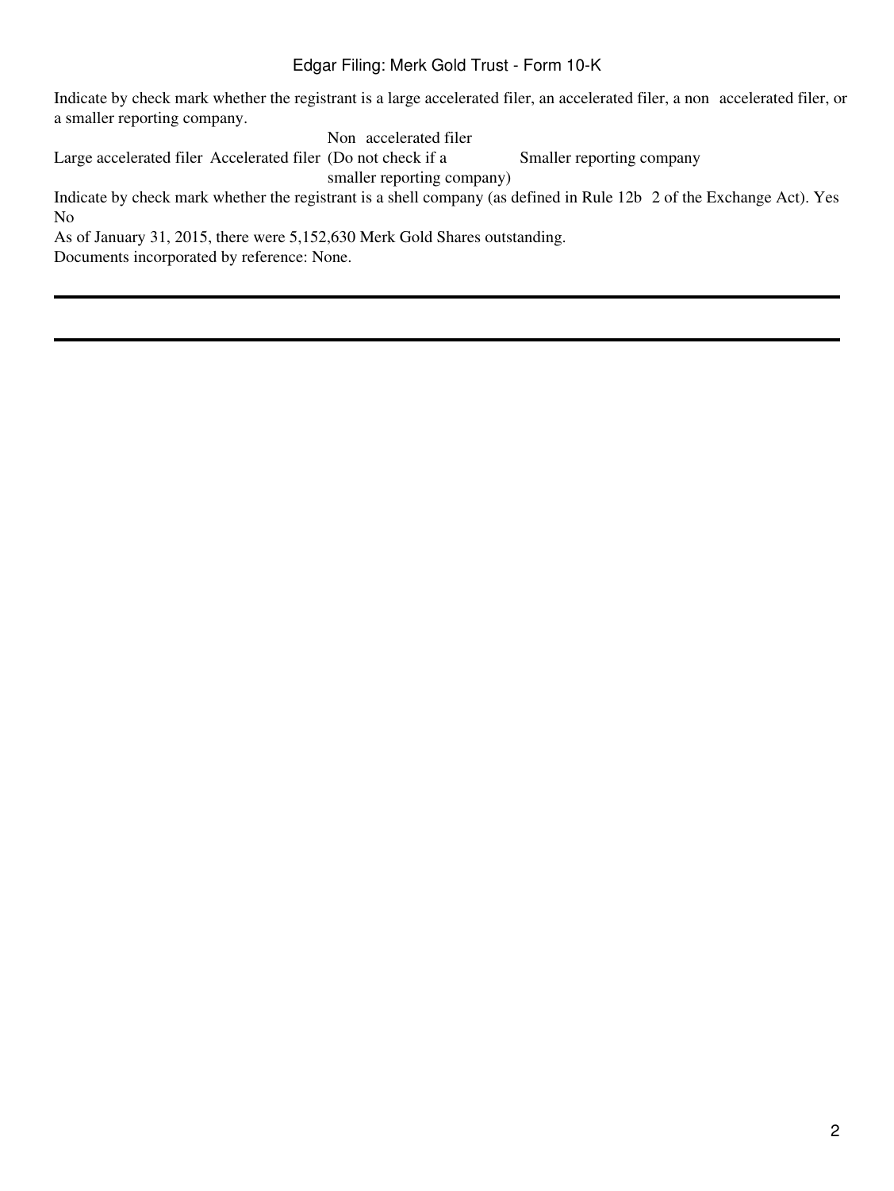Indicate by check mark whether the registrant is a large accelerated filer, an accelerated filer, a non accelerated filer, or a smaller reporting company.

| Large accelerated filer | Accelerated filer | Non accelerated filer (Do not check if a smaller reporting company) | Smaller reporting company |
|---|---|---|---|

Indicate by check mark whether the registrant is a shell company (as defined in Rule 12b 2 of the Exchange Act). Yes No

As of January 31, 2015, there were 5,152,630 Merk Gold Shares outstanding.

Documents incorporated by reference: None.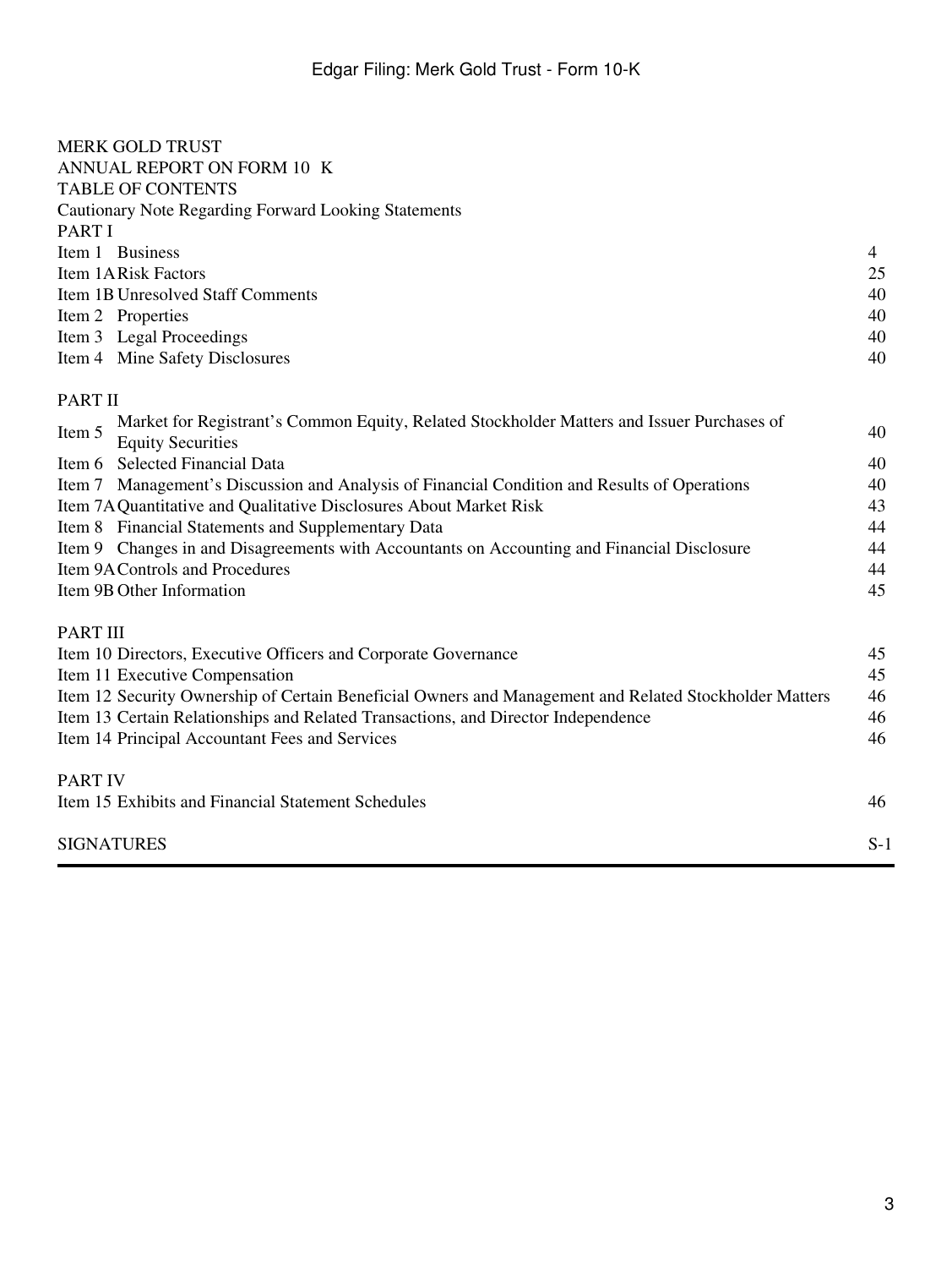MERK GOLD TRUST

ANNUAL REPORT ON FORM 10 K

TABLE OF CONTENTS

Cautionary Note Regarding Forward Looking Statements

| | | |
|---|---|---|
| PART I | | |
| Item 1 | Business | 4 |
| Item 1A | Risk Factors | 25 |
| Item 1B | Unresolved Staff Comments | 40 |
| Item 2 | Properties | 40 |
| Item 3 | Legal Proceedings | 40 |
| Item 4 | Mine Safety Disclosures | 40 |
| PART II | | |
| Item 5 | Market for Registrant's Common Equity, Related Stockholder Matters and Issuer Purchases of Equity Securities | 40 |
| Item 6 | Selected Financial Data | 40 |
| Item 7 | Management's Discussion and Analysis of Financial Condition and Results of Operations | 40 |
| Item 7A | Quantitative and Qualitative Disclosures About Market Risk | 43 |
| Item 8 | Financial Statements and Supplementary Data | 44 |
| Item 9 | Changes in and Disagreements with Accountants on Accounting and Financial Disclosure | 44 |
| Item 9A | Controls and Procedures | 44 |
| Item 9B | Other Information | 45 |
| PART III | | |
| Item 10 | Directors, Executive Officers and Corporate Governance | 45 |
| Item 11 | Executive Compensation | 45 |
| Item 12 | Security Ownership of Certain Beneficial Owners and Management and Related Stockholder Matters | 46 |
| Item 13 | Certain Relationships and Related Transactions, and Director Independence | 46 |
| Item 14 | Principal Accountant Fees and Services | 46 |
| PART IV | | |
| Item 15 | Exhibits and Financial Statement Schedules | 46 |
| SIGNATURES | | S-1 |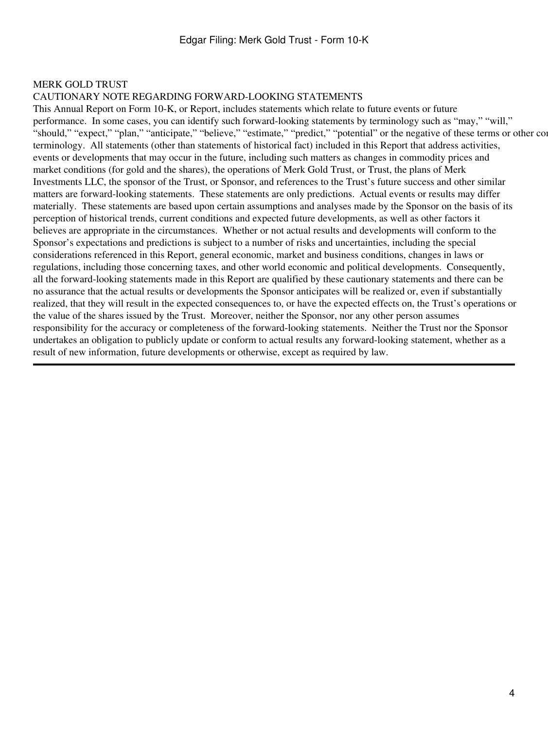MERK GOLD TRUST

CAUTIONARY NOTE REGARDING FORWARD-LOOKING STATEMENTS

This Annual Report on Form 10-K, or Report, includes statements which relate to future events or future performance. In some cases, you can identify such forward-looking statements by terminology such as "may," "will," "should," "expect," "plan," "anticipate," "believe," "estimate," "predict," "potential" or the negative of these terms or other comparable terminology. All statements (other than statements of historical fact) included in this Report that address activities, events or developments that may occur in the future, including such matters as changes in commodity prices and market conditions (for gold and the shares), the operations of Merk Gold Trust, or Trust, the plans of Merk Investments LLC, the sponsor of the Trust, or Sponsor, and references to the Trust's future success and other similar matters are forward-looking statements. These statements are only predictions. Actual events or results may differ materially. These statements are based upon certain assumptions and analyses made by the Sponsor on the basis of its perception of historical trends, current conditions and expected future developments, as well as other factors it believes are appropriate in the circumstances. Whether or not actual results and developments will conform to the Sponsor's expectations and predictions is subject to a number of risks and uncertainties, including the special considerations referenced in this Report, general economic, market and business conditions, changes in laws or regulations, including those concerning taxes, and other world economic and political developments. Consequently, all the forward-looking statements made in this Report are qualified by these cautionary statements and there can be no assurance that the actual results or developments the Sponsor anticipates will be realized or, even if substantially realized, that they will result in the expected consequences to, or have the expected effects on, the Trust's operations or the value of the shares issued by the Trust. Moreover, neither the Sponsor, nor any other person assumes responsibility for the accuracy or completeness of the forward-looking statements. Neither the Trust nor the Sponsor undertakes an obligation to publicly update or conform to actual results any forward-looking statement, whether as a result of new information, future developments or otherwise, except as required by law.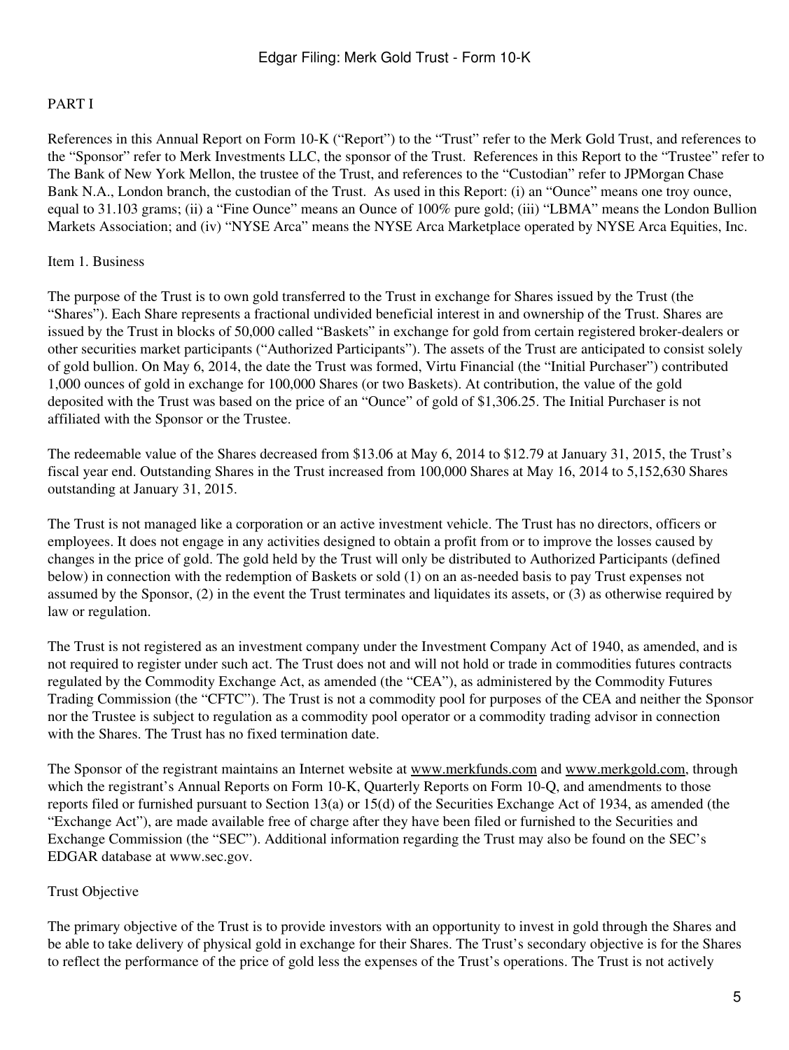# PART I

References in this Annual Report on Form 10-K ("Report") to the "Trust" refer to the Merk Gold Trust, and references to the "Sponsor" refer to Merk Investments LLC, the sponsor of the Trust. References in this Report to the "Trustee" refer to The Bank of New York Mellon, the trustee of the Trust, and references to the "Custodian" refer to JPMorgan Chase Bank N.A., London branch, the custodian of the Trust. As used in this Report: (i) an "Ounce" means one troy ounce, equal to 31.103 grams; (ii) a "Fine Ounce" means an Ounce of 100% pure gold; (iii) "LBMA" means the London Bullion Markets Association; and (iv) "NYSE Arca" means the NYSE Arca Marketplace operated by NYSE Arca Equities, Inc.

## Item 1. Business

The purpose of the Trust is to own gold transferred to the Trust in exchange for Shares issued by the Trust (the "Shares"). Each Share represents a fractional undivided beneficial interest in and ownership of the Trust. Shares are issued by the Trust in blocks of 50,000 called "Baskets" in exchange for gold from certain registered broker-dealers or other securities market participants ("Authorized Participants"). The assets of the Trust are anticipated to consist solely of gold bullion. On May 6, 2014, the date the Trust was formed, Virtu Financial (the "Initial Purchaser") contributed 1,000 ounces of gold in exchange for 100,000 Shares (or two Baskets). At contribution, the value of the gold deposited with the Trust was based on the price of an "Ounce" of gold of $1,306.25. The Initial Purchaser is not affiliated with the Sponsor or the Trustee.

The redeemable value of the Shares decreased from $13.06 at May 6, 2014 to $12.79 at January 31, 2015, the Trust's fiscal year end. Outstanding Shares in the Trust increased from 100,000 Shares at May 16, 2014 to 5,152,630 Shares outstanding at January 31, 2015.

The Trust is not managed like a corporation or an active investment vehicle. The Trust has no directors, officers or employees. It does not engage in any activities designed to obtain a profit from or to improve the losses caused by changes in the price of gold. The gold held by the Trust will only be distributed to Authorized Participants (defined below) in connection with the redemption of Baskets or sold (1) on an as-needed basis to pay Trust expenses not assumed by the Sponsor, (2) in the event the Trust terminates and liquidates its assets, or (3) as otherwise required by law or regulation.

The Trust is not registered as an investment company under the Investment Company Act of 1940, as amended, and is not required to register under such act. The Trust does not and will not hold or trade in commodities futures contracts regulated by the Commodity Exchange Act, as amended (the "CEA"), as administered by the Commodity Futures Trading Commission (the "CFTC"). The Trust is not a commodity pool for purposes of the CEA and neither the Sponsor nor the Trustee is subject to regulation as a commodity pool operator or a commodity trading advisor in connection with the Shares. The Trust has no fixed termination date.

The Sponsor of the registrant maintains an Internet website at www.merkfunds.com and www.merkgold.com, through which the registrant's Annual Reports on Form 10-K, Quarterly Reports on Form 10-Q, and amendments to those reports filed or furnished pursuant to Section 13(a) or 15(d) of the Securities Exchange Act of 1934, as amended (the "Exchange Act"), are made available free of charge after they have been filed or furnished to the Securities and Exchange Commission (the "SEC"). Additional information regarding the Trust may also be found on the SEC's EDGAR database at www.sec.gov.

### Trust Objective

The primary objective of the Trust is to provide investors with an opportunity to invest in gold through the Shares and be able to take delivery of physical gold in exchange for their Shares. The Trust's secondary objective is for the Shares to reflect the performance of the price of gold less the expenses of the Trust's operations. The Trust is not actively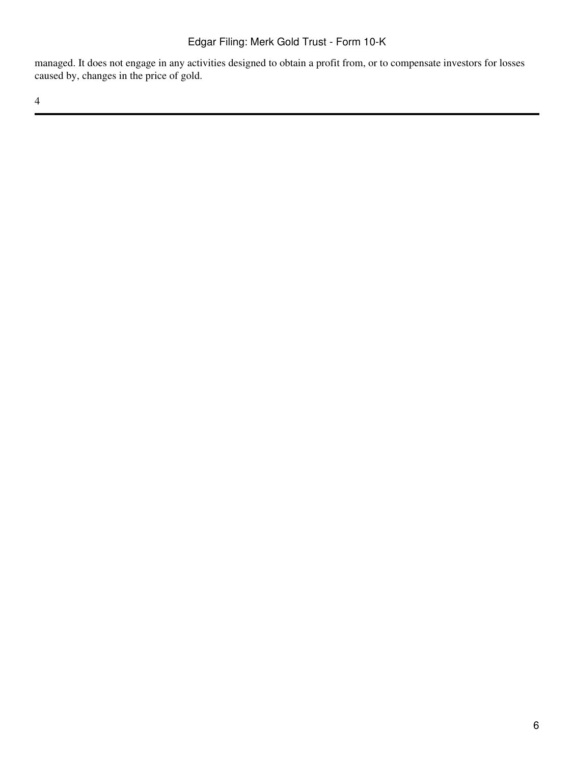managed. It does not engage in any activities designed to obtain a profit from, or to compensate investors for losses caused by, changes in the price of gold.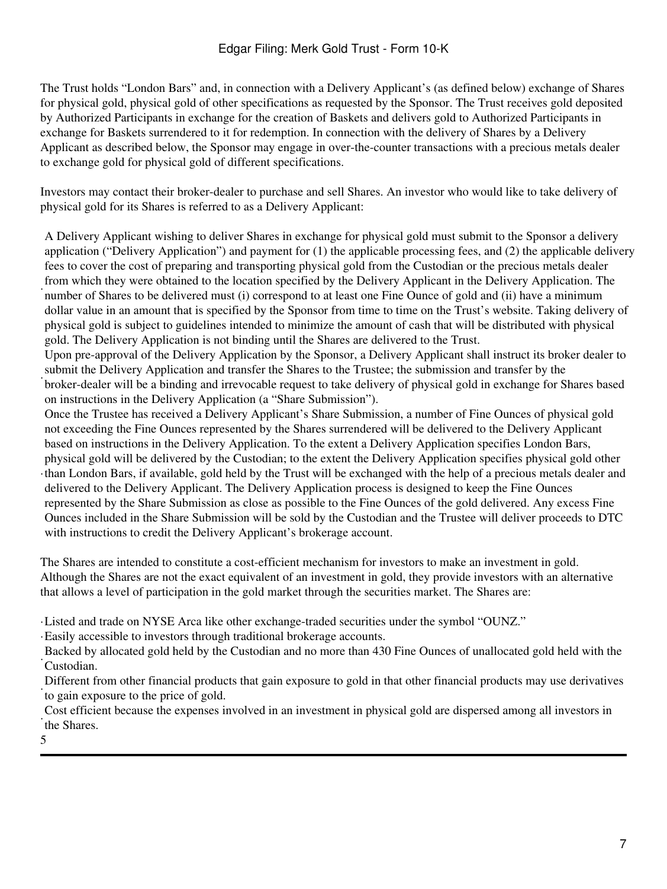The Trust holds "London Bars" and, in connection with a Delivery Applicant's (as defined below) exchange of Shares for physical gold, physical gold of other specifications as requested by the Sponsor. The Trust receives gold deposited by Authorized Participants in exchange for the creation of Baskets and delivers gold to Authorized Participants in exchange for Baskets surrendered to it for redemption. In connection with the delivery of Shares by a Delivery Applicant as described below, the Sponsor may engage in over-the-counter transactions with a precious metals dealer to exchange gold for physical gold of different specifications.

Investors may contact their broker-dealer to purchase and sell Shares. An investor who would like to take delivery of physical gold for its Shares is referred to as a Delivery Applicant:

- A Delivery Applicant wishing to deliver Shares in exchange for physical gold must submit to the Sponsor a delivery application ("Delivery Application") and payment for (1) the applicable processing fees, and (2) the applicable delivery fees to cover the cost of preparing and transporting physical gold from the Custodian or the precious metals dealer from which they were obtained to the location specified by the Delivery Applicant in the Delivery Application. The number of Shares to be delivered must (i) correspond to at least one Fine Ounce of gold and (ii) have a minimum dollar value in an amount that is specified by the Sponsor from time to time on the Trust's website. Taking delivery of physical gold is subject to guidelines intended to minimize the amount of cash that will be distributed with physical gold. The Delivery Application is not binding until the Shares are delivered to the Trust.
- Upon pre-approval of the Delivery Application by the Sponsor, a Delivery Applicant shall instruct its broker dealer to submit the Delivery Application and transfer the Shares to the Trustee; the submission and transfer by the broker-dealer will be a binding and irrevocable request to take delivery of physical gold in exchange for Shares based on instructions in the Delivery Application (a "Share Submission").
- Once the Trustee has received a Delivery Applicant's Share Submission, a number of Fine Ounces of physical gold not exceeding the Fine Ounces represented by the Shares surrendered will be delivered to the Delivery Applicant based on instructions in the Delivery Application. To the extent a Delivery Application specifies London Bars, physical gold will be delivered by the Custodian; to the extent the Delivery Application specifies physical gold other than London Bars, if available, gold held by the Trust will be exchanged with the help of a precious metals dealer and delivered to the Delivery Applicant. The Delivery Application process is designed to keep the Fine Ounces represented by the Share Submission as close as possible to the Fine Ounces of the gold delivered. Any excess Fine Ounces included in the Share Submission will be sold by the Custodian and the Trustee will deliver proceeds to DTC with instructions to credit the Delivery Applicant's brokerage account.

The Shares are intended to constitute a cost-efficient mechanism for investors to make an investment in gold. Although the Shares are not the exact equivalent of an investment in gold, they provide investors with an alternative that allows a level of participation in the gold market through the securities market. The Shares are:

- Listed and trade on NYSE Arca like other exchange-traded securities under the symbol "OUNZ."
- Easily accessible to investors through traditional brokerage accounts.
- Backed by allocated gold held by the Custodian and no more than 430 Fine Ounces of unallocated gold held with the Custodian.
- Different from other financial products that gain exposure to gold in that other financial products may use derivatives to gain exposure to the price of gold.
- Cost efficient because the expenses involved in an investment in physical gold are dispersed among all investors in the Shares.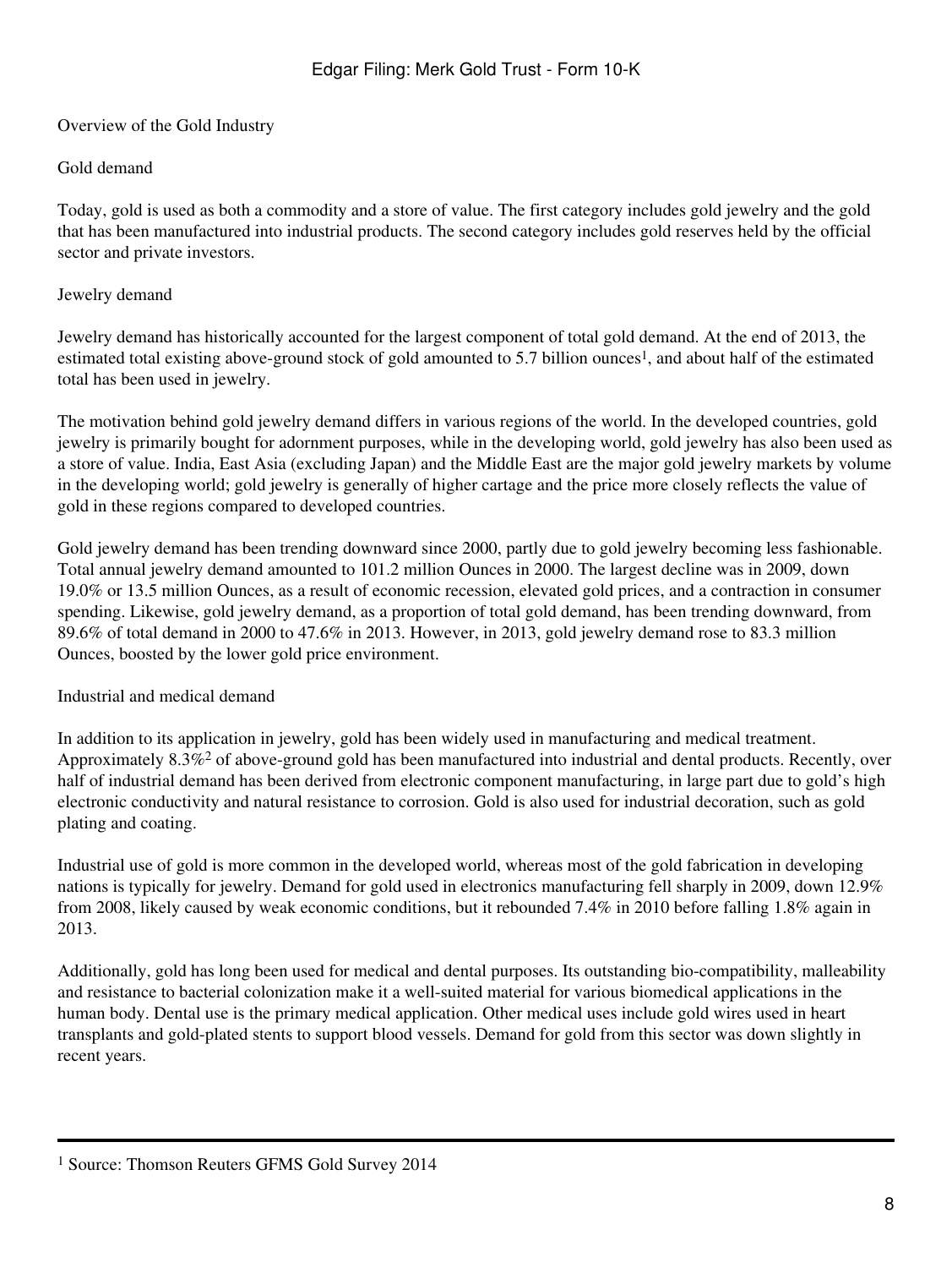Overview of the Gold Industry

Gold demand

Today, gold is used as both a commodity and a store of value. The first category includes gold jewelry and the gold that has been manufactured into industrial products. The second category includes gold reserves held by the official sector and private investors.

Jewelry demand

Jewelry demand has historically accounted for the largest component of total gold demand. At the end of 2013, the estimated total existing above-ground stock of gold amounted to 5.7 billion ounces[1], and about half of the estimated total has been used in jewelry.

The motivation behind gold jewelry demand differs in various regions of the world. In the developed countries, gold jewelry is primarily bought for adornment purposes, while in the developing world, gold jewelry has also been used as a store of value. India, East Asia (excluding Japan) and the Middle East are the major gold jewelry markets by volume in the developing world; gold jewelry is generally of higher cartage and the price more closely reflects the value of gold in these regions compared to developed countries.

Gold jewelry demand has been trending downward since 2000, partly due to gold jewelry becoming less fashionable. Total annual jewelry demand amounted to 101.2 million Ounces in 2000. The largest decline was in 2009, down 19.0% or 13.5 million Ounces, as a result of economic recession, elevated gold prices, and a contraction in consumer spending. Likewise, gold jewelry demand, as a proportion of total gold demand, has been trending downward, from 89.6% of total demand in 2000 to 47.6% in 2013. However, in 2013, gold jewelry demand rose to 83.3 million Ounces, boosted by the lower gold price environment.

Industrial and medical demand

In addition to its application in jewelry, gold has been widely used in manufacturing and medical treatment. Approximately 8.3%[2] of above-ground gold has been manufactured into industrial and dental products. Recently, over half of industrial demand has been derived from electronic component manufacturing, in large part due to gold's high electronic conductivity and natural resistance to corrosion. Gold is also used for industrial decoration, such as gold plating and coating.

Industrial use of gold is more common in the developed world, whereas most of the gold fabrication in developing nations is typically for jewelry. Demand for gold used in electronics manufacturing fell sharply in 2009, down 12.9% from 2008, likely caused by weak economic conditions, but it rebounded 7.4% in 2010 before falling 1.8% again in 2013.

Additionally, gold has long been used for medical and dental purposes. Its outstanding bio-compatibility, malleability and resistance to bacterial colonization make it a well-suited material for various biomedical applications in the human body. Dental use is the primary medical application. Other medical uses include gold wires used in heart transplants and gold-plated stents to support blood vessels. Demand for gold from this sector was down slightly in recent years.

---

[1] Source: Thomson Reuters GFMS Gold Survey 2014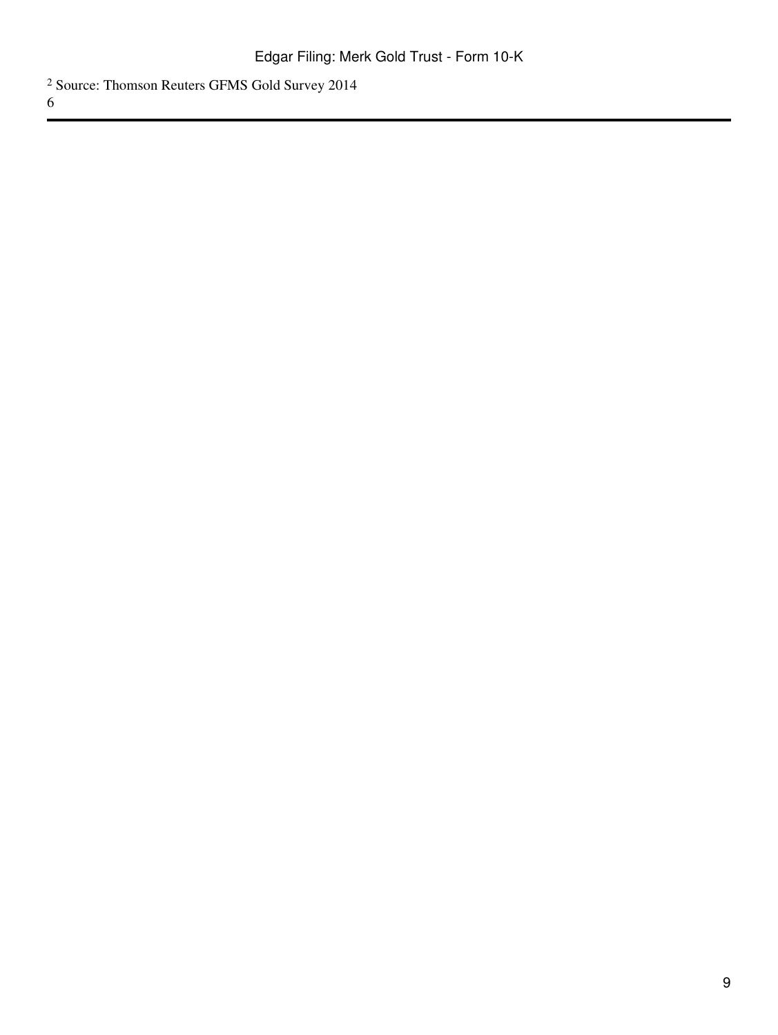[2] Source: Thomson Reuters GFMS Gold Survey 2014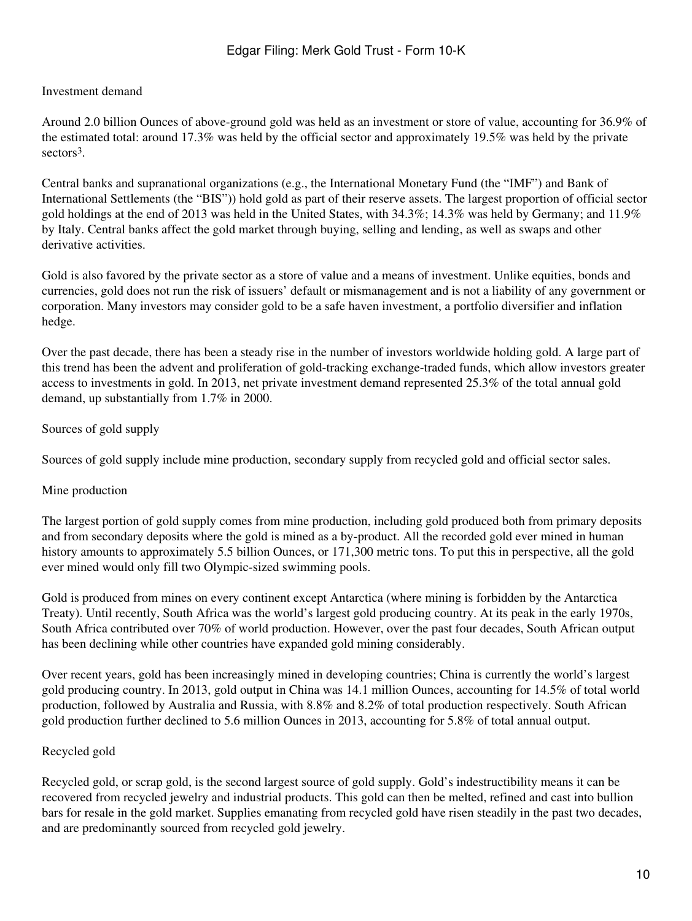Investment demand

Around 2.0 billion Ounces of above-ground gold was held as an investment or store of value, accounting for 36.9% of the estimated total: around 17.3% was held by the official sector and approximately 19.5% was held by the private sectors[3].

Central banks and supranational organizations (e.g., the International Monetary Fund (the "IMF") and Bank of International Settlements (the "BIS")) hold gold as part of their reserve assets. The largest proportion of official sector gold holdings at the end of 2013 was held in the United States, with 34.3%; 14.3% was held by Germany; and 11.9% by Italy. Central banks affect the gold market through buying, selling and lending, as well as swaps and other derivative activities.

Gold is also favored by the private sector as a store of value and a means of investment. Unlike equities, bonds and currencies, gold does not run the risk of issuers' default or mismanagement and is not a liability of any government or corporation. Many investors may consider gold to be a safe haven investment, a portfolio diversifier and inflation hedge.

Over the past decade, there has been a steady rise in the number of investors worldwide holding gold. A large part of this trend has been the advent and proliferation of gold-tracking exchange-traded funds, which allow investors greater access to investments in gold. In 2013, net private investment demand represented 25.3% of the total annual gold demand, up substantially from 1.7% in 2000.

Sources of gold supply

Sources of gold supply include mine production, secondary supply from recycled gold and official sector sales.

Mine production

The largest portion of gold supply comes from mine production, including gold produced both from primary deposits and from secondary deposits where the gold is mined as a by-product. All the recorded gold ever mined in human history amounts to approximately 5.5 billion Ounces, or 171,300 metric tons. To put this in perspective, all the gold ever mined would only fill two Olympic-sized swimming pools.

Gold is produced from mines on every continent except Antarctica (where mining is forbidden by the Antarctica Treaty). Until recently, South Africa was the world's largest gold producing country. At its peak in the early 1970s, South Africa contributed over 70% of world production. However, over the past four decades, South African output has been declining while other countries have expanded gold mining considerably.

Over recent years, gold has been increasingly mined in developing countries; China is currently the world's largest gold producing country. In 2013, gold output in China was 14.1 million Ounces, accounting for 14.5% of total world production, followed by Australia and Russia, with 8.8% and 8.2% of total production respectively. South African gold production further declined to 5.6 million Ounces in 2013, accounting for 5.8% of total annual output.

Recycled gold

Recycled gold, or scrap gold, is the second largest source of gold supply. Gold's indestructibility means it can be recovered from recycled jewelry and industrial products. This gold can then be melted, refined and cast into bullion bars for resale in the gold market. Supplies emanating from recycled gold have risen steadily in the past two decades, and are predominantly sourced from recycled gold jewelry.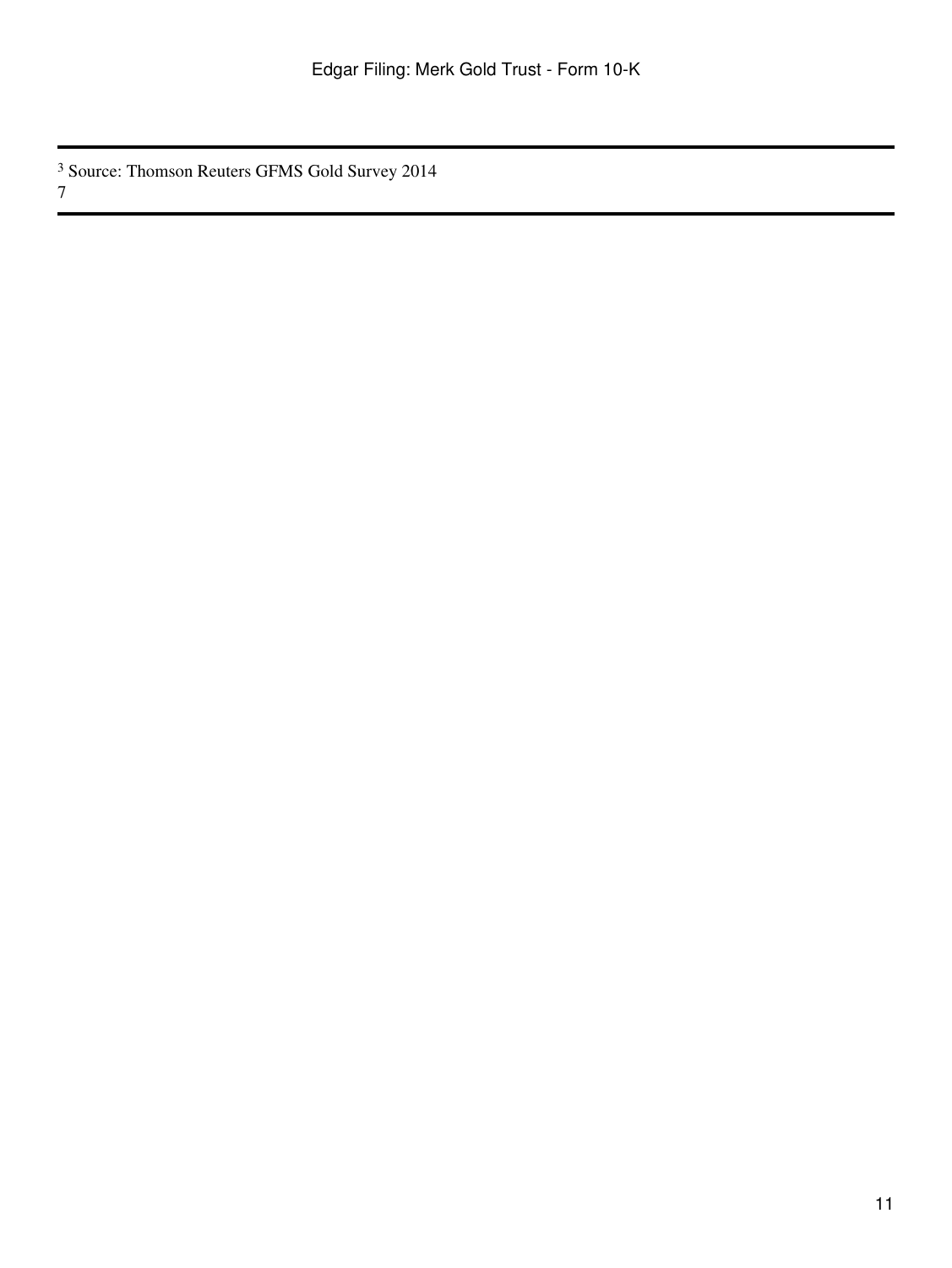[3] Source: Thomson Reuters GFMS Gold Survey 2014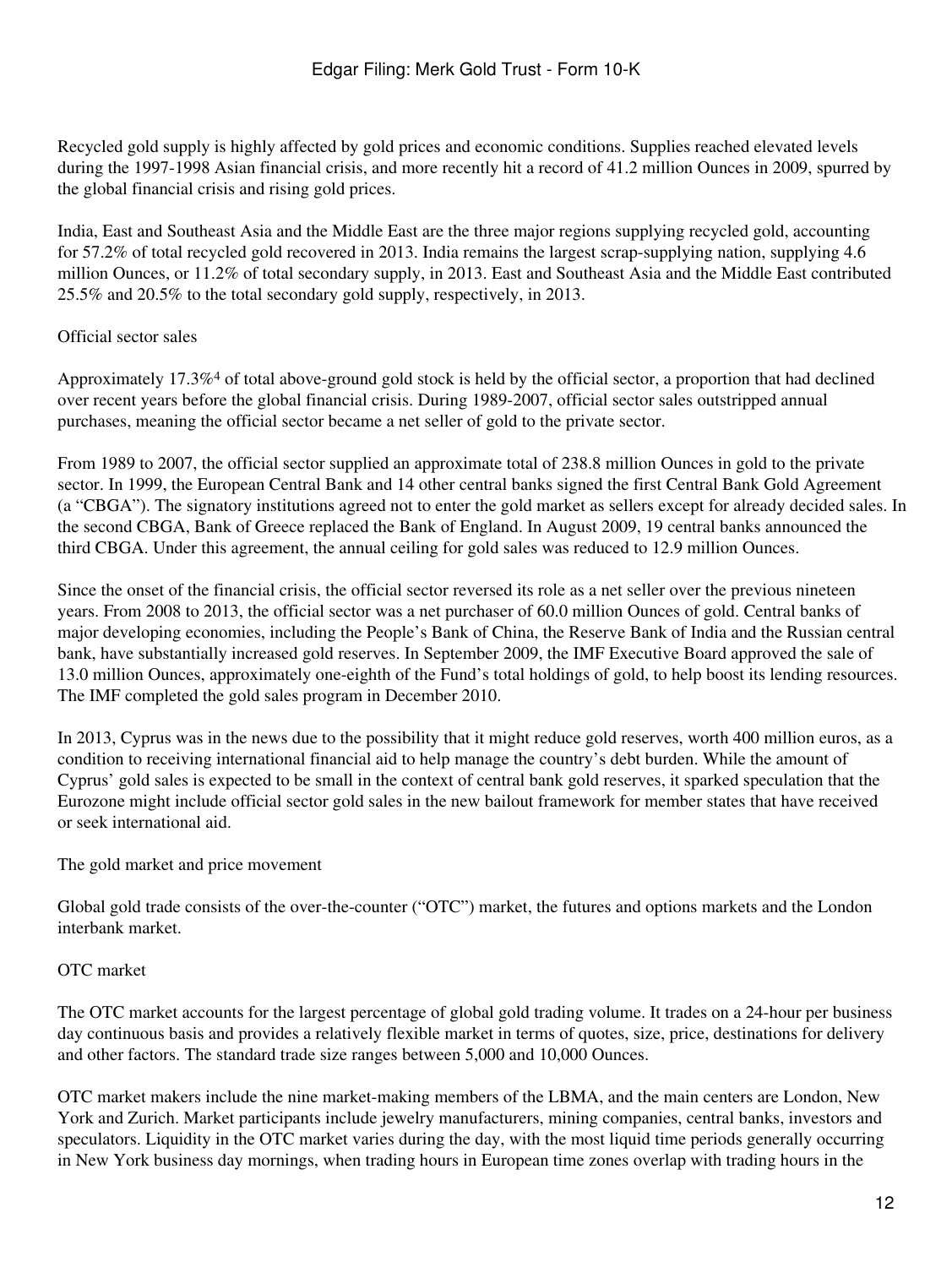Recycled gold supply is highly affected by gold prices and economic conditions. Supplies reached elevated levels during the 1997-1998 Asian financial crisis, and more recently hit a record of 41.2 million Ounces in 2009, spurred by the global financial crisis and rising gold prices.

India, East and Southeast Asia and the Middle East are the three major regions supplying recycled gold, accounting for 57.2% of total recycled gold recovered in 2013. India remains the largest scrap-supplying nation, supplying 4.6 million Ounces, or 11.2% of total secondary supply, in 2013. East and Southeast Asia and the Middle East contributed 25.5% and 20.5% to the total secondary gold supply, respectively, in 2013.

### Official sector sales

Approximately 17.3%[4] of total above-ground gold stock is held by the official sector, a proportion that had declined over recent years before the global financial crisis. During 1989-2007, official sector sales outstripped annual purchases, meaning the official sector became a net seller of gold to the private sector.

From 1989 to 2007, the official sector supplied an approximate total of 238.8 million Ounces in gold to the private sector. In 1999, the European Central Bank and 14 other central banks signed the first Central Bank Gold Agreement (a "CBGA"). The signatory institutions agreed not to enter the gold market as sellers except for already decided sales. In the second CBGA, Bank of Greece replaced the Bank of England. In August 2009, 19 central banks announced the third CBGA. Under this agreement, the annual ceiling for gold sales was reduced to 12.9 million Ounces.

Since the onset of the financial crisis, the official sector reversed its role as a net seller over the previous nineteen years. From 2008 to 2013, the official sector was a net purchaser of 60.0 million Ounces of gold. Central banks of major developing economies, including the People's Bank of China, the Reserve Bank of India and the Russian central bank, have substantially increased gold reserves. In September 2009, the IMF Executive Board approved the sale of 13.0 million Ounces, approximately one-eighth of the Fund's total holdings of gold, to help boost its lending resources. The IMF completed the gold sales program in December 2010.

In 2013, Cyprus was in the news due to the possibility that it might reduce gold reserves, worth 400 million euros, as a condition to receiving international financial aid to help manage the country's debt burden. While the amount of Cyprus' gold sales is expected to be small in the context of central bank gold reserves, it sparked speculation that the Eurozone might include official sector gold sales in the new bailout framework for member states that have received or seek international aid.

## The gold market and price movement

Global gold trade consists of the over-the-counter ("OTC") market, the futures and options markets and the London interbank market.

### OTC market

The OTC market accounts for the largest percentage of global gold trading volume. It trades on a 24-hour per business day continuous basis and provides a relatively flexible market in terms of quotes, size, price, destinations for delivery and other factors. The standard trade size ranges between 5,000 and 10,000 Ounces.

OTC market makers include the nine market-making members of the LBMA, and the main centers are London, New York and Zurich. Market participants include jewelry manufacturers, mining companies, central banks, investors and speculators. Liquidity in the OTC market varies during the day, with the most liquid time periods generally occurring in New York business day mornings, when trading hours in European time zones overlap with trading hours in the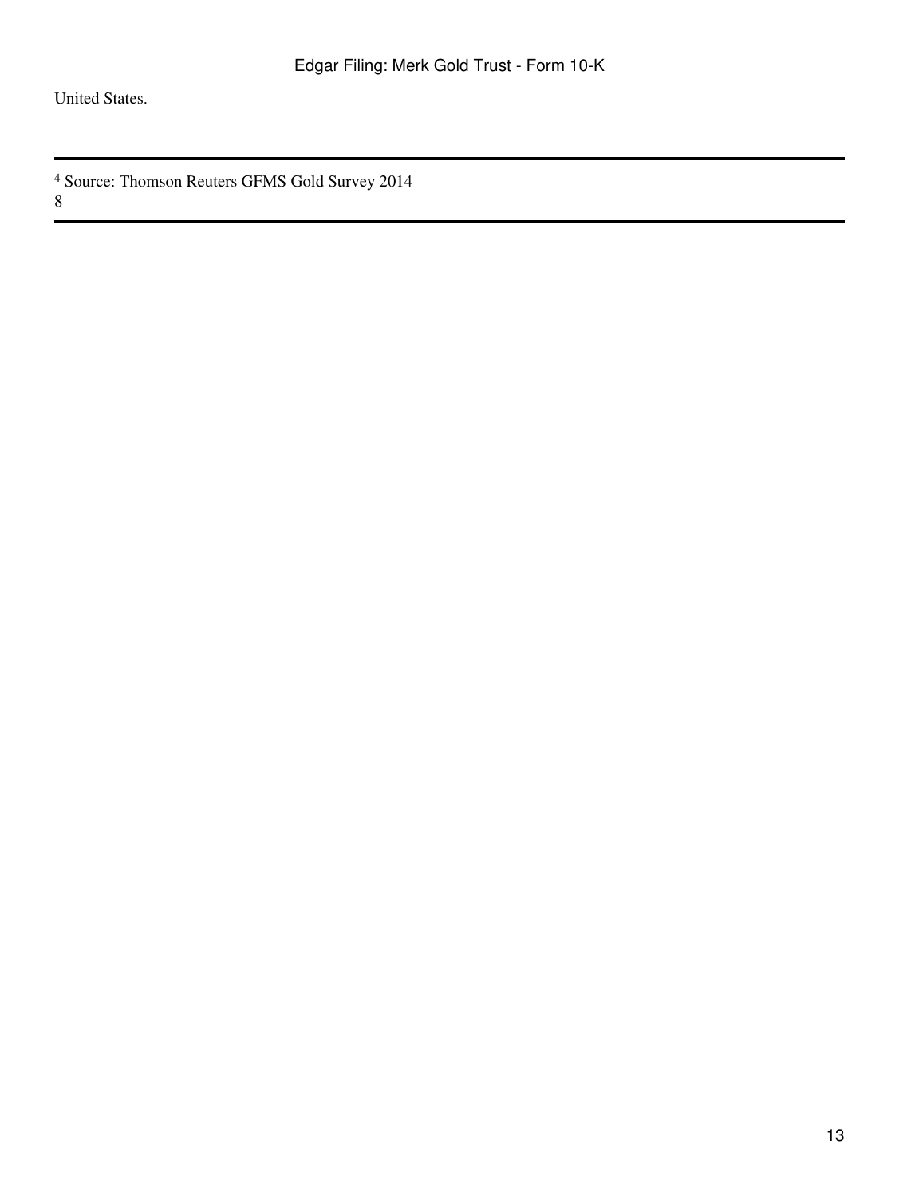United States.

---

[4] Source: Thomson Reuters GFMS Gold Survey 2014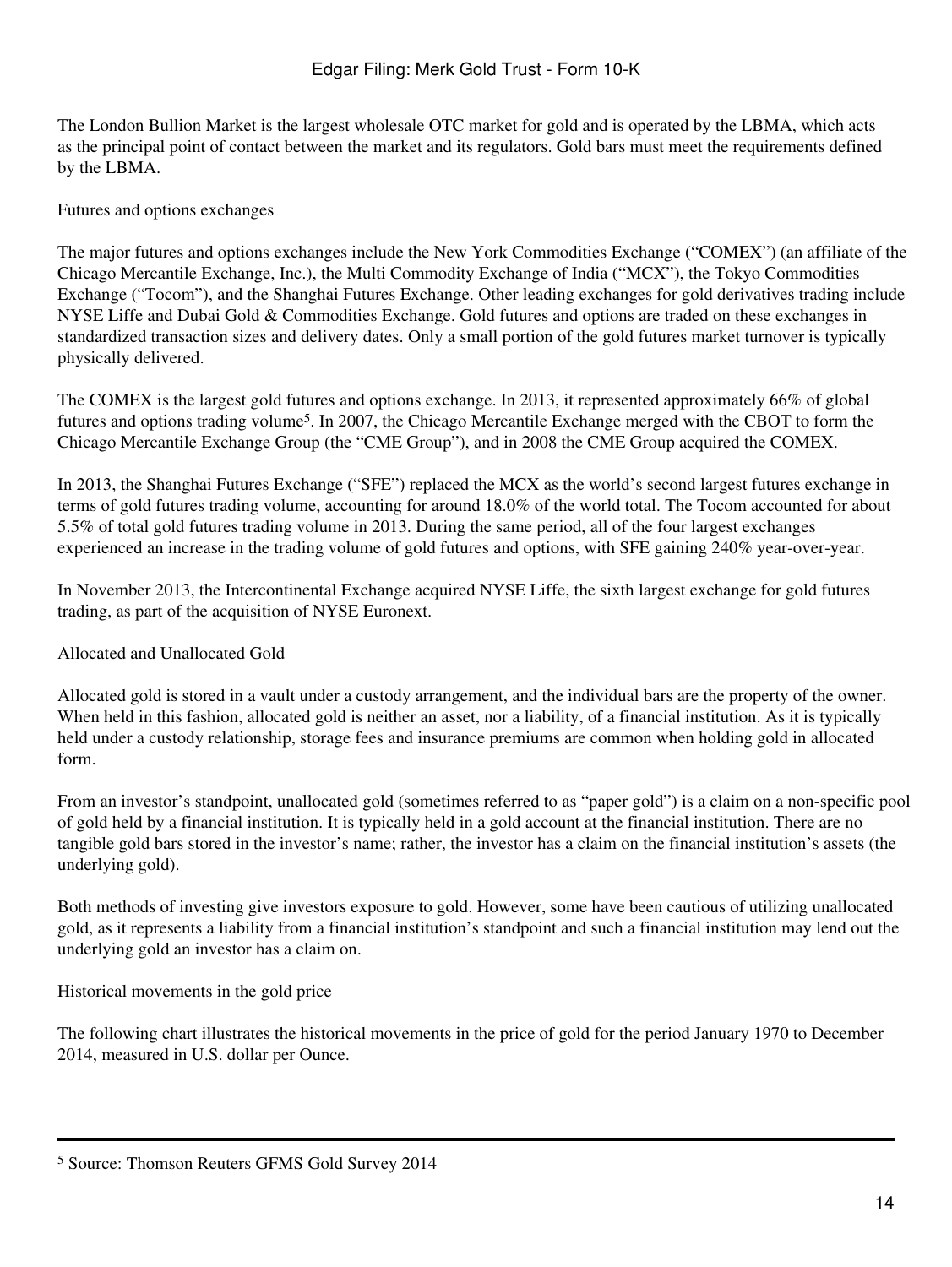The London Bullion Market is the largest wholesale OTC market for gold and is operated by the LBMA, which acts as the principal point of contact between the market and its regulators. Gold bars must meet the requirements defined by the LBMA.

### Futures and options exchanges

The major futures and options exchanges include the New York Commodities Exchange ("COMEX") (an affiliate of the Chicago Mercantile Exchange, Inc.), the Multi Commodity Exchange of India ("MCX"), the Tokyo Commodities Exchange ("Tocom"), and the Shanghai Futures Exchange. Other leading exchanges for gold derivatives trading include NYSE Liffe and Dubai Gold & Commodities Exchange. Gold futures and options are traded on these exchanges in standardized transaction sizes and delivery dates. Only a small portion of the gold futures market turnover is typically physically delivered.

The COMEX is the largest gold futures and options exchange. In 2013, it represented approximately 66% of global futures and options trading volume[5]. In 2007, the Chicago Mercantile Exchange merged with the CBOT to form the Chicago Mercantile Exchange Group (the "CME Group"), and in 2008 the CME Group acquired the COMEX.

In 2013, the Shanghai Futures Exchange ("SFE") replaced the MCX as the world's second largest futures exchange in terms of gold futures trading volume, accounting for around 18.0% of the world total. The Tocom accounted for about 5.5% of total gold futures trading volume in 2013. During the same period, all of the four largest exchanges experienced an increase in the trading volume of gold futures and options, with SFE gaining 240% year-over-year.

In November 2013, the Intercontinental Exchange acquired NYSE Liffe, the sixth largest exchange for gold futures trading, as part of the acquisition of NYSE Euronext.

### Allocated and Unallocated Gold

Allocated gold is stored in a vault under a custody arrangement, and the individual bars are the property of the owner. When held in this fashion, allocated gold is neither an asset, nor a liability, of a financial institution. As it is typically held under a custody relationship, storage fees and insurance premiums are common when holding gold in allocated form.

From an investor's standpoint, unallocated gold (sometimes referred to as "paper gold") is a claim on a non-specific pool of gold held by a financial institution. It is typically held in a gold account at the financial institution. There are no tangible gold bars stored in the investor's name; rather, the investor has a claim on the financial institution's assets (the underlying gold).

Both methods of investing give investors exposure to gold. However, some have been cautious of utilizing unallocated gold, as it represents a liability from a financial institution's standpoint and such a financial institution may lend out the underlying gold an investor has a claim on.

### Historical movements in the gold price

The following chart illustrates the historical movements in the price of gold for the period January 1970 to December 2014, measured in U.S. dollar per Ounce.

---

[5] Source: Thomson Reuters GFMS Gold Survey 2014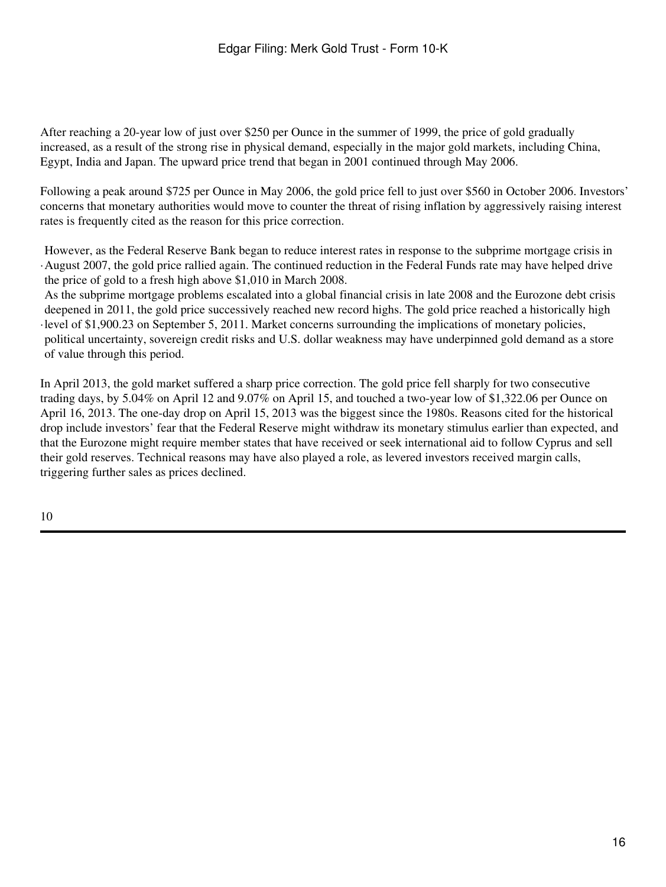After reaching a 20-year low of just over $250 per Ounce in the summer of 1999, the price of gold gradually increased, as a result of the strong rise in physical demand, especially in the major gold markets, including China, Egypt, India and Japan. The upward price trend that began in 2001 continued through May 2006.

Following a peak around $725 per Ounce in May 2006, the gold price fell to just over $560 in October 2006. Investors' concerns that monetary authorities would move to counter the threat of rising inflation by aggressively raising interest rates is frequently cited as the reason for this price correction.

- However, as the Federal Reserve Bank began to reduce interest rates in response to the subprime mortgage crisis in August 2007, the gold price rallied again. The continued reduction in the Federal Funds rate may have helped drive the price of gold to a fresh high above $1,010 in March 2008.
- As the subprime mortgage problems escalated into a global financial crisis in late 2008 and the Eurozone debt crisis deepened in 2011, the gold price successively reached new record highs. The gold price reached a historically high level of $1,900.23 on September 5, 2011. Market concerns surrounding the implications of monetary policies, political uncertainty, sovereign credit risks and U.S. dollar weakness may have underpinned gold demand as a store of value through this period.

In April 2013, the gold market suffered a sharp price correction. The gold price fell sharply for two consecutive trading days, by 5.04% on April 12 and 9.07% on April 15, and touched a two-year low of $1,322.06 per Ounce on April 16, 2013. The one-day drop on April 15, 2013 was the biggest since the 1980s. Reasons cited for the historical drop include investors' fear that the Federal Reserve might withdraw its monetary stimulus earlier than expected, and that the Eurozone might require member states that have received or seek international aid to follow Cyprus and sell their gold reserves. Technical reasons may have also played a role, as levered investors received margin calls, triggering further sales as prices declined.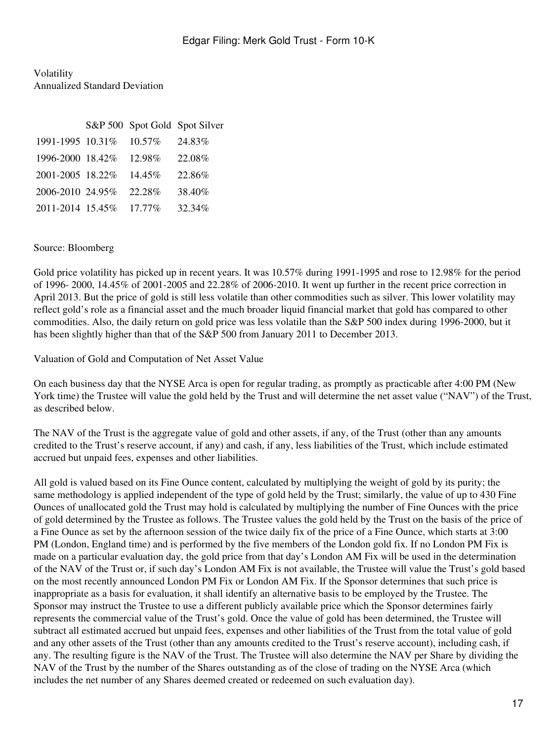Volatility
Annualized Standard Deviation

| | S&P 500 | Spot Gold | Spot Silver |
|---|---|---|---|
| 1991-1995 | 10.31% | 10.57% | 24.83% |
| 1996-2000 | 18.42% | 12.98% | 22.08% |
| 2001-2005 | 18.22% | 14.45% | 22.86% |
| 2006-2010 | 24.95% | 22.28% | 38.40% |
| 2011-2014 | 15.45% | 17.77% | 32.34% |

Source: Bloomberg

Gold price volatility has picked up in recent years. It was 10.57% during 1991-1995 and rose to 12.98% for the period of 1996- 2000, 14.45% of 2001-2005 and 22.28% of 2006-2010. It went up further in the recent price correction in April 2013. But the price of gold is still less volatile than other commodities such as silver. This lower volatility may reflect gold's role as a financial asset and the much broader liquid financial market that gold has compared to other commodities. Also, the daily return on gold price was less volatile than the S&P 500 index during 1996-2000, but it has been slightly higher than that of the S&P 500 from January 2011 to December 2013.

Valuation of Gold and Computation of Net Asset Value

On each business day that the NYSE Arca is open for regular trading, as promptly as practicable after 4:00 PM (New York time) the Trustee will value the gold held by the Trust and will determine the net asset value ("NAV") of the Trust, as described below.

The NAV of the Trust is the aggregate value of gold and other assets, if any, of the Trust (other than any amounts credited to the Trust's reserve account, if any) and cash, if any, less liabilities of the Trust, which include estimated accrued but unpaid fees, expenses and other liabilities.

All gold is valued based on its Fine Ounce content, calculated by multiplying the weight of gold by its purity; the same methodology is applied independent of the type of gold held by the Trust; similarly, the value of up to 430 Fine Ounces of unallocated gold the Trust may hold is calculated by multiplying the number of Fine Ounces with the price of gold determined by the Trustee as follows. The Trustee values the gold held by the Trust on the basis of the price of a Fine Ounce as set by the afternoon session of the twice daily fix of the price of a Fine Ounce, which starts at 3:00 PM (London, England time) and is performed by the five members of the London gold fix. If no London PM Fix is made on a particular evaluation day, the gold price from that day's London AM Fix will be used in the determination of the NAV of the Trust or, if such day's London AM Fix is not available, the Trustee will value the Trust's gold based on the most recently announced London PM Fix or London AM Fix. If the Sponsor determines that such price is inappropriate as a basis for evaluation, it shall identify an alternative basis to be employed by the Trustee. The Sponsor may instruct the Trustee to use a different publicly available price which the Sponsor determines fairly represents the commercial value of the Trust's gold. Once the value of gold has been determined, the Trustee will subtract all estimated accrued but unpaid fees, expenses and other liabilities of the Trust from the total value of gold and any other assets of the Trust (other than any amounts credited to the Trust's reserve account), including cash, if any. The resulting figure is the NAV of the Trust. The Trustee will also determine the NAV per Share by dividing the NAV of the Trust by the number of the Shares outstanding as of the close of trading on the NYSE Arca (which includes the net number of any Shares deemed created or redeemed on such evaluation day).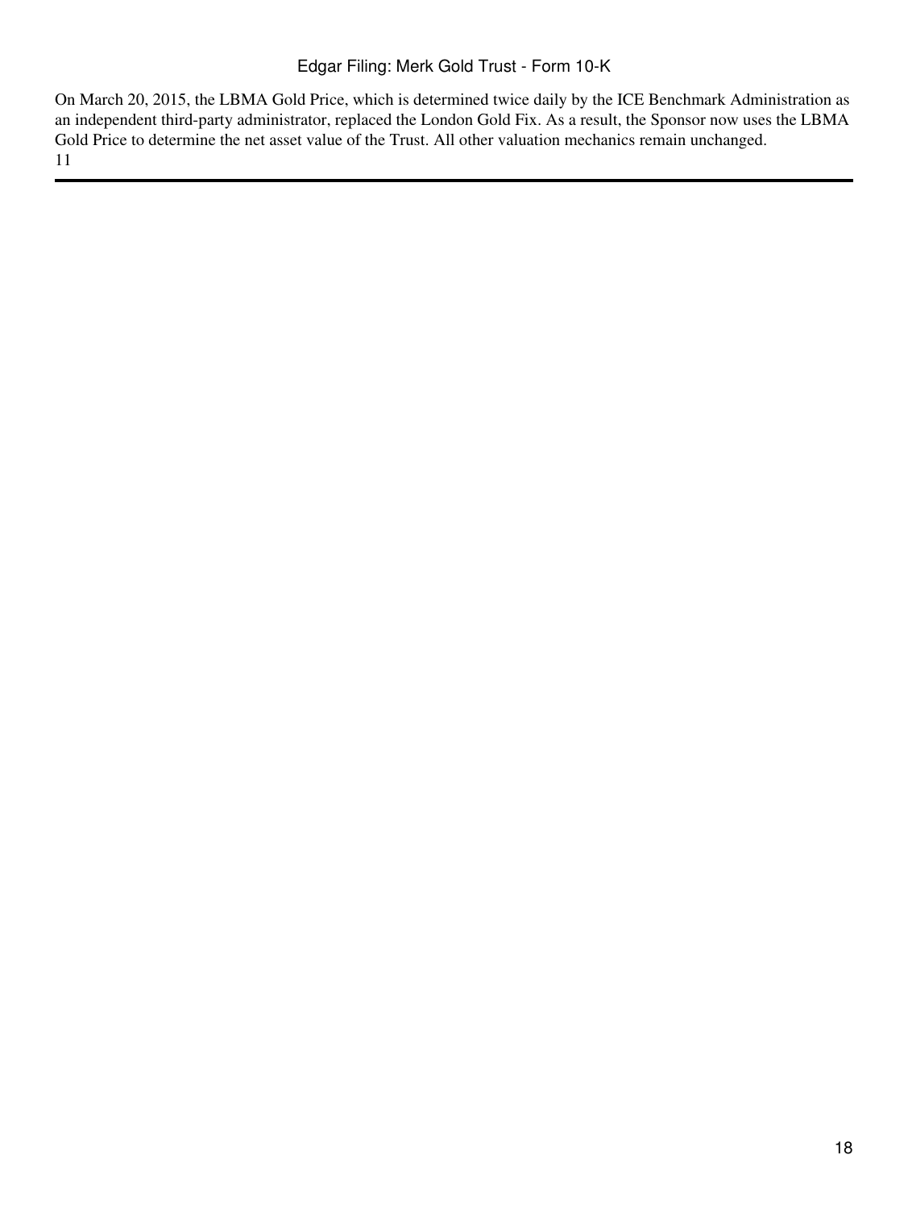On March 20, 2015, the LBMA Gold Price, which is determined twice daily by the ICE Benchmark Administration as an independent third-party administrator, replaced the London Gold Fix. As a result, the Sponsor now uses the LBMA Gold Price to determine the net asset value of the Trust. All other valuation mechanics remain unchanged.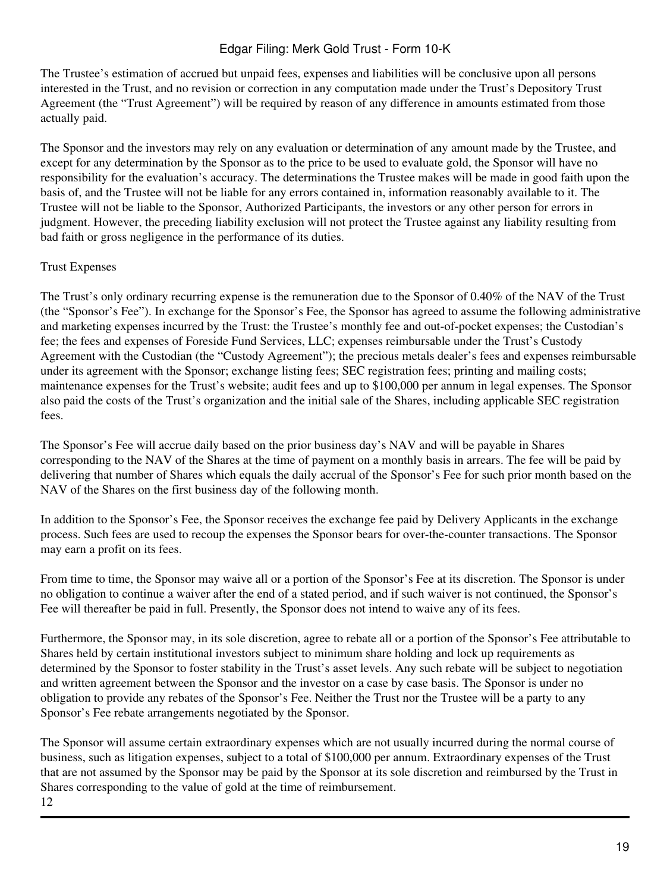The Trustee's estimation of accrued but unpaid fees, expenses and liabilities will be conclusive upon all persons interested in the Trust, and no revision or correction in any computation made under the Trust's Depository Trust Agreement (the "Trust Agreement") will be required by reason of any difference in amounts estimated from those actually paid.

The Sponsor and the investors may rely on any evaluation or determination of any amount made by the Trustee, and except for any determination by the Sponsor as to the price to be used to evaluate gold, the Sponsor will have no responsibility for the evaluation's accuracy. The determinations the Trustee makes will be made in good faith upon the basis of, and the Trustee will not be liable for any errors contained in, information reasonably available to it. The Trustee will not be liable to the Sponsor, Authorized Participants, the investors or any other person for errors in judgment. However, the preceding liability exclusion will not protect the Trustee against any liability resulting from bad faith or gross negligence in the performance of its duties.

Trust Expenses

The Trust's only ordinary recurring expense is the remuneration due to the Sponsor of 0.40% of the NAV of the Trust (the "Sponsor's Fee"). In exchange for the Sponsor's Fee, the Sponsor has agreed to assume the following administrative and marketing expenses incurred by the Trust: the Trustee's monthly fee and out-of-pocket expenses; the Custodian's fee; the fees and expenses of Foreside Fund Services, LLC; expenses reimbursable under the Trust's Custody Agreement with the Custodian (the "Custody Agreement"); the precious metals dealer's fees and expenses reimbursable under its agreement with the Sponsor; exchange listing fees; SEC registration fees; printing and mailing costs; maintenance expenses for the Trust's website; audit fees and up to $100,000 per annum in legal expenses. The Sponsor also paid the costs of the Trust's organization and the initial sale of the Shares, including applicable SEC registration fees.

The Sponsor's Fee will accrue daily based on the prior business day's NAV and will be payable in Shares corresponding to the NAV of the Shares at the time of payment on a monthly basis in arrears. The fee will be paid by delivering that number of Shares which equals the daily accrual of the Sponsor's Fee for such prior month based on the NAV of the Shares on the first business day of the following month.

In addition to the Sponsor's Fee, the Sponsor receives the exchange fee paid by Delivery Applicants in the exchange process. Such fees are used to recoup the expenses the Sponsor bears for over-the-counter transactions. The Sponsor may earn a profit on its fees.

From time to time, the Sponsor may waive all or a portion of the Sponsor's Fee at its discretion. The Sponsor is under no obligation to continue a waiver after the end of a stated period, and if such waiver is not continued, the Sponsor's Fee will thereafter be paid in full. Presently, the Sponsor does not intend to waive any of its fees.

Furthermore, the Sponsor may, in its sole discretion, agree to rebate all or a portion of the Sponsor's Fee attributable to Shares held by certain institutional investors subject to minimum share holding and lock up requirements as determined by the Sponsor to foster stability in the Trust's asset levels. Any such rebate will be subject to negotiation and written agreement between the Sponsor and the investor on a case by case basis. The Sponsor is under no obligation to provide any rebates of the Sponsor's Fee. Neither the Trust nor the Trustee will be a party to any Sponsor's Fee rebate arrangements negotiated by the Sponsor.

The Sponsor will assume certain extraordinary expenses which are not usually incurred during the normal course of business, such as litigation expenses, subject to a total of $100,000 per annum. Extraordinary expenses of the Trust that are not assumed by the Sponsor may be paid by the Sponsor at its sole discretion and reimbursed by the Trust in Shares corresponding to the value of gold at the time of reimbursement.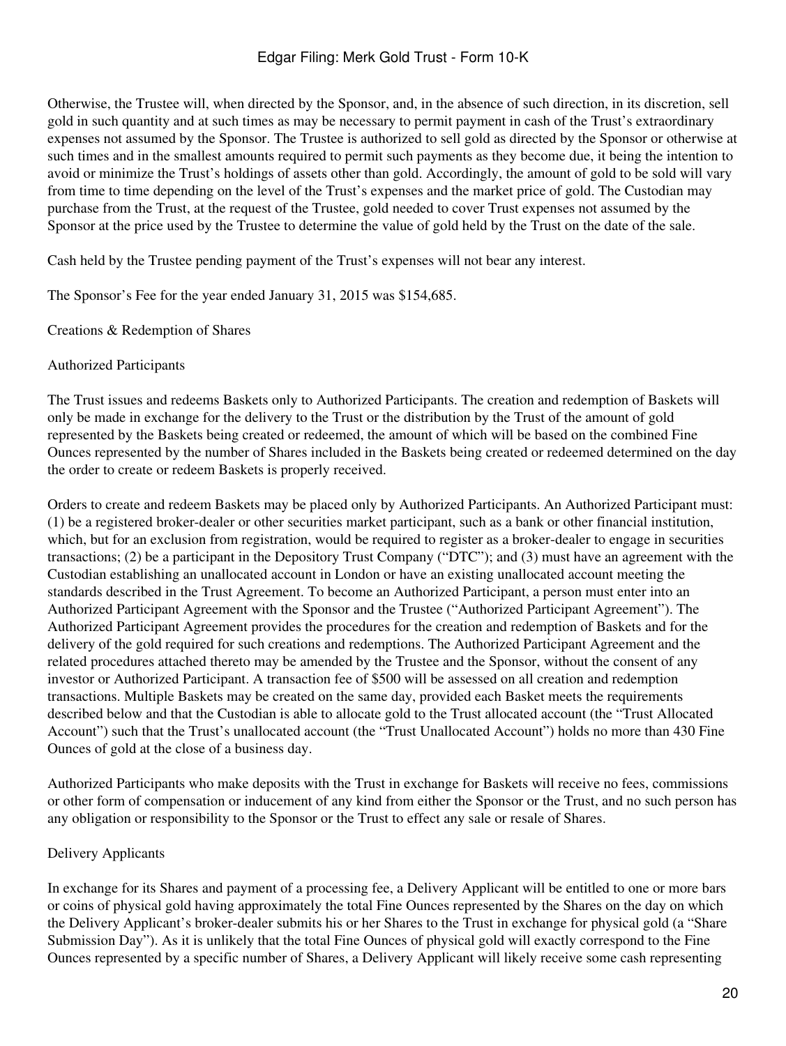Otherwise, the Trustee will, when directed by the Sponsor, and, in the absence of such direction, in its discretion, sell gold in such quantity and at such times as may be necessary to permit payment in cash of the Trust's extraordinary expenses not assumed by the Sponsor. The Trustee is authorized to sell gold as directed by the Sponsor or otherwise at such times and in the smallest amounts required to permit such payments as they become due, it being the intention to avoid or minimize the Trust's holdings of assets other than gold. Accordingly, the amount of gold to be sold will vary from time to time depending on the level of the Trust's expenses and the market price of gold. The Custodian may purchase from the Trust, at the request of the Trustee, gold needed to cover Trust expenses not assumed by the Sponsor at the price used by the Trustee to determine the value of gold held by the Trust on the date of the sale.

Cash held by the Trustee pending payment of the Trust's expenses will not bear any interest.

The Sponsor's Fee for the year ended January 31, 2015 was $154,685.

## Creations & Redemption of Shares

### Authorized Participants

The Trust issues and redeems Baskets only to Authorized Participants. The creation and redemption of Baskets will only be made in exchange for the delivery to the Trust or the distribution by the Trust of the amount of gold represented by the Baskets being created or redeemed, the amount of which will be based on the combined Fine Ounces represented by the number of Shares included in the Baskets being created or redeemed determined on the day the order to create or redeem Baskets is properly received.

Orders to create and redeem Baskets may be placed only by Authorized Participants. An Authorized Participant must: (1) be a registered broker-dealer or other securities market participant, such as a bank or other financial institution, which, but for an exclusion from registration, would be required to register as a broker-dealer to engage in securities transactions; (2) be a participant in the Depository Trust Company ("DTC"); and (3) must have an agreement with the Custodian establishing an unallocated account in London or have an existing unallocated account meeting the standards described in the Trust Agreement. To become an Authorized Participant, a person must enter into an Authorized Participant Agreement with the Sponsor and the Trustee ("Authorized Participant Agreement"). The Authorized Participant Agreement provides the procedures for the creation and redemption of Baskets and for the delivery of the gold required for such creations and redemptions. The Authorized Participant Agreement and the related procedures attached thereto may be amended by the Trustee and the Sponsor, without the consent of any investor or Authorized Participant. A transaction fee of $500 will be assessed on all creation and redemption transactions. Multiple Baskets may be created on the same day, provided each Basket meets the requirements described below and that the Custodian is able to allocate gold to the Trust allocated account (the "Trust Allocated Account") such that the Trust's unallocated account (the "Trust Unallocated Account") holds no more than 430 Fine Ounces of gold at the close of a business day.

Authorized Participants who make deposits with the Trust in exchange for Baskets will receive no fees, commissions or other form of compensation or inducement of any kind from either the Sponsor or the Trust, and no such person has any obligation or responsibility to the Sponsor or the Trust to effect any sale or resale of Shares.

### Delivery Applicants

In exchange for its Shares and payment of a processing fee, a Delivery Applicant will be entitled to one or more bars or coins of physical gold having approximately the total Fine Ounces represented by the Shares on the day on which the Delivery Applicant's broker-dealer submits his or her Shares to the Trust in exchange for physical gold (a "Share Submission Day"). As it is unlikely that the total Fine Ounces of physical gold will exactly correspond to the Fine Ounces represented by a specific number of Shares, a Delivery Applicant will likely receive some cash representing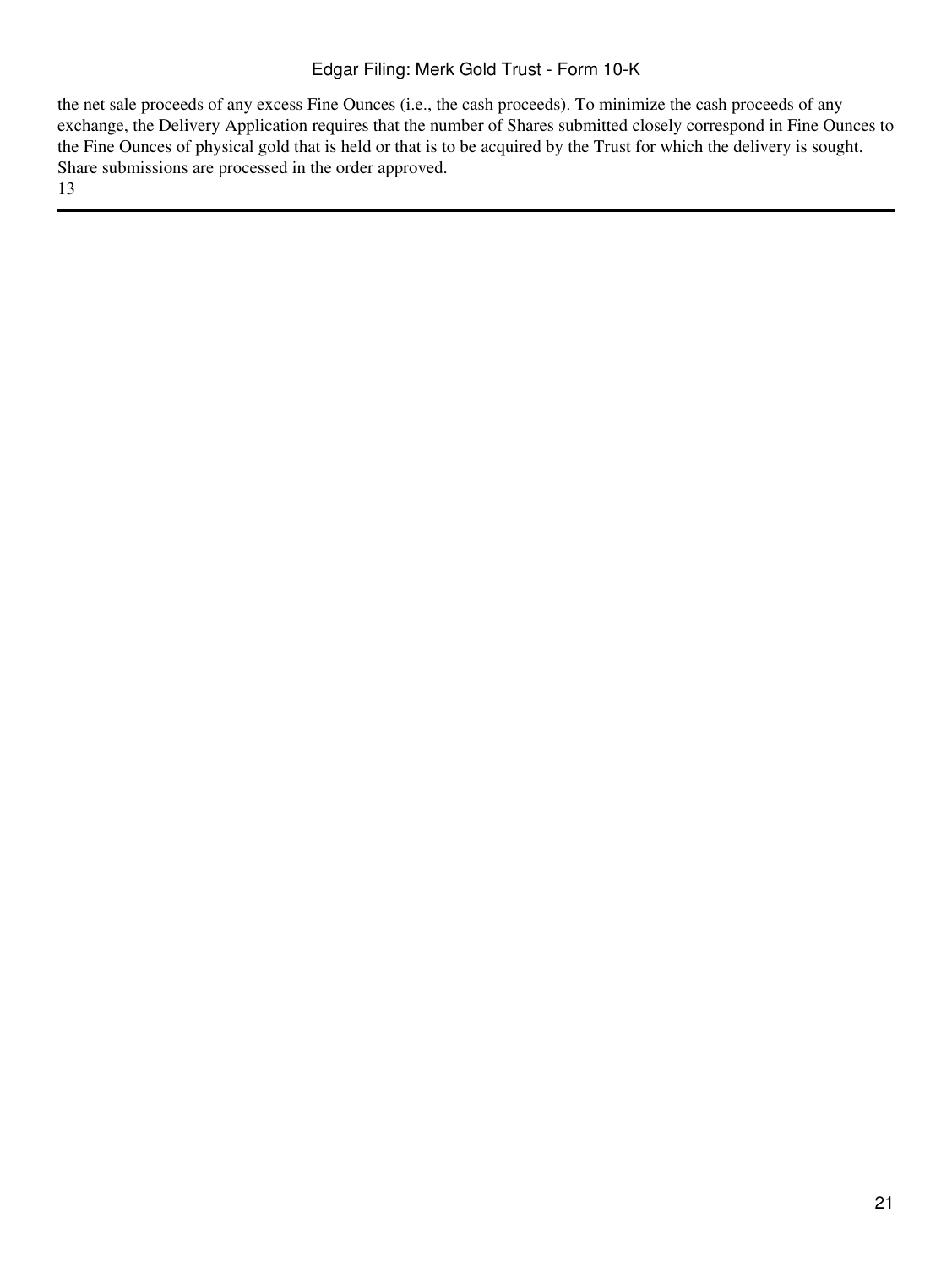the net sale proceeds of any excess Fine Ounces (i.e., the cash proceeds). To minimize the cash proceeds of any exchange, the Delivery Application requires that the number of Shares submitted closely correspond in Fine Ounces to the Fine Ounces of physical gold that is held or that is to be acquired by the Trust for which the delivery is sought. Share submissions are processed in the order approved.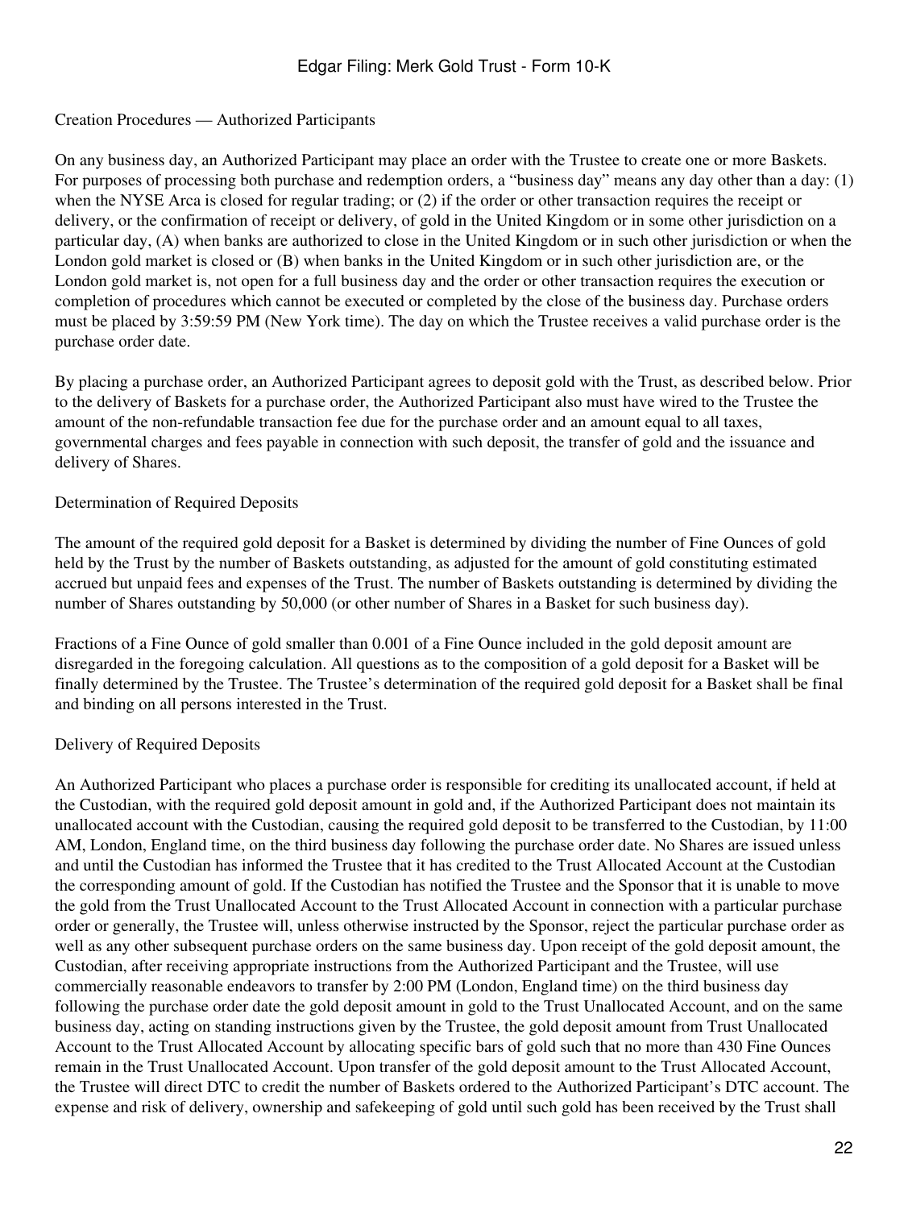### Creation Procedures — Authorized Participants

On any business day, an Authorized Participant may place an order with the Trustee to create one or more Baskets. For purposes of processing both purchase and redemption orders, a "business day" means any day other than a day: (1) when the NYSE Arca is closed for regular trading; or (2) if the order or other transaction requires the receipt or delivery, or the confirmation of receipt or delivery, of gold in the United Kingdom or in some other jurisdiction on a particular day, (A) when banks are authorized to close in the United Kingdom or in such other jurisdiction or when the London gold market is closed or (B) when banks in the United Kingdom or in such other jurisdiction are, or the London gold market is, not open for a full business day and the order or other transaction requires the execution or completion of procedures which cannot be executed or completed by the close of the business day. Purchase orders must be placed by 3:59:59 PM (New York time). The day on which the Trustee receives a valid purchase order is the purchase order date.

By placing a purchase order, an Authorized Participant agrees to deposit gold with the Trust, as described below. Prior to the delivery of Baskets for a purchase order, the Authorized Participant also must have wired to the Trustee the amount of the non-refundable transaction fee due for the purchase order and an amount equal to all taxes, governmental charges and fees payable in connection with such deposit, the transfer of gold and the issuance and delivery of Shares.

### Determination of Required Deposits

The amount of the required gold deposit for a Basket is determined by dividing the number of Fine Ounces of gold held by the Trust by the number of Baskets outstanding, as adjusted for the amount of gold constituting estimated accrued but unpaid fees and expenses of the Trust. The number of Baskets outstanding is determined by dividing the number of Shares outstanding by 50,000 (or other number of Shares in a Basket for such business day).

Fractions of a Fine Ounce of gold smaller than 0.001 of a Fine Ounce included in the gold deposit amount are disregarded in the foregoing calculation. All questions as to the composition of a gold deposit for a Basket will be finally determined by the Trustee. The Trustee's determination of the required gold deposit for a Basket shall be final and binding on all persons interested in the Trust.

### Delivery of Required Deposits

An Authorized Participant who places a purchase order is responsible for crediting its unallocated account, if held at the Custodian, with the required gold deposit amount in gold and, if the Authorized Participant does not maintain its unallocated account with the Custodian, causing the required gold deposit to be transferred to the Custodian, by 11:00 AM, London, England time, on the third business day following the purchase order date. No Shares are issued unless and until the Custodian has informed the Trustee that it has credited to the Trust Allocated Account at the Custodian the corresponding amount of gold. If the Custodian has notified the Trustee and the Sponsor that it is unable to move the gold from the Trust Unallocated Account to the Trust Allocated Account in connection with a particular purchase order or generally, the Trustee will, unless otherwise instructed by the Sponsor, reject the particular purchase order as well as any other subsequent purchase orders on the same business day. Upon receipt of the gold deposit amount, the Custodian, after receiving appropriate instructions from the Authorized Participant and the Trustee, will use commercially reasonable endeavors to transfer by 2:00 PM (London, England time) on the third business day following the purchase order date the gold deposit amount in gold to the Trust Unallocated Account, and on the same business day, acting on standing instructions given by the Trustee, the gold deposit amount from Trust Unallocated Account to the Trust Allocated Account by allocating specific bars of gold such that no more than 430 Fine Ounces remain in the Trust Unallocated Account. Upon transfer of the gold deposit amount to the Trust Allocated Account, the Trustee will direct DTC to credit the number of Baskets ordered to the Authorized Participant's DTC account. The expense and risk of delivery, ownership and safekeeping of gold until such gold has been received by the Trust shall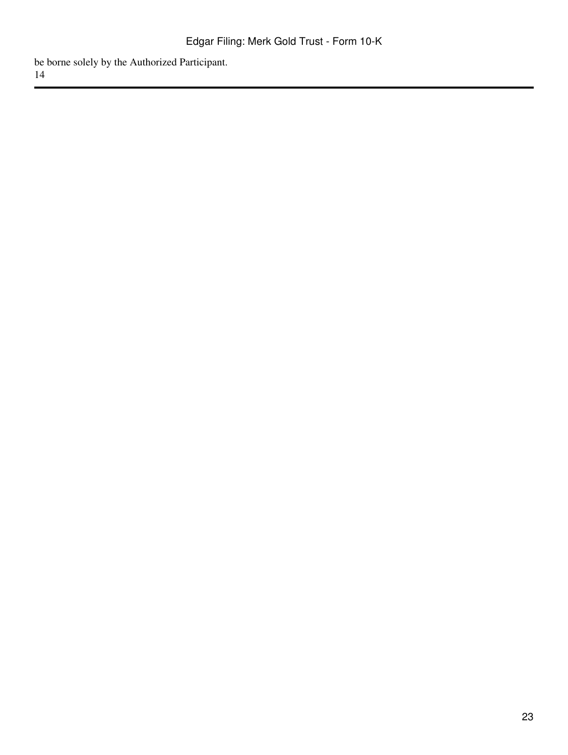be borne solely by the Authorized Participant.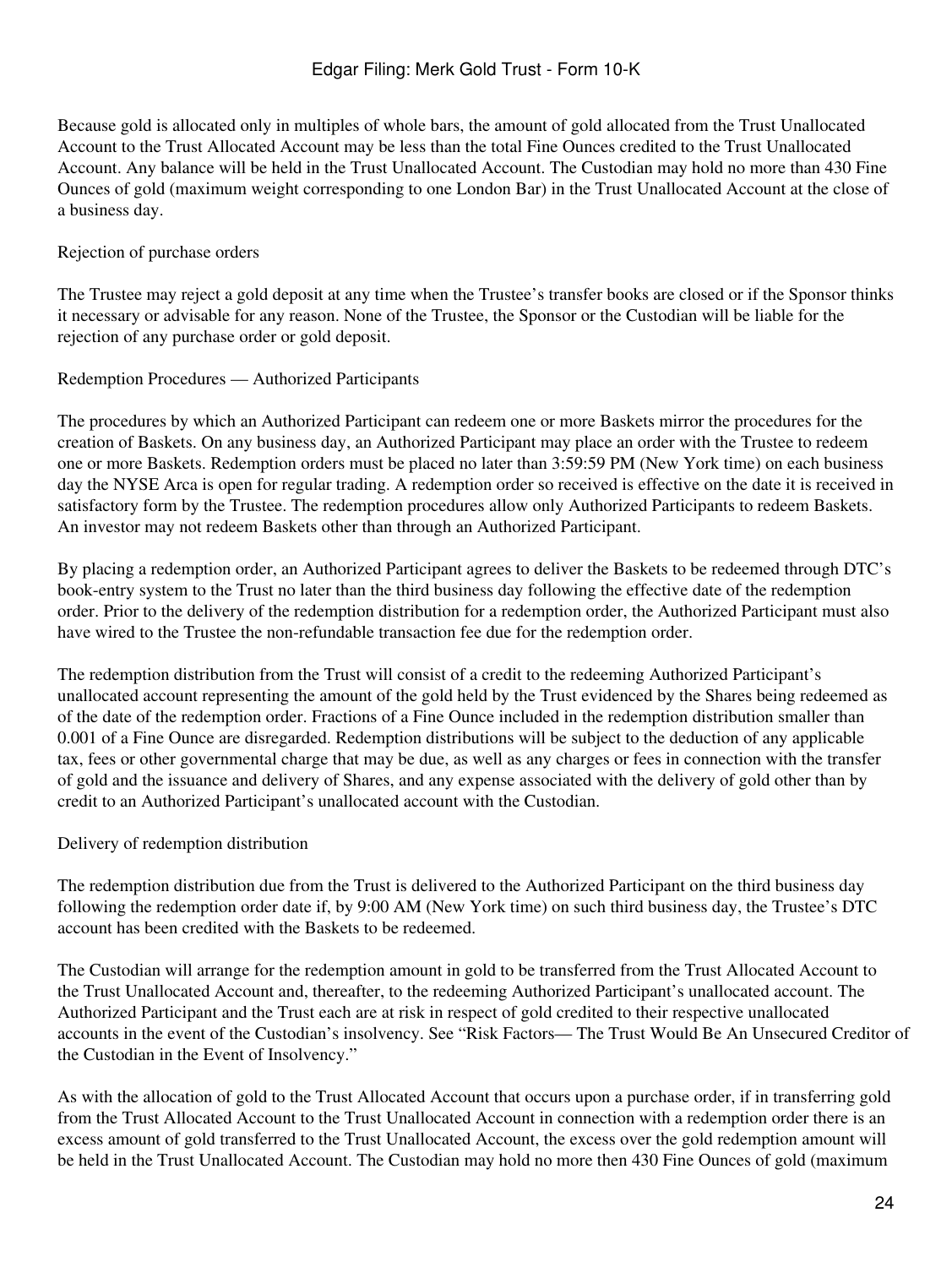Because gold is allocated only in multiples of whole bars, the amount of gold allocated from the Trust Unallocated Account to the Trust Allocated Account may be less than the total Fine Ounces credited to the Trust Unallocated Account. Any balance will be held in the Trust Unallocated Account. The Custodian may hold no more than 430 Fine Ounces of gold (maximum weight corresponding to one London Bar) in the Trust Unallocated Account at the close of a business day.

Rejection of purchase orders

The Trustee may reject a gold deposit at any time when the Trustee's transfer books are closed or if the Sponsor thinks it necessary or advisable for any reason. None of the Trustee, the Sponsor or the Custodian will be liable for the rejection of any purchase order or gold deposit.

Redemption Procedures — Authorized Participants

The procedures by which an Authorized Participant can redeem one or more Baskets mirror the procedures for the creation of Baskets. On any business day, an Authorized Participant may place an order with the Trustee to redeem one or more Baskets. Redemption orders must be placed no later than 3:59:59 PM (New York time) on each business day the NYSE Arca is open for regular trading. A redemption order so received is effective on the date it is received in satisfactory form by the Trustee. The redemption procedures allow only Authorized Participants to redeem Baskets. An investor may not redeem Baskets other than through an Authorized Participant.

By placing a redemption order, an Authorized Participant agrees to deliver the Baskets to be redeemed through DTC's book-entry system to the Trust no later than the third business day following the effective date of the redemption order. Prior to the delivery of the redemption distribution for a redemption order, the Authorized Participant must also have wired to the Trustee the non-refundable transaction fee due for the redemption order.

The redemption distribution from the Trust will consist of a credit to the redeeming Authorized Participant's unallocated account representing the amount of the gold held by the Trust evidenced by the Shares being redeemed as of the date of the redemption order. Fractions of a Fine Ounce included in the redemption distribution smaller than 0.001 of a Fine Ounce are disregarded. Redemption distributions will be subject to the deduction of any applicable tax, fees or other governmental charge that may be due, as well as any charges or fees in connection with the transfer of gold and the issuance and delivery of Shares, and any expense associated with the delivery of gold other than by credit to an Authorized Participant's unallocated account with the Custodian.

Delivery of redemption distribution

The redemption distribution due from the Trust is delivered to the Authorized Participant on the third business day following the redemption order date if, by 9:00 AM (New York time) on such third business day, the Trustee's DTC account has been credited with the Baskets to be redeemed.

The Custodian will arrange for the redemption amount in gold to be transferred from the Trust Allocated Account to the Trust Unallocated Account and, thereafter, to the redeeming Authorized Participant's unallocated account. The Authorized Participant and the Trust each are at risk in respect of gold credited to their respective unallocated accounts in the event of the Custodian's insolvency. See "Risk Factors— The Trust Would Be An Unsecured Creditor of the Custodian in the Event of Insolvency."

As with the allocation of gold to the Trust Allocated Account that occurs upon a purchase order, if in transferring gold from the Trust Allocated Account to the Trust Unallocated Account in connection with a redemption order there is an excess amount of gold transferred to the Trust Unallocated Account, the excess over the gold redemption amount will be held in the Trust Unallocated Account. The Custodian may hold no more then 430 Fine Ounces of gold (maximum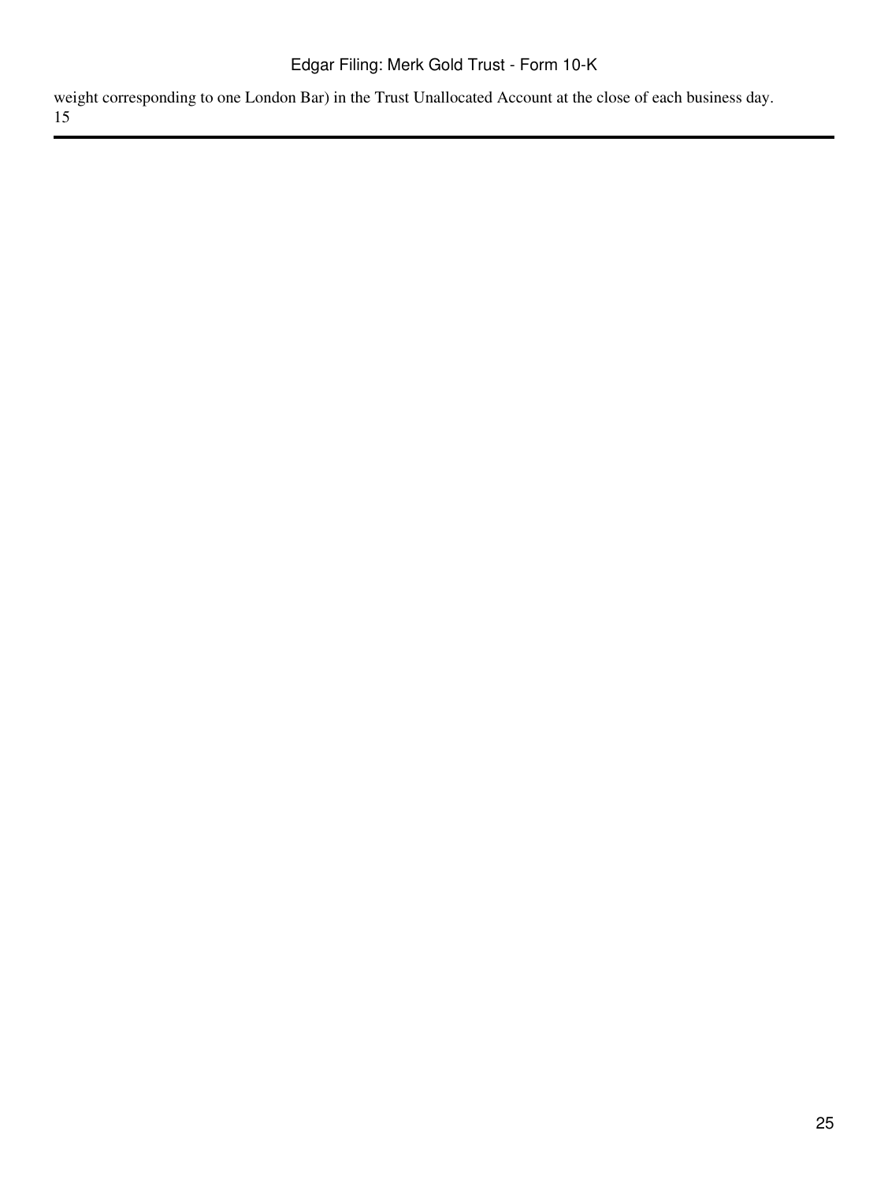weight corresponding to one London Bar) in the Trust Unallocated Account at the close of each business day.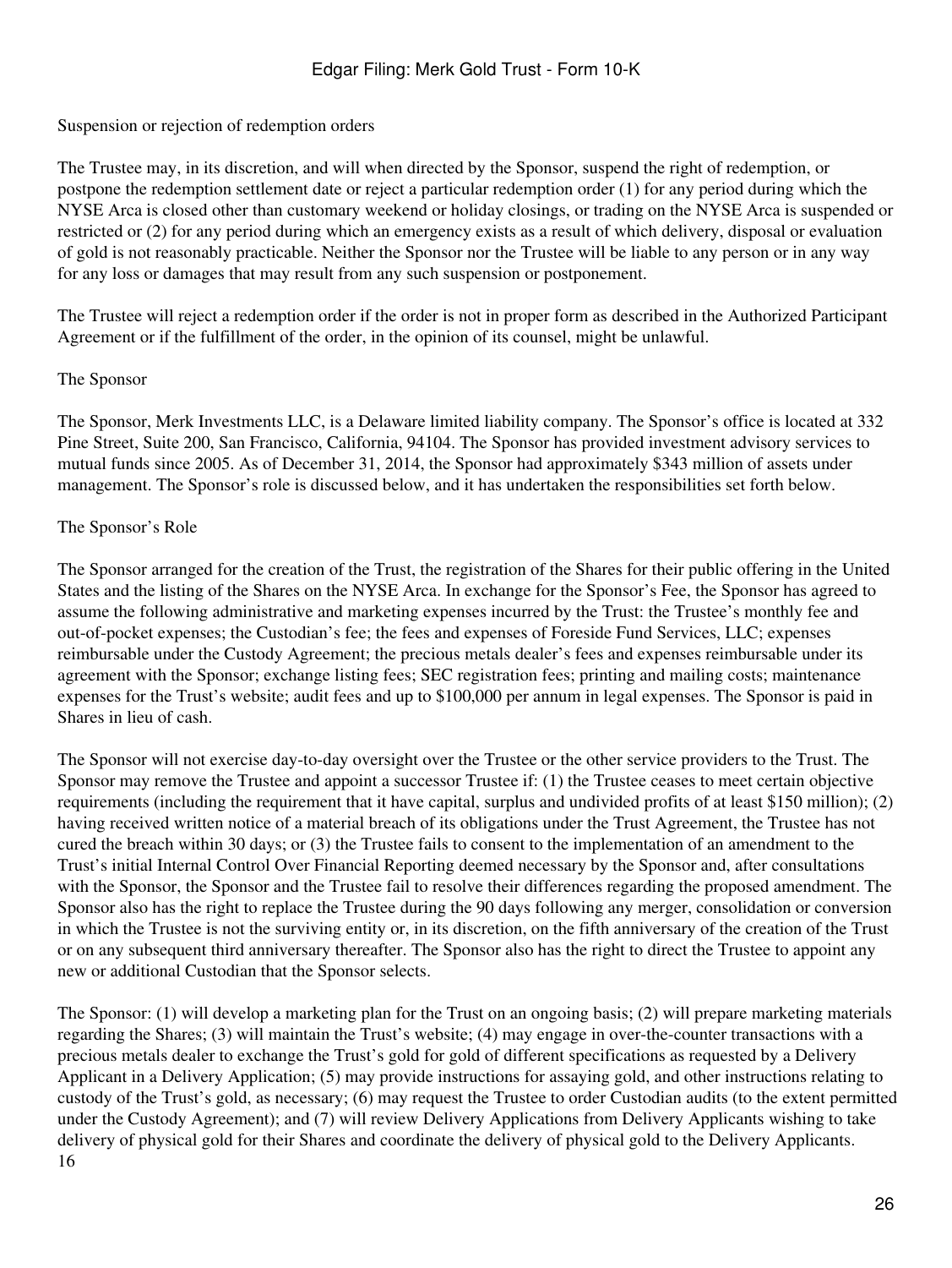Suspension or rejection of redemption orders

The Trustee may, in its discretion, and will when directed by the Sponsor, suspend the right of redemption, or postpone the redemption settlement date or reject a particular redemption order (1) for any period during which the NYSE Arca is closed other than customary weekend or holiday closings, or trading on the NYSE Arca is suspended or restricted or (2) for any period during which an emergency exists as a result of which delivery, disposal or evaluation of gold is not reasonably practicable. Neither the Sponsor nor the Trustee will be liable to any person or in any way for any loss or damages that may result from any such suspension or postponement.

The Trustee will reject a redemption order if the order is not in proper form as described in the Authorized Participant Agreement or if the fulfillment of the order, in the opinion of its counsel, might be unlawful.

The Sponsor

The Sponsor, Merk Investments LLC, is a Delaware limited liability company. The Sponsor's office is located at 332 Pine Street, Suite 200, San Francisco, California, 94104. The Sponsor has provided investment advisory services to mutual funds since 2005. As of December 31, 2014, the Sponsor had approximately $343 million of assets under management. The Sponsor's role is discussed below, and it has undertaken the responsibilities set forth below.

The Sponsor's Role

The Sponsor arranged for the creation of the Trust, the registration of the Shares for their public offering in the United States and the listing of the Shares on the NYSE Arca. In exchange for the Sponsor's Fee, the Sponsor has agreed to assume the following administrative and marketing expenses incurred by the Trust: the Trustee's monthly fee and out-of-pocket expenses; the Custodian's fee; the fees and expenses of Foreside Fund Services, LLC; expenses reimbursable under the Custody Agreement; the precious metals dealer's fees and expenses reimbursable under its agreement with the Sponsor; exchange listing fees; SEC registration fees; printing and mailing costs; maintenance expenses for the Trust's website; audit fees and up to $100,000 per annum in legal expenses. The Sponsor is paid in Shares in lieu of cash.

The Sponsor will not exercise day-to-day oversight over the Trustee or the other service providers to the Trust. The Sponsor may remove the Trustee and appoint a successor Trustee if: (1) the Trustee ceases to meet certain objective requirements (including the requirement that it have capital, surplus and undivided profits of at least $150 million); (2) having received written notice of a material breach of its obligations under the Trust Agreement, the Trustee has not cured the breach within 30 days; or (3) the Trustee fails to consent to the implementation of an amendment to the Trust's initial Internal Control Over Financial Reporting deemed necessary by the Sponsor and, after consultations with the Sponsor, the Sponsor and the Trustee fail to resolve their differences regarding the proposed amendment. The Sponsor also has the right to replace the Trustee during the 90 days following any merger, consolidation or conversion in which the Trustee is not the surviving entity or, in its discretion, on the fifth anniversary of the creation of the Trust or on any subsequent third anniversary thereafter. The Sponsor also has the right to direct the Trustee to appoint any new or additional Custodian that the Sponsor selects.

The Sponsor: (1) will develop a marketing plan for the Trust on an ongoing basis; (2) will prepare marketing materials regarding the Shares; (3) will maintain the Trust's website; (4) may engage in over-the-counter transactions with a precious metals dealer to exchange the Trust's gold for gold of different specifications as requested by a Delivery Applicant in a Delivery Application; (5) may provide instructions for assaying gold, and other instructions relating to custody of the Trust's gold, as necessary; (6) may request the Trustee to order Custodian audits (to the extent permitted under the Custody Agreement); and (7) will review Delivery Applications from Delivery Applicants wishing to take delivery of physical gold for their Shares and coordinate the delivery of physical gold to the Delivery Applicants.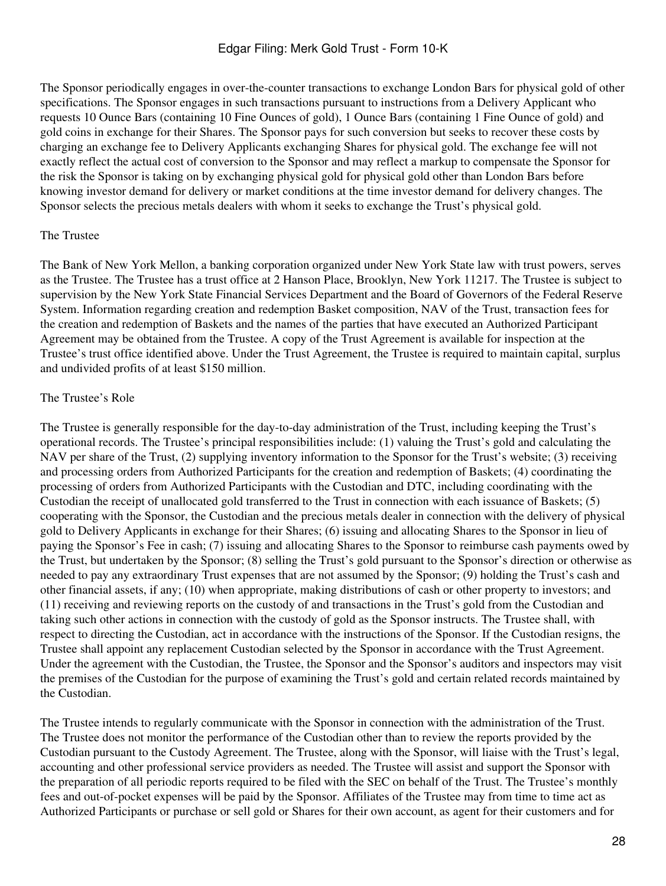The Sponsor periodically engages in over-the-counter transactions to exchange London Bars for physical gold of other specifications. The Sponsor engages in such transactions pursuant to instructions from a Delivery Applicant who requests 10 Ounce Bars (containing 10 Fine Ounces of gold), 1 Ounce Bars (containing 1 Fine Ounce of gold) and gold coins in exchange for their Shares. The Sponsor pays for such conversion but seeks to recover these costs by charging an exchange fee to Delivery Applicants exchanging Shares for physical gold. The exchange fee will not exactly reflect the actual cost of conversion to the Sponsor and may reflect a markup to compensate the Sponsor for the risk the Sponsor is taking on by exchanging physical gold for physical gold other than London Bars before knowing investor demand for delivery or market conditions at the time investor demand for delivery changes. The Sponsor selects the precious metals dealers with whom it seeks to exchange the Trust's physical gold.

## The Trustee

The Bank of New York Mellon, a banking corporation organized under New York State law with trust powers, serves as the Trustee. The Trustee has a trust office at 2 Hanson Place, Brooklyn, New York 11217. The Trustee is subject to supervision by the New York State Financial Services Department and the Board of Governors of the Federal Reserve System. Information regarding creation and redemption Basket composition, NAV of the Trust, transaction fees for the creation and redemption of Baskets and the names of the parties that have executed an Authorized Participant Agreement may be obtained from the Trustee. A copy of the Trust Agreement is available for inspection at the Trustee's trust office identified above. Under the Trust Agreement, the Trustee is required to maintain capital, surplus and undivided profits of at least $150 million.

## The Trustee's Role

The Trustee is generally responsible for the day-to-day administration of the Trust, including keeping the Trust's operational records. The Trustee's principal responsibilities include: (1) valuing the Trust's gold and calculating the NAV per share of the Trust, (2) supplying inventory information to the Sponsor for the Trust's website; (3) receiving and processing orders from Authorized Participants for the creation and redemption of Baskets; (4) coordinating the processing of orders from Authorized Participants with the Custodian and DTC, including coordinating with the Custodian the receipt of unallocated gold transferred to the Trust in connection with each issuance of Baskets; (5) cooperating with the Sponsor, the Custodian and the precious metals dealer in connection with the delivery of physical gold to Delivery Applicants in exchange for their Shares; (6) issuing and allocating Shares to the Sponsor in lieu of paying the Sponsor's Fee in cash; (7) issuing and allocating Shares to the Sponsor to reimburse cash payments owed by the Trust, but undertaken by the Sponsor; (8) selling the Trust's gold pursuant to the Sponsor's direction or otherwise as needed to pay any extraordinary Trust expenses that are not assumed by the Sponsor; (9) holding the Trust's cash and other financial assets, if any; (10) when appropriate, making distributions of cash or other property to investors; and (11) receiving and reviewing reports on the custody of and transactions in the Trust's gold from the Custodian and taking such other actions in connection with the custody of gold as the Sponsor instructs. The Trustee shall, with respect to directing the Custodian, act in accordance with the instructions of the Sponsor. If the Custodian resigns, the Trustee shall appoint any replacement Custodian selected by the Sponsor in accordance with the Trust Agreement. Under the agreement with the Custodian, the Trustee, the Sponsor and the Sponsor's auditors and inspectors may visit the premises of the Custodian for the purpose of examining the Trust's gold and certain related records maintained by the Custodian.

The Trustee intends to regularly communicate with the Sponsor in connection with the administration of the Trust. The Trustee does not monitor the performance of the Custodian other than to review the reports provided by the Custodian pursuant to the Custody Agreement. The Trustee, along with the Sponsor, will liaise with the Trust's legal, accounting and other professional service providers as needed. The Trustee will assist and support the Sponsor with the preparation of all periodic reports required to be filed with the SEC on behalf of the Trust. The Trustee's monthly fees and out-of-pocket expenses will be paid by the Sponsor. Affiliates of the Trustee may from time to time act as Authorized Participants or purchase or sell gold or Shares for their own account, as agent for their customers and for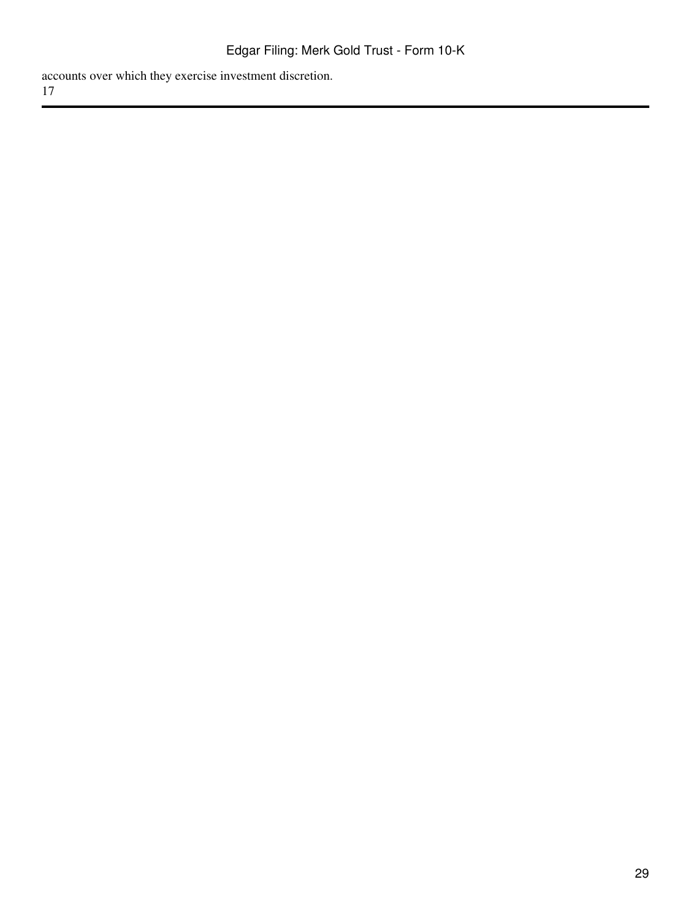accounts over which they exercise investment discretion.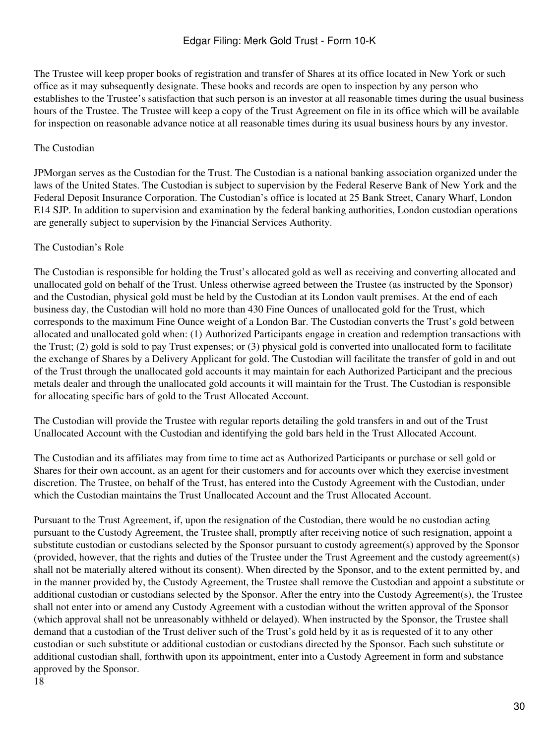The Trustee will keep proper books of registration and transfer of Shares at its office located in New York or such office as it may subsequently designate. These books and records are open to inspection by any person who establishes to the Trustee's satisfaction that such person is an investor at all reasonable times during the usual business hours of the Trustee. The Trustee will keep a copy of the Trust Agreement on file in its office which will be available for inspection on reasonable advance notice at all reasonable times during its usual business hours by any investor.

### The Custodian

JPMorgan serves as the Custodian for the Trust. The Custodian is a national banking association organized under the laws of the United States. The Custodian is subject to supervision by the Federal Reserve Bank of New York and the Federal Deposit Insurance Corporation. The Custodian's office is located at 25 Bank Street, Canary Wharf, London E14 5JP. In addition to supervision and examination by the federal banking authorities, London custodian operations are generally subject to supervision by the Financial Services Authority.

### The Custodian's Role

The Custodian is responsible for holding the Trust's allocated gold as well as receiving and converting allocated and unallocated gold on behalf of the Trust. Unless otherwise agreed between the Trustee (as instructed by the Sponsor) and the Custodian, physical gold must be held by the Custodian at its London vault premises. At the end of each business day, the Custodian will hold no more than 430 Fine Ounces of unallocated gold for the Trust, which corresponds to the maximum Fine Ounce weight of a London Bar. The Custodian converts the Trust's gold between allocated and unallocated gold when: (1) Authorized Participants engage in creation and redemption transactions with the Trust; (2) gold is sold to pay Trust expenses; or (3) physical gold is converted into unallocated form to facilitate the exchange of Shares by a Delivery Applicant for gold. The Custodian will facilitate the transfer of gold in and out of the Trust through the unallocated gold accounts it may maintain for each Authorized Participant and the precious metals dealer and through the unallocated gold accounts it will maintain for the Trust. The Custodian is responsible for allocating specific bars of gold to the Trust Allocated Account.

The Custodian will provide the Trustee with regular reports detailing the gold transfers in and out of the Trust Unallocated Account with the Custodian and identifying the gold bars held in the Trust Allocated Account.

The Custodian and its affiliates may from time to time act as Authorized Participants or purchase or sell gold or Shares for their own account, as an agent for their customers and for accounts over which they exercise investment discretion. The Trustee, on behalf of the Trust, has entered into the Custody Agreement with the Custodian, under which the Custodian maintains the Trust Unallocated Account and the Trust Allocated Account.

Pursuant to the Trust Agreement, if, upon the resignation of the Custodian, there would be no custodian acting pursuant to the Custody Agreement, the Trustee shall, promptly after receiving notice of such resignation, appoint a substitute custodian or custodians selected by the Sponsor pursuant to custody agreement(s) approved by the Sponsor (provided, however, that the rights and duties of the Trustee under the Trust Agreement and the custody agreement(s) shall not be materially altered without its consent). When directed by the Sponsor, and to the extent permitted by, and in the manner provided by, the Custody Agreement, the Trustee shall remove the Custodian and appoint a substitute or additional custodian or custodians selected by the Sponsor. After the entry into the Custody Agreement(s), the Trustee shall not enter into or amend any Custody Agreement with a custodian without the written approval of the Sponsor (which approval shall not be unreasonably withheld or delayed). When instructed by the Sponsor, the Trustee shall demand that a custodian of the Trust deliver such of the Trust's gold held by it as is requested of it to any other custodian or such substitute or additional custodian or custodians directed by the Sponsor. Each such substitute or additional custodian shall, forthwith upon its appointment, enter into a Custody Agreement in form and substance approved by the Sponsor.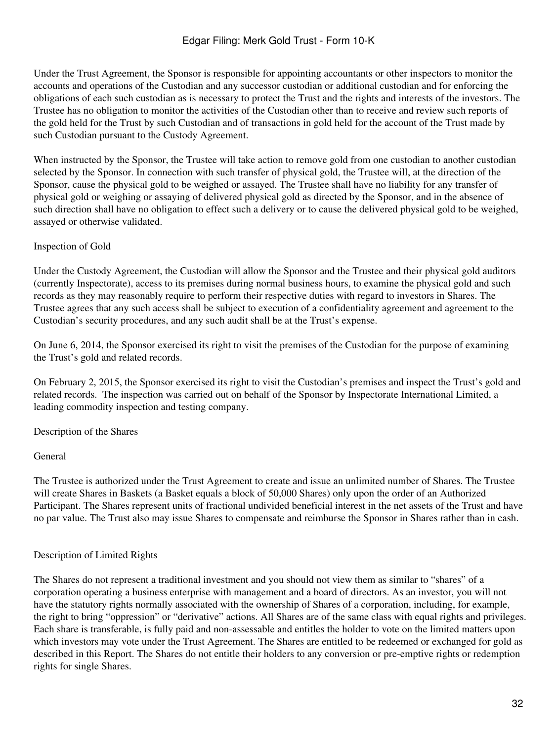Under the Trust Agreement, the Sponsor is responsible for appointing accountants or other inspectors to monitor the accounts and operations of the Custodian and any successor custodian or additional custodian and for enforcing the obligations of each such custodian as is necessary to protect the Trust and the rights and interests of the investors. The Trustee has no obligation to monitor the activities of the Custodian other than to receive and review such reports of the gold held for the Trust by such Custodian and of transactions in gold held for the account of the Trust made by such Custodian pursuant to the Custody Agreement.

When instructed by the Sponsor, the Trustee will take action to remove gold from one custodian to another custodian selected by the Sponsor. In connection with such transfer of physical gold, the Trustee will, at the direction of the Sponsor, cause the physical gold to be weighed or assayed. The Trustee shall have no liability for any transfer of physical gold or weighing or assaying of delivered physical gold as directed by the Sponsor, and in the absence of such direction shall have no obligation to effect such a delivery or to cause the delivered physical gold to be weighed, assayed or otherwise validated.

### Inspection of Gold

Under the Custody Agreement, the Custodian will allow the Sponsor and the Trustee and their physical gold auditors (currently Inspectorate), access to its premises during normal business hours, to examine the physical gold and such records as they may reasonably require to perform their respective duties with regard to investors in Shares. The Trustee agrees that any such access shall be subject to execution of a confidentiality agreement and agreement to the Custodian's security procedures, and any such audit shall be at the Trust's expense.

On June 6, 2014, the Sponsor exercised its right to visit the premises of the Custodian for the purpose of examining the Trust's gold and related records.

On February 2, 2015, the Sponsor exercised its right to visit the Custodian's premises and inspect the Trust's gold and related records. The inspection was carried out on behalf of the Sponsor by Inspectorate International Limited, a leading commodity inspection and testing company.

## Description of the Shares

### General

The Trustee is authorized under the Trust Agreement to create and issue an unlimited number of Shares. The Trustee will create Shares in Baskets (a Basket equals a block of 50,000 Shares) only upon the order of an Authorized Participant. The Shares represent units of fractional undivided beneficial interest in the net assets of the Trust and have no par value. The Trust also may issue Shares to compensate and reimburse the Sponsor in Shares rather than in cash.

### Description of Limited Rights

The Shares do not represent a traditional investment and you should not view them as similar to "shares" of a corporation operating a business enterprise with management and a board of directors. As an investor, you will not have the statutory rights normally associated with the ownership of Shares of a corporation, including, for example, the right to bring "oppression" or "derivative" actions. All Shares are of the same class with equal rights and privileges. Each share is transferable, is fully paid and non-assessable and entitles the holder to vote on the limited matters upon which investors may vote under the Trust Agreement. The Shares are entitled to be redeemed or exchanged for gold as described in this Report. The Shares do not entitle their holders to any conversion or pre-emptive rights or redemption rights for single Shares.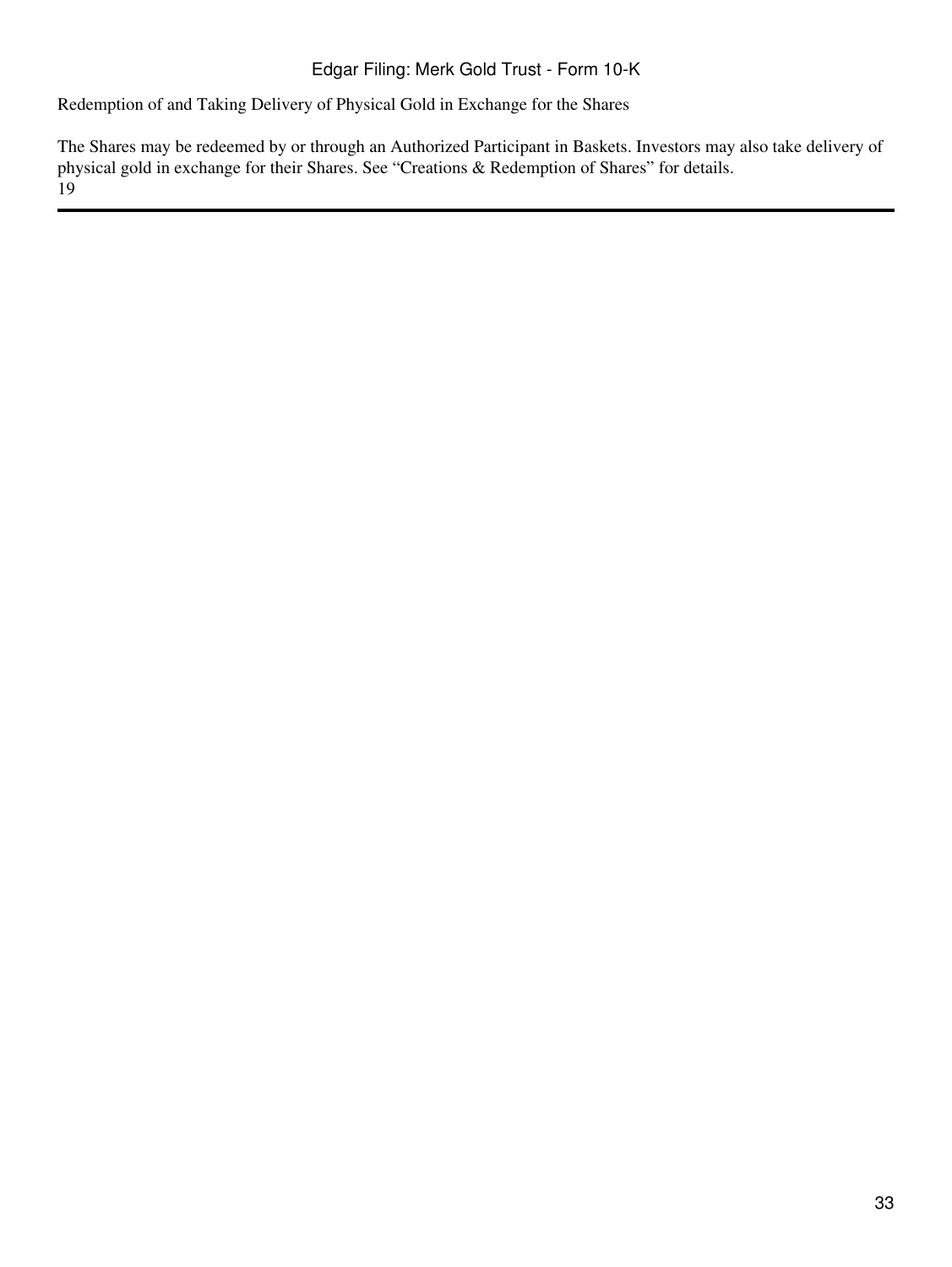Redemption of and Taking Delivery of Physical Gold in Exchange for the Shares

The Shares may be redeemed by or through an Authorized Participant in Baskets. Investors may also take delivery of physical gold in exchange for their Shares. See "Creations & Redemption of Shares" for details.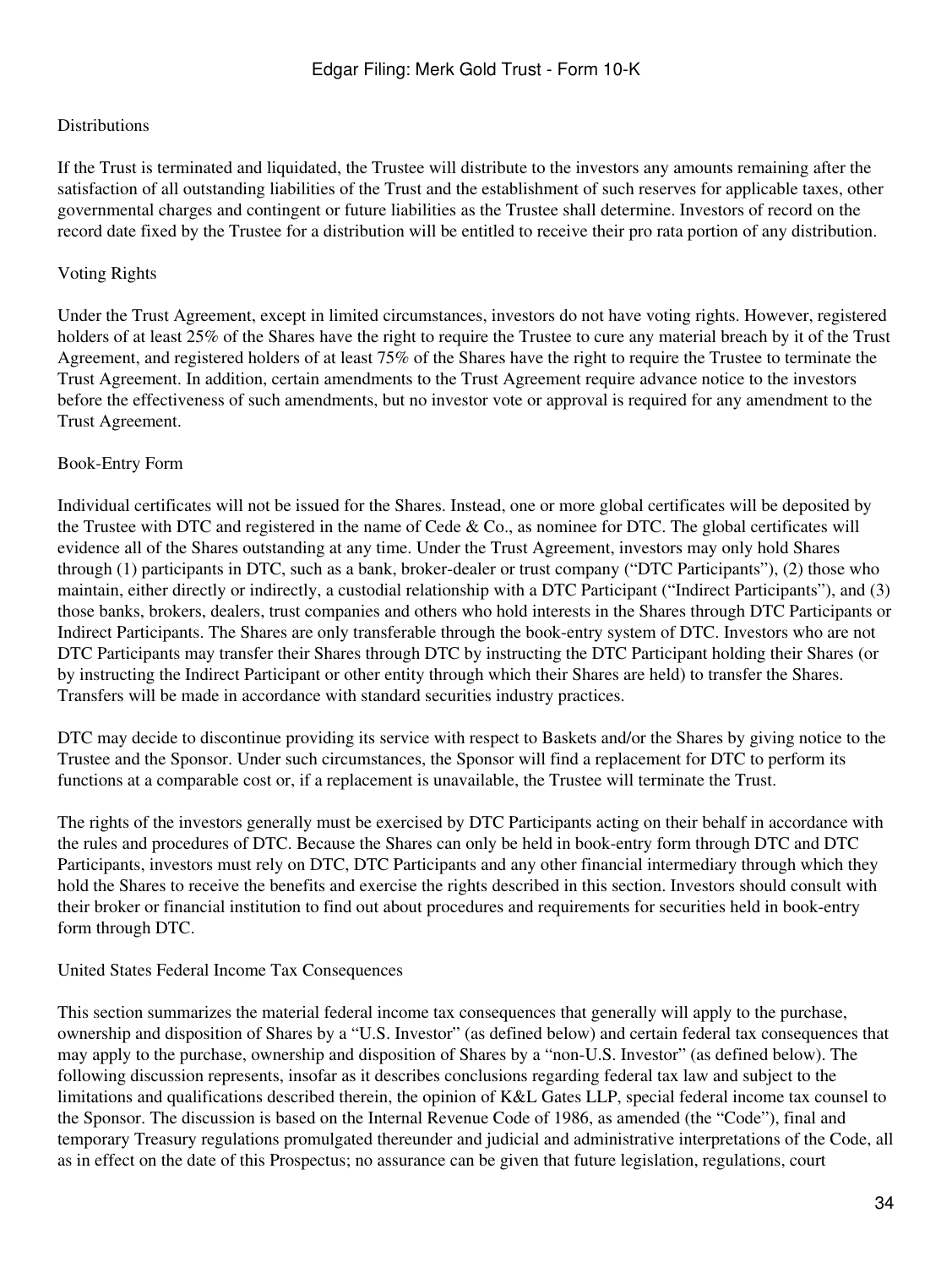### Distributions

If the Trust is terminated and liquidated, the Trustee will distribute to the investors any amounts remaining after the satisfaction of all outstanding liabilities of the Trust and the establishment of such reserves for applicable taxes, other governmental charges and contingent or future liabilities as the Trustee shall determine. Investors of record on the record date fixed by the Trustee for a distribution will be entitled to receive their pro rata portion of any distribution.

### Voting Rights

Under the Trust Agreement, except in limited circumstances, investors do not have voting rights. However, registered holders of at least 25% of the Shares have the right to require the Trustee to cure any material breach by it of the Trust Agreement, and registered holders of at least 75% of the Shares have the right to require the Trustee to terminate the Trust Agreement. In addition, certain amendments to the Trust Agreement require advance notice to the investors before the effectiveness of such amendments, but no investor vote or approval is required for any amendment to the Trust Agreement.

### Book-Entry Form

Individual certificates will not be issued for the Shares. Instead, one or more global certificates will be deposited by the Trustee with DTC and registered in the name of Cede & Co., as nominee for DTC. The global certificates will evidence all of the Shares outstanding at any time. Under the Trust Agreement, investors may only hold Shares through (1) participants in DTC, such as a bank, broker-dealer or trust company ("DTC Participants"), (2) those who maintain, either directly or indirectly, a custodial relationship with a DTC Participant ("Indirect Participants"), and (3) those banks, brokers, dealers, trust companies and others who hold interests in the Shares through DTC Participants or Indirect Participants. The Shares are only transferable through the book-entry system of DTC. Investors who are not DTC Participants may transfer their Shares through DTC by instructing the DTC Participant holding their Shares (or by instructing the Indirect Participant or other entity through which their Shares are held) to transfer the Shares. Transfers will be made in accordance with standard securities industry practices.

DTC may decide to discontinue providing its service with respect to Baskets and/or the Shares by giving notice to the Trustee and the Sponsor. Under such circumstances, the Sponsor will find a replacement for DTC to perform its functions at a comparable cost or, if a replacement is unavailable, the Trustee will terminate the Trust.

The rights of the investors generally must be exercised by DTC Participants acting on their behalf in accordance with the rules and procedures of DTC. Because the Shares can only be held in book-entry form through DTC and DTC Participants, investors must rely on DTC, DTC Participants and any other financial intermediary through which they hold the Shares to receive the benefits and exercise the rights described in this section. Investors should consult with their broker or financial institution to find out about procedures and requirements for securities held in book-entry form through DTC.

### United States Federal Income Tax Consequences

This section summarizes the material federal income tax consequences that generally will apply to the purchase, ownership and disposition of Shares by a "U.S. Investor" (as defined below) and certain federal tax consequences that may apply to the purchase, ownership and disposition of Shares by a "non-U.S. Investor" (as defined below). The following discussion represents, insofar as it describes conclusions regarding federal tax law and subject to the limitations and qualifications described therein, the opinion of K&L Gates LLP, special federal income tax counsel to the Sponsor. The discussion is based on the Internal Revenue Code of 1986, as amended (the "Code"), final and temporary Treasury regulations promulgated thereunder and judicial and administrative interpretations of the Code, all as in effect on the date of this Prospectus; no assurance can be given that future legislation, regulations, court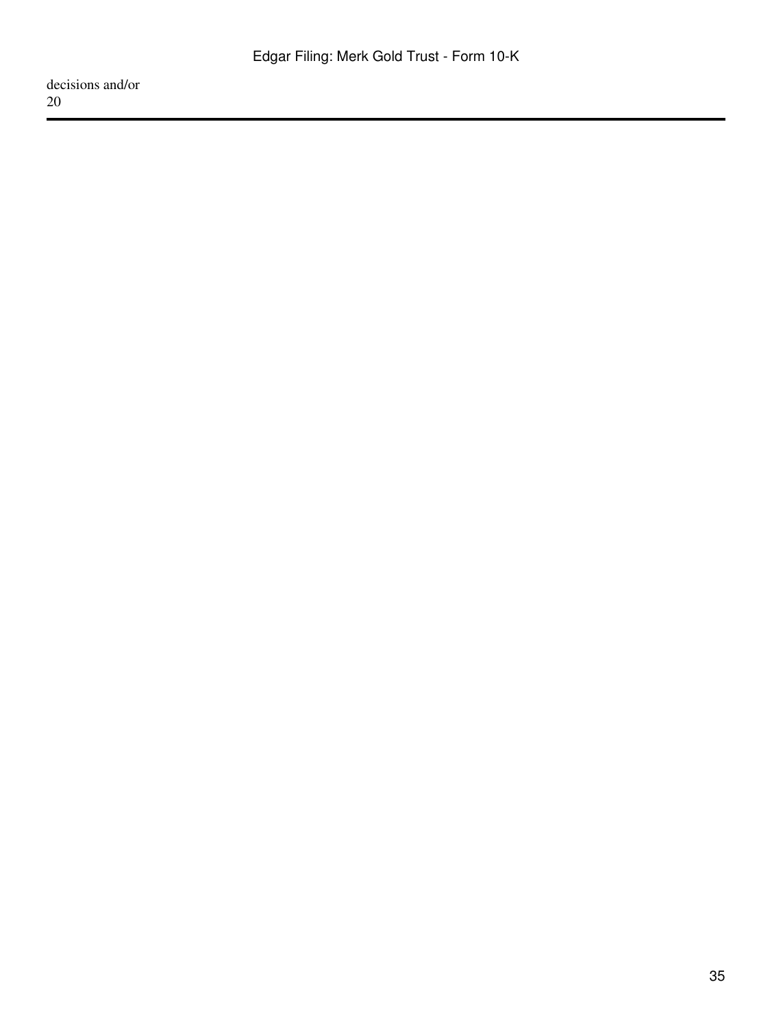decisions and/or
20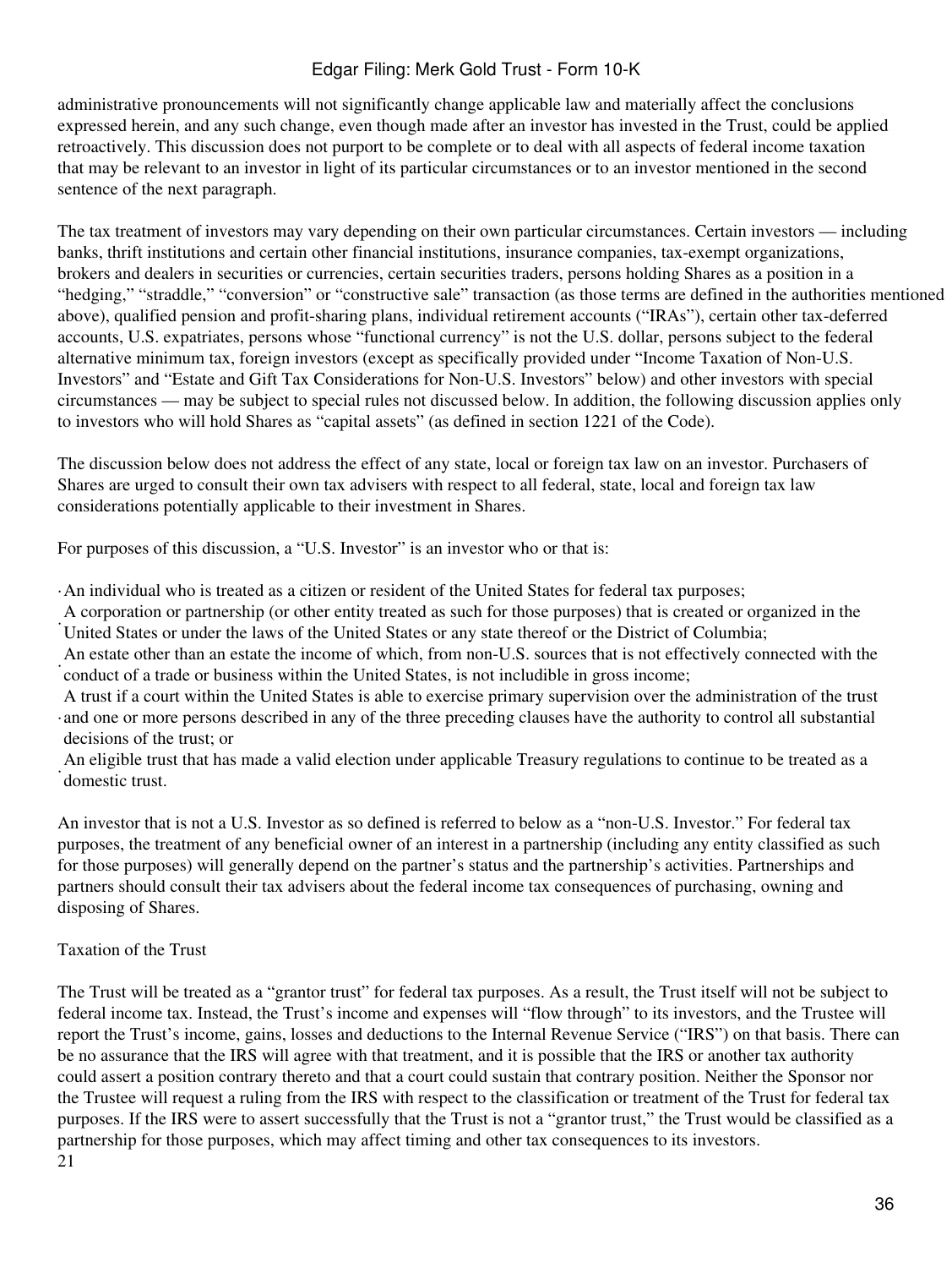administrative pronouncements will not significantly change applicable law and materially affect the conclusions expressed herein, and any such change, even though made after an investor has invested in the Trust, could be applied retroactively. This discussion does not purport to be complete or to deal with all aspects of federal income taxation that may be relevant to an investor in light of its particular circumstances or to an investor mentioned in the second sentence of the next paragraph.

The tax treatment of investors may vary depending on their own particular circumstances. Certain investors — including banks, thrift institutions and certain other financial institutions, insurance companies, tax-exempt organizations, brokers and dealers in securities or currencies, certain securities traders, persons holding Shares as a position in a "hedging," "straddle," "conversion" or "constructive sale" transaction (as those terms are defined in the authorities mentioned above), qualified pension and profit-sharing plans, individual retirement accounts ("IRAs"), certain other tax-deferred accounts, U.S. expatriates, persons whose "functional currency" is not the U.S. dollar, persons subject to the federal alternative minimum tax, foreign investors (except as specifically provided under "Income Taxation of Non-U.S. Investors" and "Estate and Gift Tax Considerations for Non-U.S. Investors" below) and other investors with special circumstances — may be subject to special rules not discussed below. In addition, the following discussion applies only to investors who will hold Shares as "capital assets" (as defined in section 1221 of the Code).

The discussion below does not address the effect of any state, local or foreign tax law on an investor. Purchasers of Shares are urged to consult their own tax advisers with respect to all federal, state, local and foreign tax law considerations potentially applicable to their investment in Shares.

For purposes of this discussion, a "U.S. Investor" is an investor who or that is:

- An individual who is treated as a citizen or resident of the United States for federal tax purposes;
- A corporation or partnership (or other entity treated as such for those purposes) that is created or organized in the United States or under the laws of the United States or any state thereof or the District of Columbia;
- An estate other than an estate the income of which, from non-U.S. sources that is not effectively connected with the conduct of a trade or business within the United States, is not includible in gross income;
- A trust if a court within the United States is able to exercise primary supervision over the administration of the trust and one or more persons described in any of the three preceding clauses have the authority to control all substantial decisions of the trust; or
- An eligible trust that has made a valid election under applicable Treasury regulations to continue to be treated as a domestic trust.

An investor that is not a U.S. Investor as so defined is referred to below as a "non-U.S. Investor." For federal tax purposes, the treatment of any beneficial owner of an interest in a partnership (including any entity classified as such for those purposes) will generally depend on the partner's status and the partnership's activities. Partnerships and partners should consult their tax advisers about the federal income tax consequences of purchasing, owning and disposing of Shares.

## Taxation of the Trust

The Trust will be treated as a "grantor trust" for federal tax purposes. As a result, the Trust itself will not be subject to federal income tax. Instead, the Trust's income and expenses will "flow through" to its investors, and the Trustee will report the Trust's income, gains, losses and deductions to the Internal Revenue Service ("IRS") on that basis. There can be no assurance that the IRS will agree with that treatment, and it is possible that the IRS or another tax authority could assert a position contrary thereto and that a court could sustain that contrary position. Neither the Sponsor nor the Trustee will request a ruling from the IRS with respect to the classification or treatment of the Trust for federal tax purposes. If the IRS were to assert successfully that the Trust is not a "grantor trust," the Trust would be classified as a partnership for those purposes, which may affect timing and other tax consequences to its investors.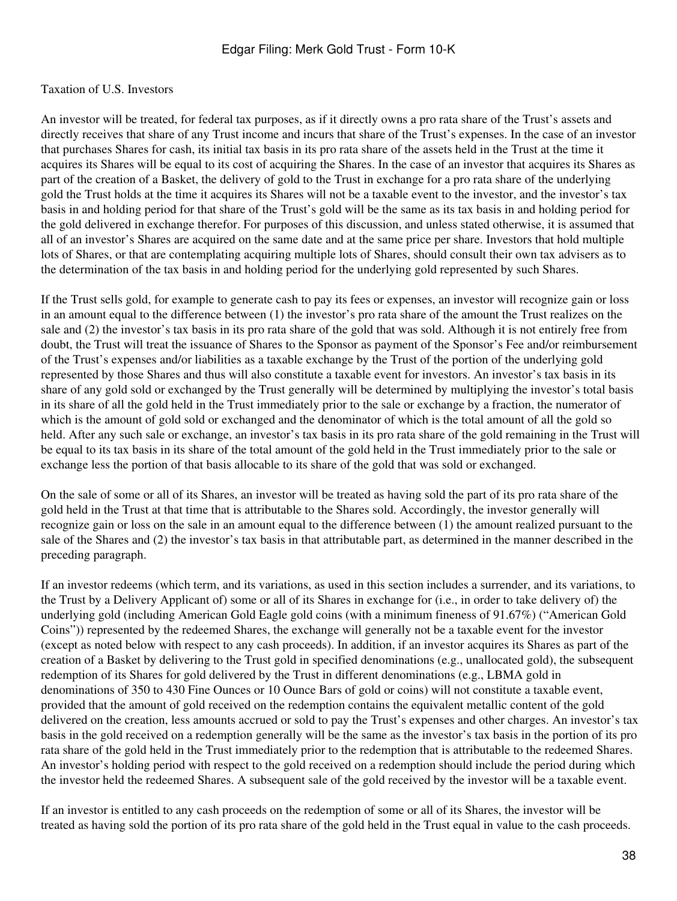Taxation of U.S. Investors

An investor will be treated, for federal tax purposes, as if it directly owns a pro rata share of the Trust's assets and directly receives that share of any Trust income and incurs that share of the Trust's expenses. In the case of an investor that purchases Shares for cash, its initial tax basis in its pro rata share of the assets held in the Trust at the time it acquires its Shares will be equal to its cost of acquiring the Shares. In the case of an investor that acquires its Shares as part of the creation of a Basket, the delivery of gold to the Trust in exchange for a pro rata share of the underlying gold the Trust holds at the time it acquires its Shares will not be a taxable event to the investor, and the investor's tax basis in and holding period for that share of the Trust's gold will be the same as its tax basis in and holding period for the gold delivered in exchange therefor. For purposes of this discussion, and unless stated otherwise, it is assumed that all of an investor's Shares are acquired on the same date and at the same price per share. Investors that hold multiple lots of Shares, or that are contemplating acquiring multiple lots of Shares, should consult their own tax advisers as to the determination of the tax basis in and holding period for the underlying gold represented by such Shares.

If the Trust sells gold, for example to generate cash to pay its fees or expenses, an investor will recognize gain or loss in an amount equal to the difference between (1) the investor's pro rata share of the amount the Trust realizes on the sale and (2) the investor's tax basis in its pro rata share of the gold that was sold. Although it is not entirely free from doubt, the Trust will treat the issuance of Shares to the Sponsor as payment of the Sponsor's Fee and/or reimbursement of the Trust's expenses and/or liabilities as a taxable exchange by the Trust of the portion of the underlying gold represented by those Shares and thus will also constitute a taxable event for investors. An investor's tax basis in its share of any gold sold or exchanged by the Trust generally will be determined by multiplying the investor's total basis in its share of all the gold held in the Trust immediately prior to the sale or exchange by a fraction, the numerator of which is the amount of gold sold or exchanged and the denominator of which is the total amount of all the gold so held. After any such sale or exchange, an investor's tax basis in its pro rata share of the gold remaining in the Trust will be equal to its tax basis in its share of the total amount of the gold held in the Trust immediately prior to the sale or exchange less the portion of that basis allocable to its share of the gold that was sold or exchanged.

On the sale of some or all of its Shares, an investor will be treated as having sold the part of its pro rata share of the gold held in the Trust at that time that is attributable to the Shares sold. Accordingly, the investor generally will recognize gain or loss on the sale in an amount equal to the difference between (1) the amount realized pursuant to the sale of the Shares and (2) the investor's tax basis in that attributable part, as determined in the manner described in the preceding paragraph.

If an investor redeems (which term, and its variations, as used in this section includes a surrender, and its variations, to the Trust by a Delivery Applicant of) some or all of its Shares in exchange for (i.e., in order to take delivery of) the underlying gold (including American Gold Eagle gold coins (with a minimum fineness of 91.67%) ("American Gold Coins")) represented by the redeemed Shares, the exchange will generally not be a taxable event for the investor (except as noted below with respect to any cash proceeds). In addition, if an investor acquires its Shares as part of the creation of a Basket by delivering to the Trust gold in specified denominations (e.g., unallocated gold), the subsequent redemption of its Shares for gold delivered by the Trust in different denominations (e.g., LBMA gold in denominations of 350 to 430 Fine Ounces or 10 Ounce Bars of gold or coins) will not constitute a taxable event, provided that the amount of gold received on the redemption contains the equivalent metallic content of the gold delivered on the creation, less amounts accrued or sold to pay the Trust's expenses and other charges. An investor's tax basis in the gold received on a redemption generally will be the same as the investor's tax basis in the portion of its pro rata share of the gold held in the Trust immediately prior to the redemption that is attributable to the redeemed Shares. An investor's holding period with respect to the gold received on a redemption should include the period during which the investor held the redeemed Shares. A subsequent sale of the gold received by the investor will be a taxable event.

If an investor is entitled to any cash proceeds on the redemption of some or all of its Shares, the investor will be treated as having sold the portion of its pro rata share of the gold held in the Trust equal in value to the cash proceeds.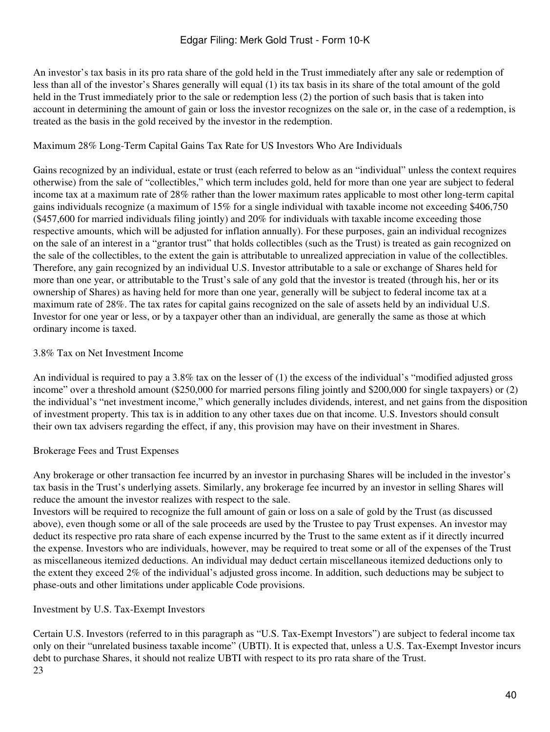An investor's tax basis in its pro rata share of the gold held in the Trust immediately after any sale or redemption of less than all of the investor's Shares generally will equal (1) its tax basis in its share of the total amount of the gold held in the Trust immediately prior to the sale or redemption less (2) the portion of such basis that is taken into account in determining the amount of gain or loss the investor recognizes on the sale or, in the case of a redemption, is treated as the basis in the gold received by the investor in the redemption.

### Maximum 28% Long-Term Capital Gains Tax Rate for US Investors Who Are Individuals

Gains recognized by an individual, estate or trust (each referred to below as an "individual" unless the context requires otherwise) from the sale of "collectibles," which term includes gold, held for more than one year are subject to federal income tax at a maximum rate of 28% rather than the lower maximum rates applicable to most other long-term capital gains individuals recognize (a maximum of 15% for a single individual with taxable income not exceeding \$406,750 (\$457,600 for married individuals filing jointly) and 20% for individuals with taxable income exceeding those respective amounts, which will be adjusted for inflation annually). For these purposes, gain an individual recognizes on the sale of an interest in a "grantor trust" that holds collectibles (such as the Trust) is treated as gain recognized on the sale of the collectibles, to the extent the gain is attributable to unrealized appreciation in value of the collectibles. Therefore, any gain recognized by an individual U.S. Investor attributable to a sale or exchange of Shares held for more than one year, or attributable to the Trust's sale of any gold that the investor is treated (through his, her or its ownership of Shares) as having held for more than one year, generally will be subject to federal income tax at a maximum rate of 28%. The tax rates for capital gains recognized on the sale of assets held by an individual U.S. Investor for one year or less, or by a taxpayer other than an individual, are generally the same as those at which ordinary income is taxed.

### 3.8% Tax on Net Investment Income

An individual is required to pay a 3.8% tax on the lesser of (1) the excess of the individual's "modified adjusted gross income" over a threshold amount (\$250,000 for married persons filing jointly and \$200,000 for single taxpayers) or (2) the individual's "net investment income," which generally includes dividends, interest, and net gains from the disposition of investment property. This tax is in addition to any other taxes due on that income. U.S. Investors should consult their own tax advisers regarding the effect, if any, this provision may have on their investment in Shares.

### Brokerage Fees and Trust Expenses

Any brokerage or other transaction fee incurred by an investor in purchasing Shares will be included in the investor's tax basis in the Trust's underlying assets. Similarly, any brokerage fee incurred by an investor in selling Shares will reduce the amount the investor realizes with respect to the sale.

Investors will be required to recognize the full amount of gain or loss on a sale of gold by the Trust (as discussed above), even though some or all of the sale proceeds are used by the Trustee to pay Trust expenses. An investor may deduct its respective pro rata share of each expense incurred by the Trust to the same extent as if it directly incurred the expense. Investors who are individuals, however, may be required to treat some or all of the expenses of the Trust as miscellaneous itemized deductions. An individual may deduct certain miscellaneous itemized deductions only to the extent they exceed 2% of the individual's adjusted gross income. In addition, such deductions may be subject to phase-outs and other limitations under applicable Code provisions.

### Investment by U.S. Tax-Exempt Investors

Certain U.S. Investors (referred to in this paragraph as "U.S. Tax-Exempt Investors") are subject to federal income tax only on their "unrelated business taxable income" (UBTI). It is expected that, unless a U.S. Tax-Exempt Investor incurs debt to purchase Shares, it should not realize UBTI with respect to its pro rata share of the Trust.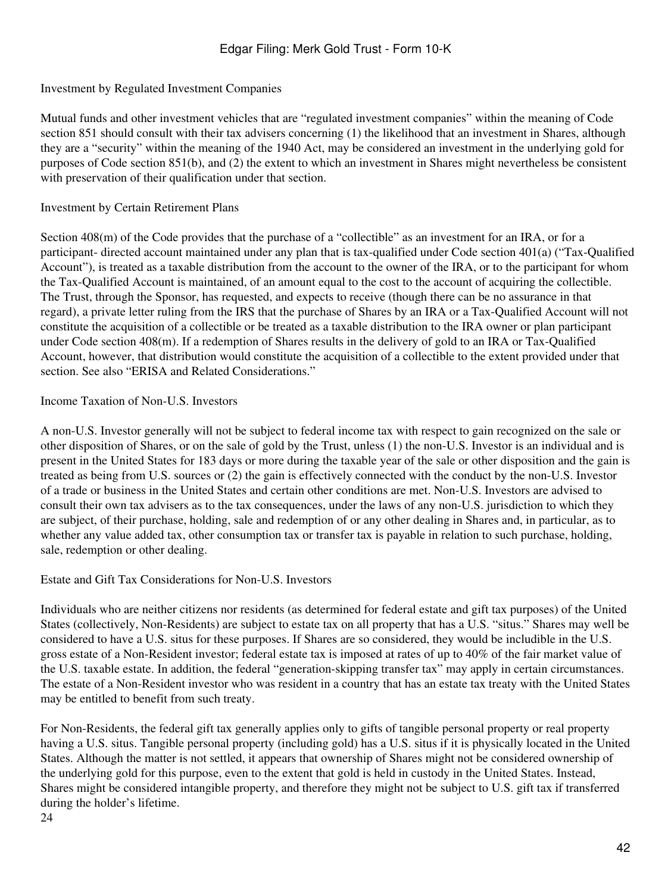### Investment by Regulated Investment Companies

Mutual funds and other investment vehicles that are "regulated investment companies" within the meaning of Code section 851 should consult with their tax advisers concerning (1) the likelihood that an investment in Shares, although they are a "security" within the meaning of the 1940 Act, may be considered an investment in the underlying gold for purposes of Code section 851(b), and (2) the extent to which an investment in Shares might nevertheless be consistent with preservation of their qualification under that section.

### Investment by Certain Retirement Plans

Section 408(m) of the Code provides that the purchase of a "collectible" as an investment for an IRA, or for a participant- directed account maintained under any plan that is tax-qualified under Code section 401(a) ("Tax-Qualified Account"), is treated as a taxable distribution from the account to the owner of the IRA, or to the participant for whom the Tax-Qualified Account is maintained, of an amount equal to the cost to the account of acquiring the collectible. The Trust, through the Sponsor, has requested, and expects to receive (though there can be no assurance in that regard), a private letter ruling from the IRS that the purchase of Shares by an IRA or a Tax-Qualified Account will not constitute the acquisition of a collectible or be treated as a taxable distribution to the IRA owner or plan participant under Code section 408(m). If a redemption of Shares results in the delivery of gold to an IRA or Tax-Qualified Account, however, that distribution would constitute the acquisition of a collectible to the extent provided under that section. See also "ERISA and Related Considerations."

### Income Taxation of Non-U.S. Investors

A non-U.S. Investor generally will not be subject to federal income tax with respect to gain recognized on the sale or other disposition of Shares, or on the sale of gold by the Trust, unless (1) the non-U.S. Investor is an individual and is present in the United States for 183 days or more during the taxable year of the sale or other disposition and the gain is treated as being from U.S. sources or (2) the gain is effectively connected with the conduct by the non-U.S. Investor of a trade or business in the United States and certain other conditions are met. Non-U.S. Investors are advised to consult their own tax advisers as to the tax consequences, under the laws of any non-U.S. jurisdiction to which they are subject, of their purchase, holding, sale and redemption of or any other dealing in Shares and, in particular, as to whether any value added tax, other consumption tax or transfer tax is payable in relation to such purchase, holding, sale, redemption or other dealing.

### Estate and Gift Tax Considerations for Non-U.S. Investors

Individuals who are neither citizens nor residents (as determined for federal estate and gift tax purposes) of the United States (collectively, Non-Residents) are subject to estate tax on all property that has a U.S. "situs." Shares may well be considered to have a U.S. situs for these purposes. If Shares are so considered, they would be includible in the U.S. gross estate of a Non-Resident investor; federal estate tax is imposed at rates of up to 40% of the fair market value of the U.S. taxable estate. In addition, the federal "generation-skipping transfer tax" may apply in certain circumstances. The estate of a Non-Resident investor who was resident in a country that has an estate tax treaty with the United States may be entitled to benefit from such treaty.

For Non-Residents, the federal gift tax generally applies only to gifts of tangible personal property or real property having a U.S. situs. Tangible personal property (including gold) has a U.S. situs if it is physically located in the United States. Although the matter is not settled, it appears that ownership of Shares might not be considered ownership of the underlying gold for this purpose, even to the extent that gold is held in custody in the United States. Instead, Shares might be considered intangible property, and therefore they might not be subject to U.S. gift tax if transferred during the holder's lifetime.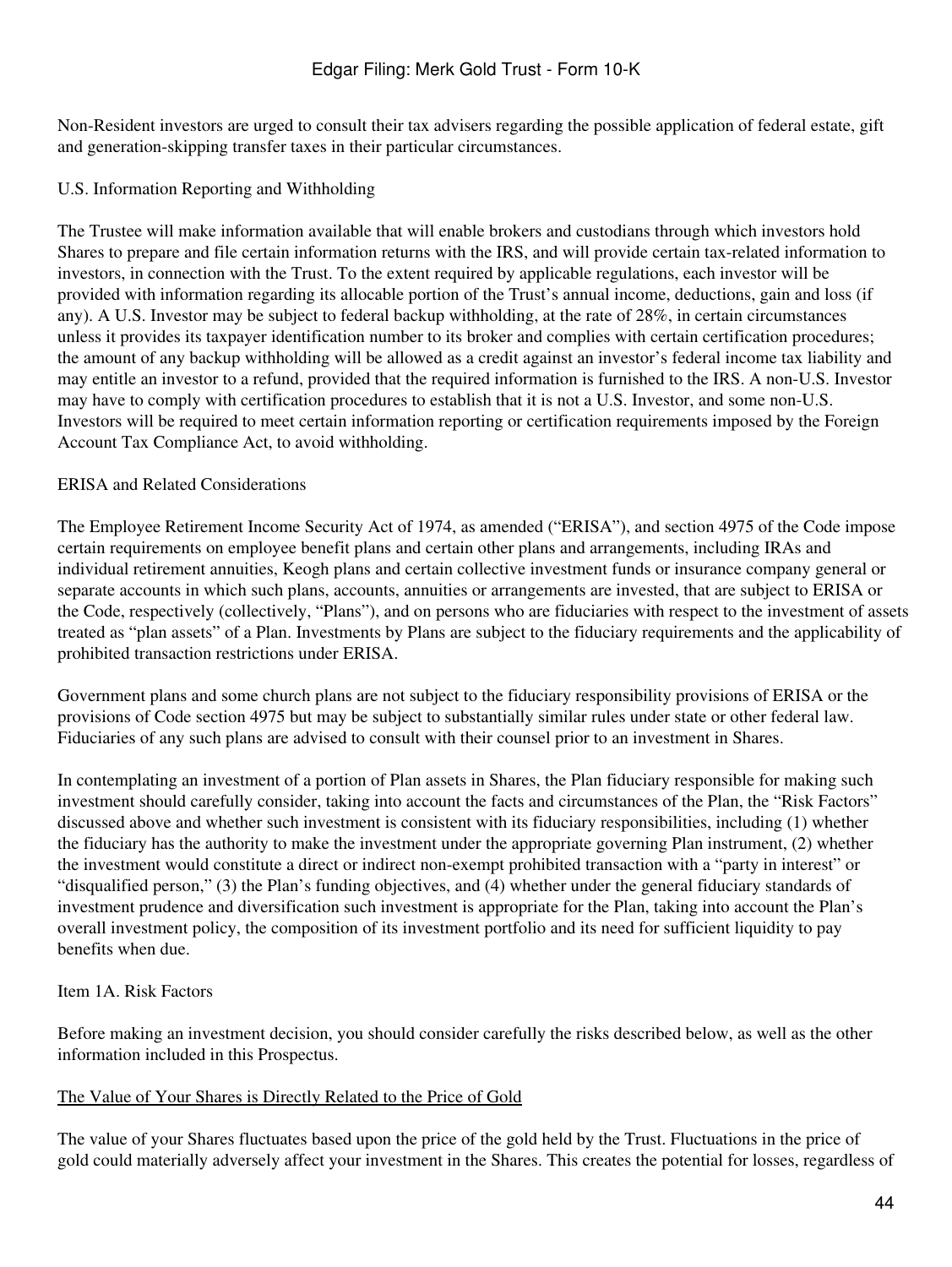Non-Resident investors are urged to consult their tax advisers regarding the possible application of federal estate, gift and generation-skipping transfer taxes in their particular circumstances.

### U.S. Information Reporting and Withholding

The Trustee will make information available that will enable brokers and custodians through which investors hold Shares to prepare and file certain information returns with the IRS, and will provide certain tax-related information to investors, in connection with the Trust. To the extent required by applicable regulations, each investor will be provided with information regarding its allocable portion of the Trust's annual income, deductions, gain and loss (if any). A U.S. Investor may be subject to federal backup withholding, at the rate of 28%, in certain circumstances unless it provides its taxpayer identification number to its broker and complies with certain certification procedures; the amount of any backup withholding will be allowed as a credit against an investor's federal income tax liability and may entitle an investor to a refund, provided that the required information is furnished to the IRS. A non-U.S. Investor may have to comply with certification procedures to establish that it is not a U.S. Investor, and some non-U.S. Investors will be required to meet certain information reporting or certification requirements imposed by the Foreign Account Tax Compliance Act, to avoid withholding.

### ERISA and Related Considerations

The Employee Retirement Income Security Act of 1974, as amended ("ERISA"), and section 4975 of the Code impose certain requirements on employee benefit plans and certain other plans and arrangements, including IRAs and individual retirement annuities, Keogh plans and certain collective investment funds or insurance company general or separate accounts in which such plans, accounts, annuities or arrangements are invested, that are subject to ERISA or the Code, respectively (collectively, "Plans"), and on persons who are fiduciaries with respect to the investment of assets treated as "plan assets" of a Plan. Investments by Plans are subject to the fiduciary requirements and the applicability of prohibited transaction restrictions under ERISA.

Government plans and some church plans are not subject to the fiduciary responsibility provisions of ERISA or the provisions of Code section 4975 but may be subject to substantially similar rules under state or other federal law. Fiduciaries of any such plans are advised to consult with their counsel prior to an investment in Shares.

In contemplating an investment of a portion of Plan assets in Shares, the Plan fiduciary responsible for making such investment should carefully consider, taking into account the facts and circumstances of the Plan, the "Risk Factors" discussed above and whether such investment is consistent with its fiduciary responsibilities, including (1) whether the fiduciary has the authority to make the investment under the appropriate governing Plan instrument, (2) whether the investment would constitute a direct or indirect non-exempt prohibited transaction with a "party in interest" or "disqualified person," (3) the Plan's funding objectives, and (4) whether under the general fiduciary standards of investment prudence and diversification such investment is appropriate for the Plan, taking into account the Plan's overall investment policy, the composition of its investment portfolio and its need for sufficient liquidity to pay benefits when due.

## Item 1A. Risk Factors

Before making an investment decision, you should consider carefully the risks described below, as well as the other information included in this Prospectus.

### The Value of Your Shares is Directly Related to the Price of Gold

The value of your Shares fluctuates based upon the price of the gold held by the Trust. Fluctuations in the price of gold could materially adversely affect your investment in the Shares. This creates the potential for losses, regardless of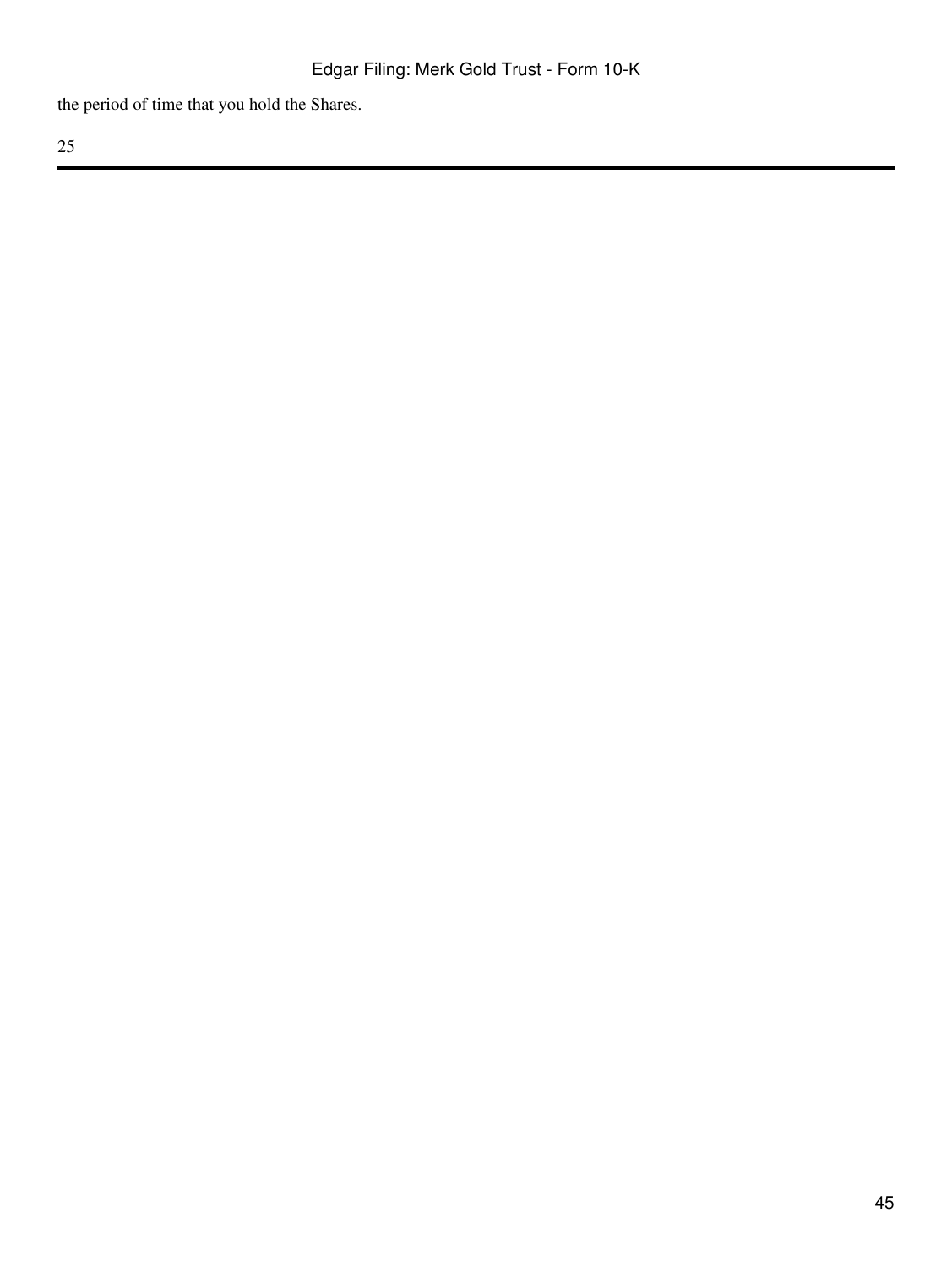the period of time that you hold the Shares.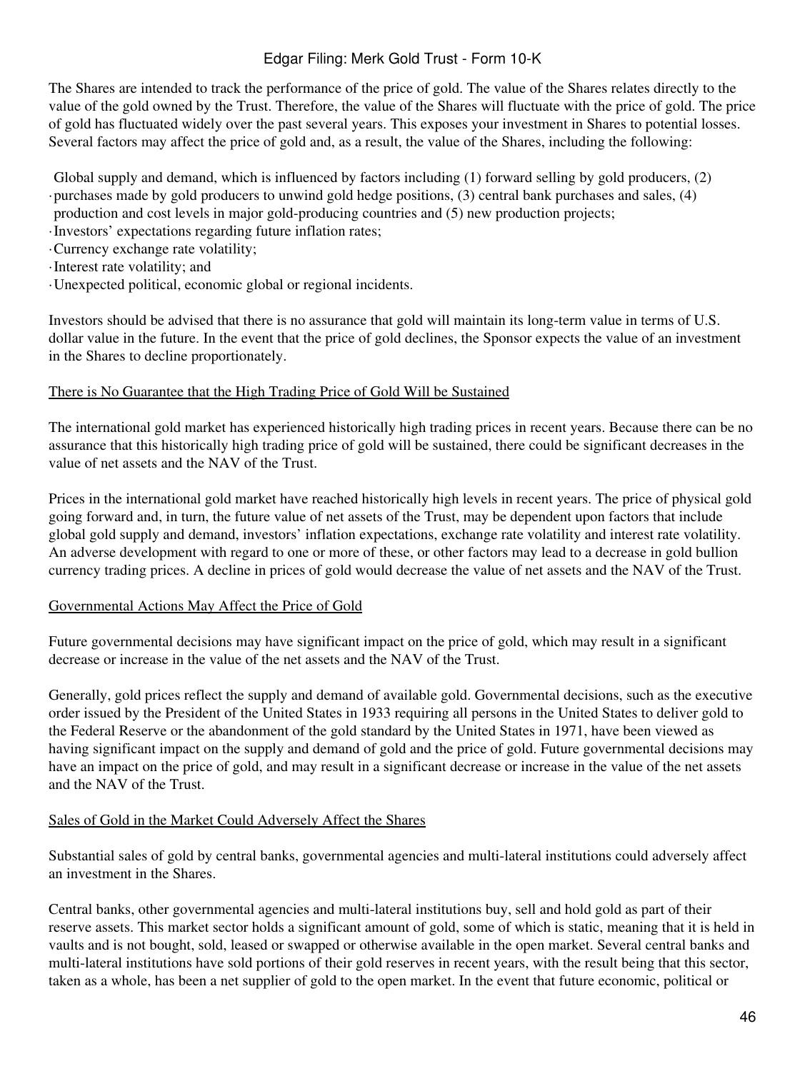The Shares are intended to track the performance of the price of gold. The value of the Shares relates directly to the value of the gold owned by the Trust. Therefore, the value of the Shares will fluctuate with the price of gold. The price of gold has fluctuated widely over the past several years. This exposes your investment in Shares to potential losses. Several factors may affect the price of gold and, as a result, the value of the Shares, including the following:

- Global supply and demand, which is influenced by factors including (1) forward selling by gold producers, (2) purchases made by gold producers to unwind gold hedge positions, (3) central bank purchases and sales, (4) production and cost levels in major gold-producing countries and (5) new production projects;
- Investors' expectations regarding future inflation rates;
- Currency exchange rate volatility;
- Interest rate volatility; and
- Unexpected political, economic global or regional incidents.

Investors should be advised that there is no assurance that gold will maintain its long-term value in terms of U.S. dollar value in the future. In the event that the price of gold declines, the Sponsor expects the value of an investment in the Shares to decline proportionately.

<u>There is No Guarantee that the High Trading Price of Gold Will be Sustained</u>

The international gold market has experienced historically high trading prices in recent years. Because there can be no assurance that this historically high trading price of gold will be sustained, there could be significant decreases in the value of net assets and the NAV of the Trust.

Prices in the international gold market have reached historically high levels in recent years. The price of physical gold going forward and, in turn, the future value of net assets of the Trust, may be dependent upon factors that include global gold supply and demand, investors' inflation expectations, exchange rate volatility and interest rate volatility. An adverse development with regard to one or more of these, or other factors may lead to a decrease in gold bullion currency trading prices. A decline in prices of gold would decrease the value of net assets and the NAV of the Trust.

<u>Governmental Actions May Affect the Price of Gold</u>

Future governmental decisions may have significant impact on the price of gold, which may result in a significant decrease or increase in the value of the net assets and the NAV of the Trust.

Generally, gold prices reflect the supply and demand of available gold. Governmental decisions, such as the executive order issued by the President of the United States in 1933 requiring all persons in the United States to deliver gold to the Federal Reserve or the abandonment of the gold standard by the United States in 1971, have been viewed as having significant impact on the supply and demand of gold and the price of gold. Future governmental decisions may have an impact on the price of gold, and may result in a significant decrease or increase in the value of the net assets and the NAV of the Trust.

<u>Sales of Gold in the Market Could Adversely Affect the Shares</u>

Substantial sales of gold by central banks, governmental agencies and multi-lateral institutions could adversely affect an investment in the Shares.

Central banks, other governmental agencies and multi-lateral institutions buy, sell and hold gold as part of their reserve assets. This market sector holds a significant amount of gold, some of which is static, meaning that it is held in vaults and is not bought, sold, leased or swapped or otherwise available in the open market. Several central banks and multi-lateral institutions have sold portions of their gold reserves in recent years, with the result being that this sector, taken as a whole, has been a net supplier of gold to the open market. In the event that future economic, political or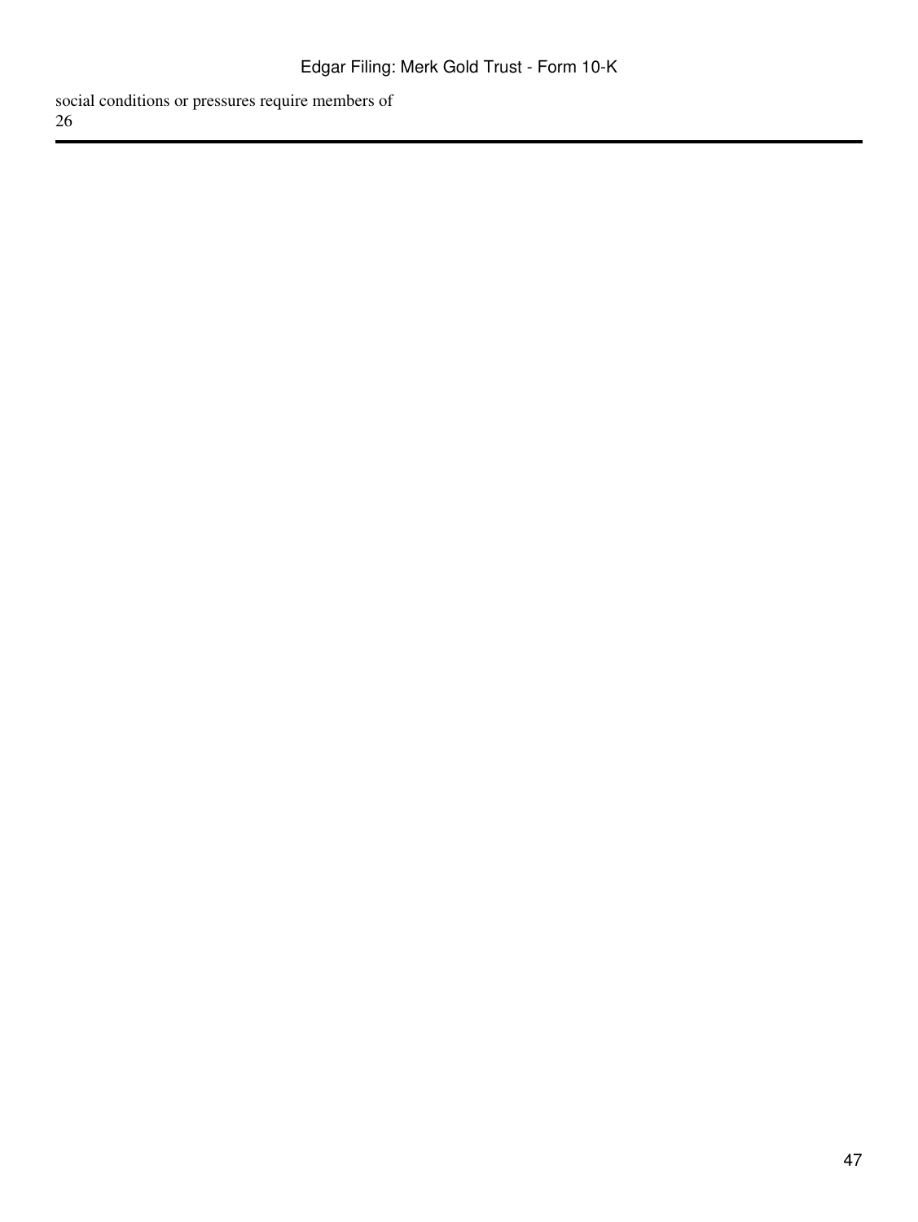social conditions or pressures require members of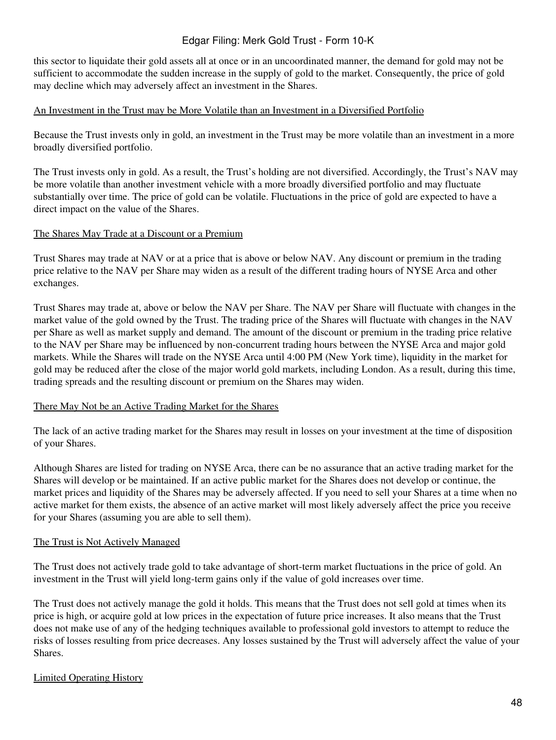this sector to liquidate their gold assets all at once or in an uncoordinated manner, the demand for gold may not be sufficient to accommodate the sudden increase in the supply of gold to the market. Consequently, the price of gold may decline which may adversely affect an investment in the Shares.

<u>An Investment in the Trust may be More Volatile than an Investment in a Diversified Portfolio</u>

Because the Trust invests only in gold, an investment in the Trust may be more volatile than an investment in a more broadly diversified portfolio.

The Trust invests only in gold. As a result, the Trust's holding are not diversified. Accordingly, the Trust's NAV may be more volatile than another investment vehicle with a more broadly diversified portfolio and may fluctuate substantially over time. The price of gold can be volatile. Fluctuations in the price of gold are expected to have a direct impact on the value of the Shares.

<u>The Shares May Trade at a Discount or a Premium</u>

Trust Shares may trade at NAV or at a price that is above or below NAV. Any discount or premium in the trading price relative to the NAV per Share may widen as a result of the different trading hours of NYSE Arca and other exchanges.

Trust Shares may trade at, above or below the NAV per Share. The NAV per Share will fluctuate with changes in the market value of the gold owned by the Trust. The trading price of the Shares will fluctuate with changes in the NAV per Share as well as market supply and demand. The amount of the discount or premium in the trading price relative to the NAV per Share may be influenced by non-concurrent trading hours between the NYSE Arca and major gold markets. While the Shares will trade on the NYSE Arca until 4:00 PM (New York time), liquidity in the market for gold may be reduced after the close of the major world gold markets, including London. As a result, during this time, trading spreads and the resulting discount or premium on the Shares may widen.

<u>There May Not be an Active Trading Market for the Shares</u>

The lack of an active trading market for the Shares may result in losses on your investment at the time of disposition of your Shares.

Although Shares are listed for trading on NYSE Arca, there can be no assurance that an active trading market for the Shares will develop or be maintained. If an active public market for the Shares does not develop or continue, the market prices and liquidity of the Shares may be adversely affected. If you need to sell your Shares at a time when no active market for them exists, the absence of an active market will most likely adversely affect the price you receive for your Shares (assuming you are able to sell them).

<u>The Trust is Not Actively Managed</u>

The Trust does not actively trade gold to take advantage of short-term market fluctuations in the price of gold. An investment in the Trust will yield long-term gains only if the value of gold increases over time.

The Trust does not actively manage the gold it holds. This means that the Trust does not sell gold at times when its price is high, or acquire gold at low prices in the expectation of future price increases. It also means that the Trust does not make use of any of the hedging techniques available to professional gold investors to attempt to reduce the risks of losses resulting from price decreases. Any losses sustained by the Trust will adversely affect the value of your Shares.

<u>Limited Operating History</u>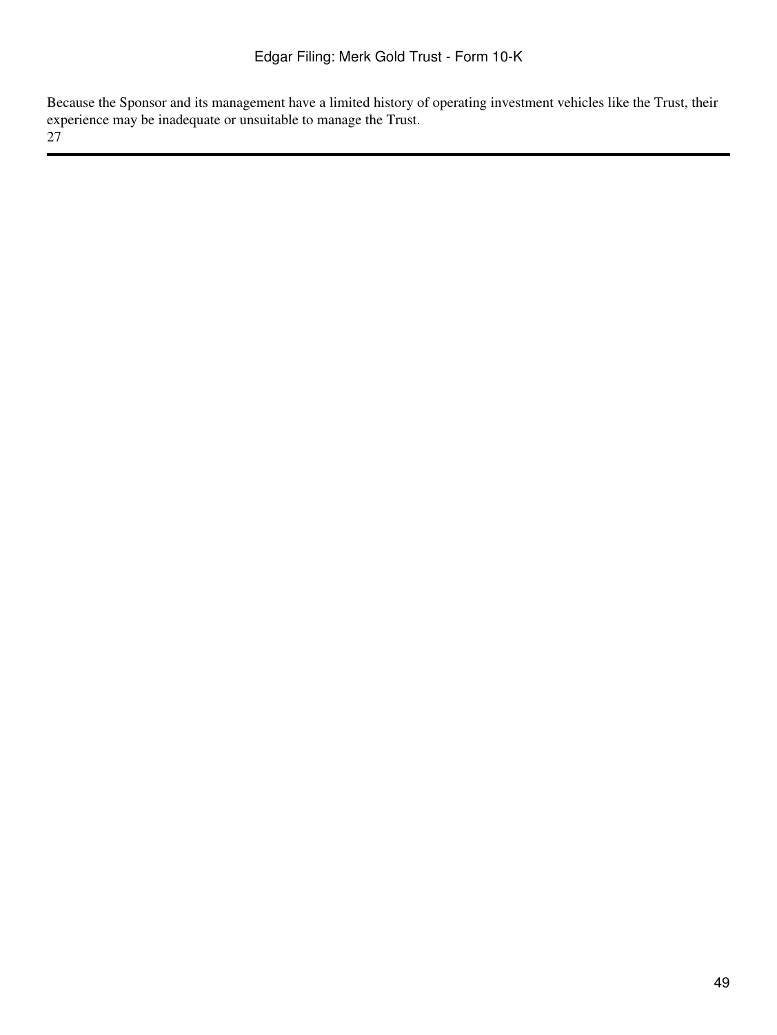Because the Sponsor and its management have a limited history of operating investment vehicles like the Trust, their experience may be inadequate or unsuitable to manage the Trust.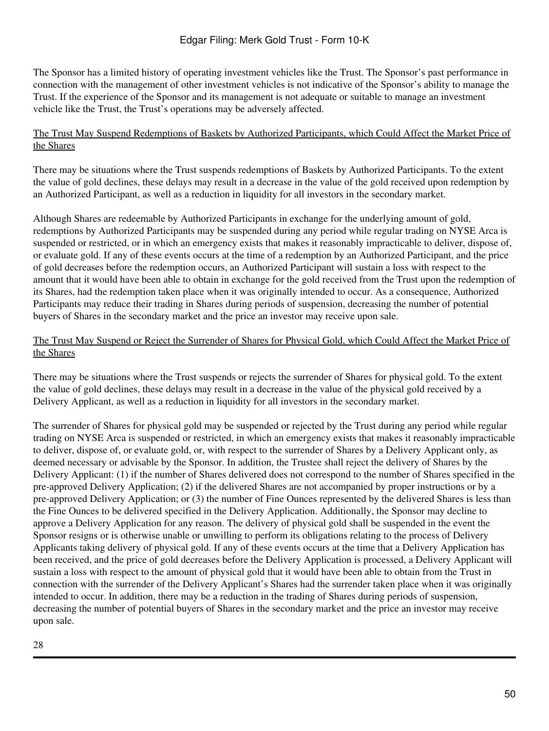The Sponsor has a limited history of operating investment vehicles like the Trust. The Sponsor's past performance in connection with the management of other investment vehicles is not indicative of the Sponsor's ability to manage the Trust. If the experience of the Sponsor and its management is not adequate or suitable to manage an investment vehicle like the Trust, the Trust's operations may be adversely affected.

The Trust May Suspend Redemptions of Baskets by Authorized Participants, which Could Affect the Market Price of the Shares

There may be situations where the Trust suspends redemptions of Baskets by Authorized Participants. To the extent the value of gold declines, these delays may result in a decrease in the value of the gold received upon redemption by an Authorized Participant, as well as a reduction in liquidity for all investors in the secondary market.

Although Shares are redeemable by Authorized Participants in exchange for the underlying amount of gold, redemptions by Authorized Participants may be suspended during any period while regular trading on NYSE Arca is suspended or restricted, or in which an emergency exists that makes it reasonably impracticable to deliver, dispose of, or evaluate gold. If any of these events occurs at the time of a redemption by an Authorized Participant, and the price of gold decreases before the redemption occurs, an Authorized Participant will sustain a loss with respect to the amount that it would have been able to obtain in exchange for the gold received from the Trust upon the redemption of its Shares, had the redemption taken place when it was originally intended to occur. As a consequence, Authorized Participants may reduce their trading in Shares during periods of suspension, decreasing the number of potential buyers of Shares in the secondary market and the price an investor may receive upon sale.

The Trust May Suspend or Reject the Surrender of Shares for Physical Gold, which Could Affect the Market Price of the Shares

There may be situations where the Trust suspends or rejects the surrender of Shares for physical gold. To the extent the value of gold declines, these delays may result in a decrease in the value of the physical gold received by a Delivery Applicant, as well as a reduction in liquidity for all investors in the secondary market.

The surrender of Shares for physical gold may be suspended or rejected by the Trust during any period while regular trading on NYSE Arca is suspended or restricted, in which an emergency exists that makes it reasonably impracticable to deliver, dispose of, or evaluate gold, or, with respect to the surrender of Shares by a Delivery Applicant only, as deemed necessary or advisable by the Sponsor. In addition, the Trustee shall reject the delivery of Shares by the Delivery Applicant: (1) if the number of Shares delivered does not correspond to the number of Shares specified in the pre-approved Delivery Application; (2) if the delivered Shares are not accompanied by proper instructions or by a pre-approved Delivery Application; or (3) the number of Fine Ounces represented by the delivered Shares is less than the Fine Ounces to be delivered specified in the Delivery Application. Additionally, the Sponsor may decline to approve a Delivery Application for any reason. The delivery of physical gold shall be suspended in the event the Sponsor resigns or is otherwise unable or unwilling to perform its obligations relating to the process of Delivery Applicants taking delivery of physical gold. If any of these events occurs at the time that a Delivery Application has been received, and the price of gold decreases before the Delivery Application is processed, a Delivery Applicant will sustain a loss with respect to the amount of physical gold that it would have been able to obtain from the Trust in connection with the surrender of the Delivery Applicant's Shares had the surrender taken place when it was originally intended to occur. In addition, there may be a reduction in the trading of Shares during periods of suspension, decreasing the number of potential buyers of Shares in the secondary market and the price an investor may receive upon sale.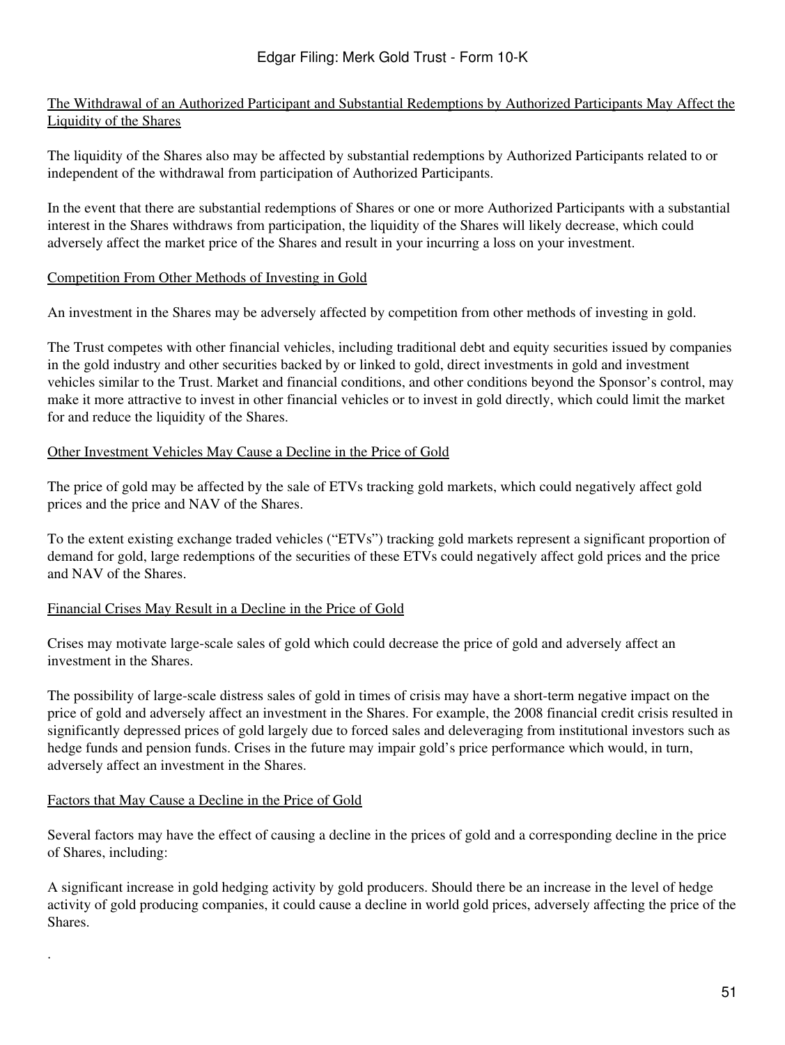<u>The Withdrawal of an Authorized Participant and Substantial Redemptions by Authorized Participants May Affect the Liquidity of the Shares</u>

The liquidity of the Shares also may be affected by substantial redemptions by Authorized Participants related to or independent of the withdrawal from participation of Authorized Participants.

In the event that there are substantial redemptions of Shares or one or more Authorized Participants with a substantial interest in the Shares withdraws from participation, the liquidity of the Shares will likely decrease, which could adversely affect the market price of the Shares and result in your incurring a loss on your investment.

<u>Competition From Other Methods of Investing in Gold</u>

An investment in the Shares may be adversely affected by competition from other methods of investing in gold.

The Trust competes with other financial vehicles, including traditional debt and equity securities issued by companies in the gold industry and other securities backed by or linked to gold, direct investments in gold and investment vehicles similar to the Trust. Market and financial conditions, and other conditions beyond the Sponsor's control, may make it more attractive to invest in other financial vehicles or to invest in gold directly, which could limit the market for and reduce the liquidity of the Shares.

<u>Other Investment Vehicles May Cause a Decline in the Price of Gold</u>

The price of gold may be affected by the sale of ETVs tracking gold markets, which could negatively affect gold prices and the price and NAV of the Shares.

To the extent existing exchange traded vehicles ("ETVs") tracking gold markets represent a significant proportion of demand for gold, large redemptions of the securities of these ETVs could negatively affect gold prices and the price and NAV of the Shares.

<u>Financial Crises May Result in a Decline in the Price of Gold</u>

Crises may motivate large-scale sales of gold which could decrease the price of gold and adversely affect an investment in the Shares.

The possibility of large-scale distress sales of gold in times of crisis may have a short-term negative impact on the price of gold and adversely affect an investment in the Shares. For example, the 2008 financial credit crisis resulted in significantly depressed prices of gold largely due to forced sales and deleveraging from institutional investors such as hedge funds and pension funds. Crises in the future may impair gold's price performance which would, in turn, adversely affect an investment in the Shares.

<u>Factors that May Cause a Decline in the Price of Gold</u>

Several factors may have the effect of causing a decline in the prices of gold and a corresponding decline in the price of Shares, including:

A significant increase in gold hedging activity by gold producers. Should there be an increase in the level of hedge activity of gold producing companies, it could cause a decline in world gold prices, adversely affecting the price of the Shares.

.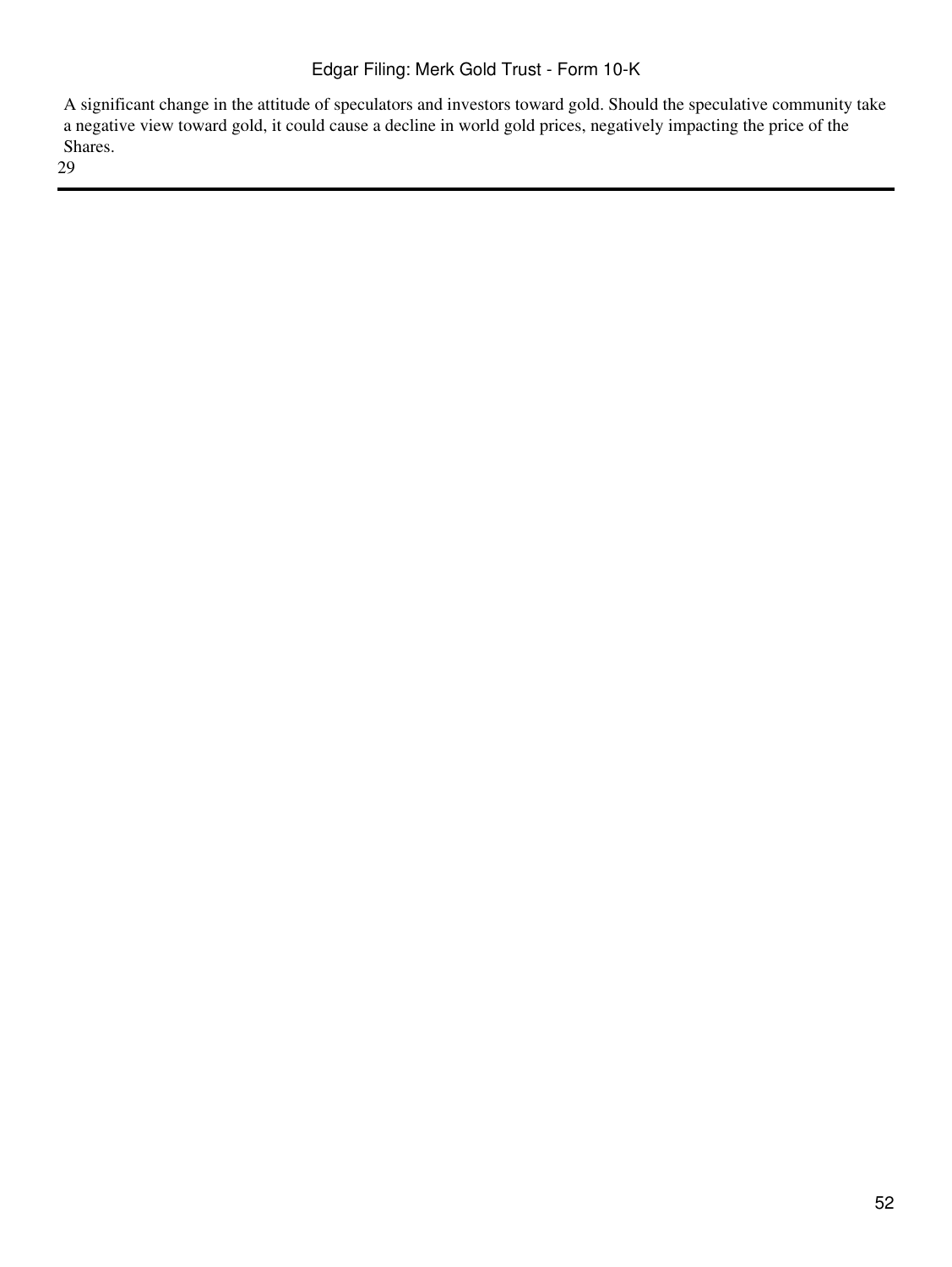A significant change in the attitude of speculators and investors toward gold. Should the speculative community take a negative view toward gold, it could cause a decline in world gold prices, negatively impacting the price of the Shares.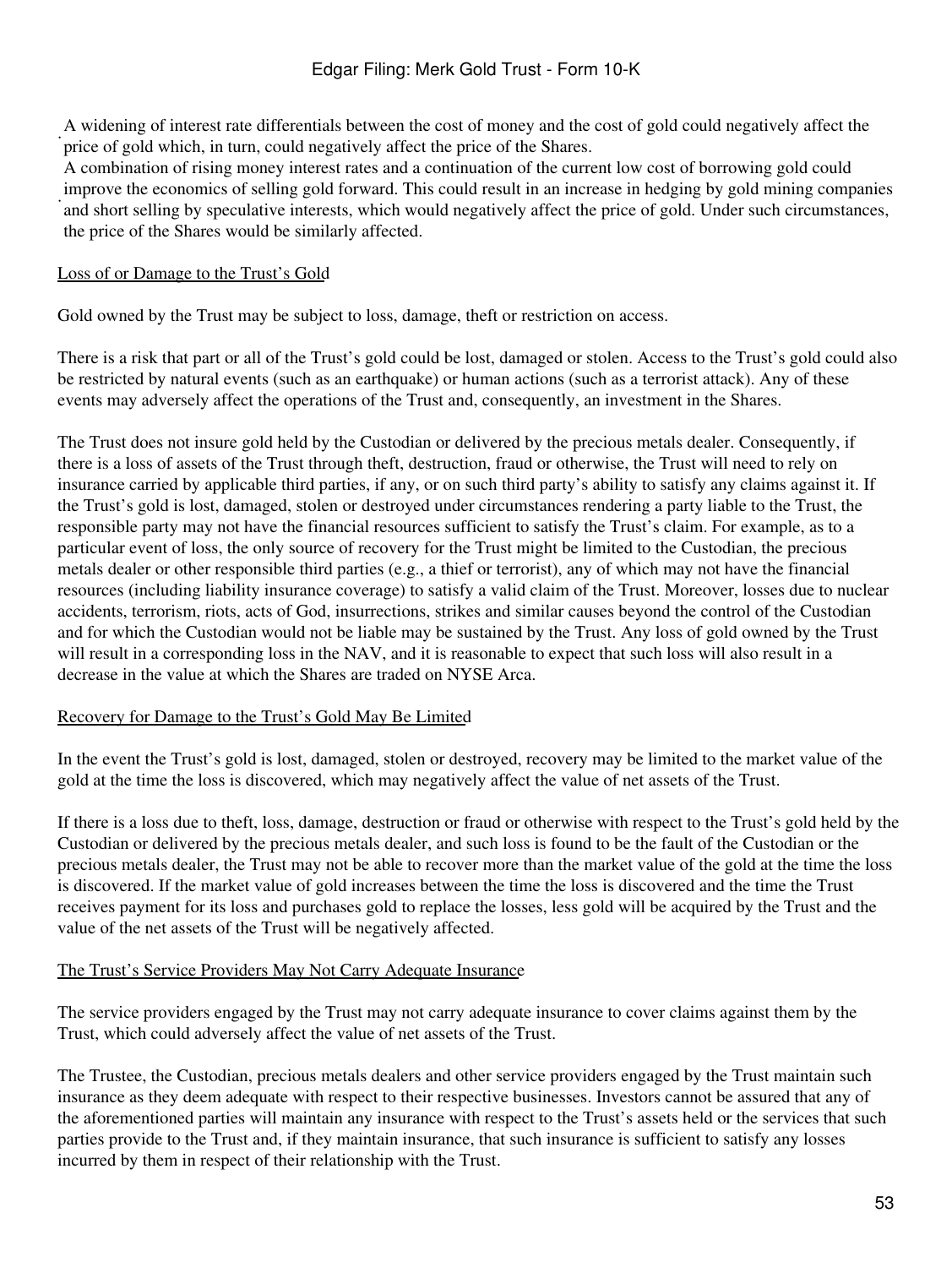- A widening of interest rate differentials between the cost of money and the cost of gold could negatively affect the price of gold which, in turn, could negatively affect the price of the Shares.
- A combination of rising money interest rates and a continuation of the current low cost of borrowing gold could improve the economics of selling gold forward. This could result in an increase in hedging by gold mining companies and short selling by speculative interests, which would negatively affect the price of gold. Under such circumstances, the price of the Shares would be similarly affected.

Loss of or Damage to the Trust's Gold

Gold owned by the Trust may be subject to loss, damage, theft or restriction on access.

There is a risk that part or all of the Trust's gold could be lost, damaged or stolen. Access to the Trust's gold could also be restricted by natural events (such as an earthquake) or human actions (such as a terrorist attack). Any of these events may adversely affect the operations of the Trust and, consequently, an investment in the Shares.

The Trust does not insure gold held by the Custodian or delivered by the precious metals dealer. Consequently, if there is a loss of assets of the Trust through theft, destruction, fraud or otherwise, the Trust will need to rely on insurance carried by applicable third parties, if any, or on such third party's ability to satisfy any claims against it. If the Trust's gold is lost, damaged, stolen or destroyed under circumstances rendering a party liable to the Trust, the responsible party may not have the financial resources sufficient to satisfy the Trust's claim. For example, as to a particular event of loss, the only source of recovery for the Trust might be limited to the Custodian, the precious metals dealer or other responsible third parties (e.g., a thief or terrorist), any of which may not have the financial resources (including liability insurance coverage) to satisfy a valid claim of the Trust. Moreover, losses due to nuclear accidents, terrorism, riots, acts of God, insurrections, strikes and similar causes beyond the control of the Custodian and for which the Custodian would not be liable may be sustained by the Trust. Any loss of gold owned by the Trust will result in a corresponding loss in the NAV, and it is reasonable to expect that such loss will also result in a decrease in the value at which the Shares are traded on NYSE Arca.

Recovery for Damage to the Trust's Gold May Be Limited

In the event the Trust's gold is lost, damaged, stolen or destroyed, recovery may be limited to the market value of the gold at the time the loss is discovered, which may negatively affect the value of net assets of the Trust.

If there is a loss due to theft, loss, damage, destruction or fraud or otherwise with respect to the Trust's gold held by the Custodian or delivered by the precious metals dealer, and such loss is found to be the fault of the Custodian or the precious metals dealer, the Trust may not be able to recover more than the market value of the gold at the time the loss is discovered. If the market value of gold increases between the time the loss is discovered and the time the Trust receives payment for its loss and purchases gold to replace the losses, less gold will be acquired by the Trust and the value of the net assets of the Trust will be negatively affected.

The Trust's Service Providers May Not Carry Adequate Insurance

The service providers engaged by the Trust may not carry adequate insurance to cover claims against them by the Trust, which could adversely affect the value of net assets of the Trust.

The Trustee, the Custodian, precious metals dealers and other service providers engaged by the Trust maintain such insurance as they deem adequate with respect to their respective businesses. Investors cannot be assured that any of the aforementioned parties will maintain any insurance with respect to the Trust's assets held or the services that such parties provide to the Trust and, if they maintain insurance, that such insurance is sufficient to satisfy any losses incurred by them in respect of their relationship with the Trust.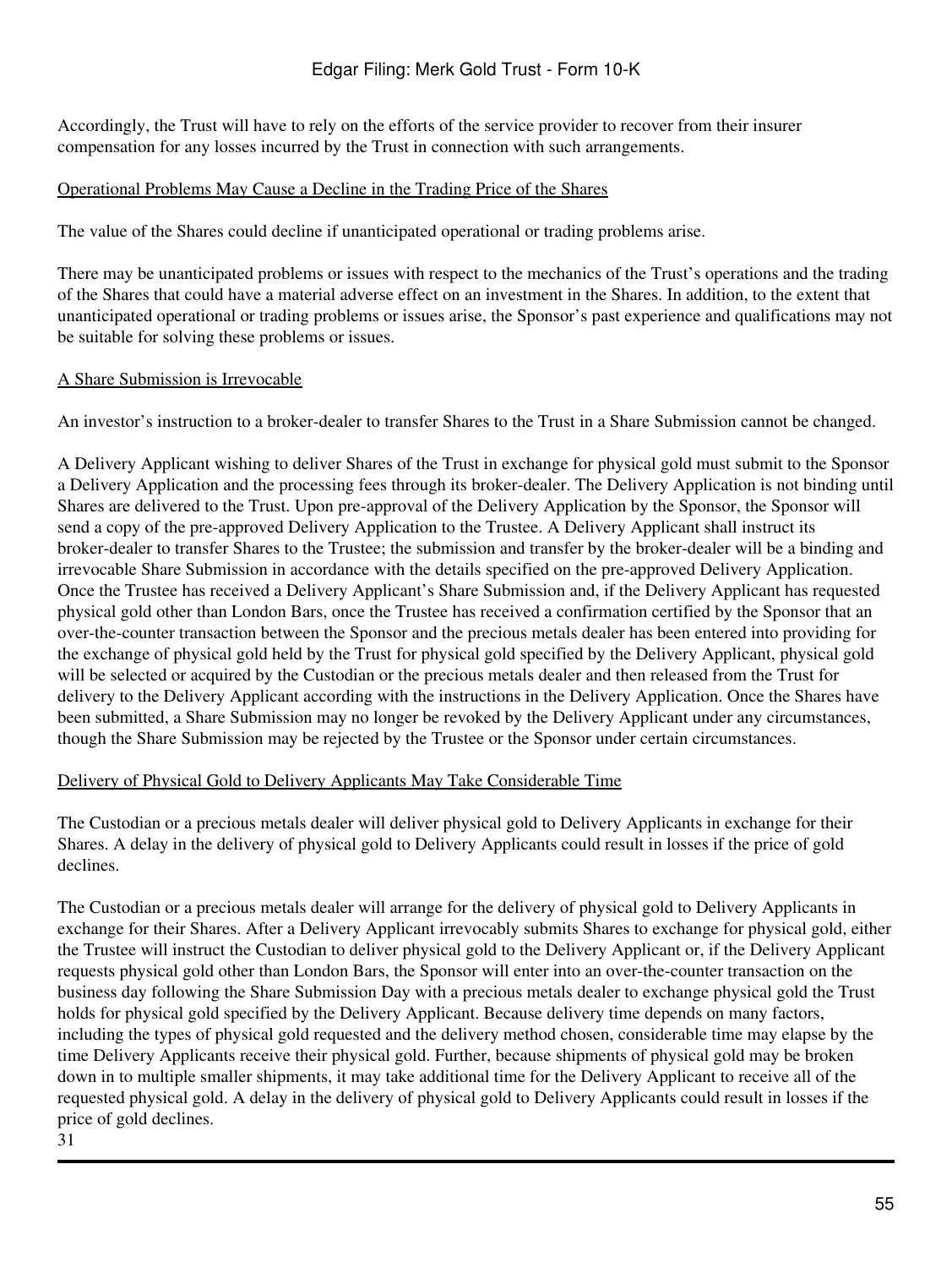Accordingly, the Trust will have to rely on the efforts of the service provider to recover from their insurer compensation for any losses incurred by the Trust in connection with such arrangements.

Operational Problems May Cause a Decline in the Trading Price of the Shares

The value of the Shares could decline if unanticipated operational or trading problems arise.

There may be unanticipated problems or issues with respect to the mechanics of the Trust's operations and the trading of the Shares that could have a material adverse effect on an investment in the Shares. In addition, to the extent that unanticipated operational or trading problems or issues arise, the Sponsor's past experience and qualifications may not be suitable for solving these problems or issues.

A Share Submission is Irrevocable

An investor's instruction to a broker-dealer to transfer Shares to the Trust in a Share Submission cannot be changed.

A Delivery Applicant wishing to deliver Shares of the Trust in exchange for physical gold must submit to the Sponsor a Delivery Application and the processing fees through its broker-dealer. The Delivery Application is not binding until Shares are delivered to the Trust. Upon pre-approval of the Delivery Application by the Sponsor, the Sponsor will send a copy of the pre-approved Delivery Application to the Trustee. A Delivery Applicant shall instruct its broker-dealer to transfer Shares to the Trustee; the submission and transfer by the broker-dealer will be a binding and irrevocable Share Submission in accordance with the details specified on the pre-approved Delivery Application. Once the Trustee has received a Delivery Applicant's Share Submission and, if the Delivery Applicant has requested physical gold other than London Bars, once the Trustee has received a confirmation certified by the Sponsor that an over-the-counter transaction between the Sponsor and the precious metals dealer has been entered into providing for the exchange of physical gold held by the Trust for physical gold specified by the Delivery Applicant, physical gold will be selected or acquired by the Custodian or the precious metals dealer and then released from the Trust for delivery to the Delivery Applicant according with the instructions in the Delivery Application. Once the Shares have been submitted, a Share Submission may no longer be revoked by the Delivery Applicant under any circumstances, though the Share Submission may be rejected by the Trustee or the Sponsor under certain circumstances.

Delivery of Physical Gold to Delivery Applicants May Take Considerable Time

The Custodian or a precious metals dealer will deliver physical gold to Delivery Applicants in exchange for their Shares. A delay in the delivery of physical gold to Delivery Applicants could result in losses if the price of gold declines.

The Custodian or a precious metals dealer will arrange for the delivery of physical gold to Delivery Applicants in exchange for their Shares. After a Delivery Applicant irrevocably submits Shares to exchange for physical gold, either the Trustee will instruct the Custodian to deliver physical gold to the Delivery Applicant or, if the Delivery Applicant requests physical gold other than London Bars, the Sponsor will enter into an over-the-counter transaction on the business day following the Share Submission Day with a precious metals dealer to exchange physical gold the Trust holds for physical gold specified by the Delivery Applicant. Because delivery time depends on many factors, including the types of physical gold requested and the delivery method chosen, considerable time may elapse by the time Delivery Applicants receive their physical gold. Further, because shipments of physical gold may be broken down in to multiple smaller shipments, it may take additional time for the Delivery Applicant to receive all of the requested physical gold. A delay in the delivery of physical gold to Delivery Applicants could result in losses if the price of gold declines.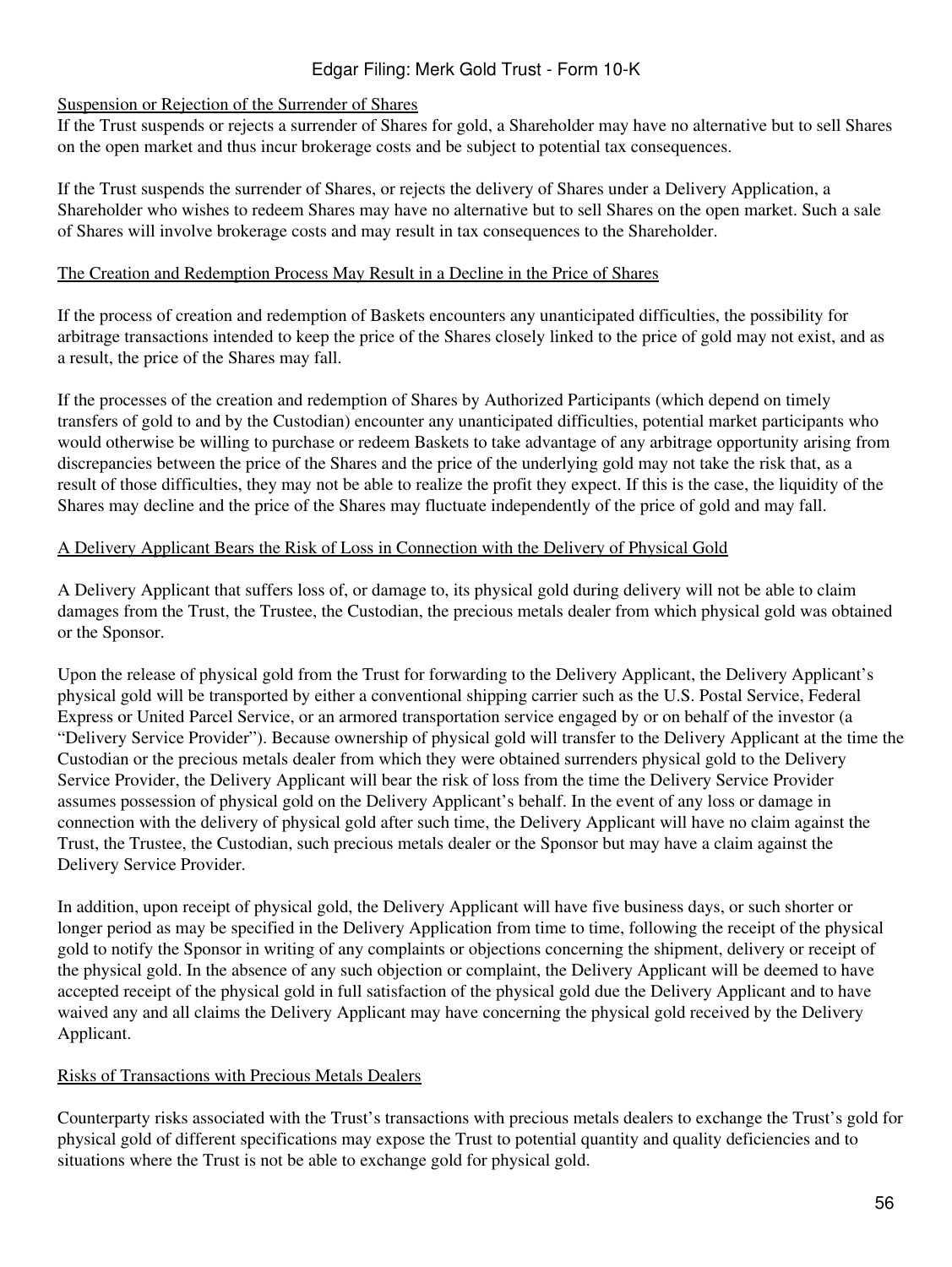Suspension or Rejection of the Surrender of Shares

If the Trust suspends or rejects a surrender of Shares for gold, a Shareholder may have no alternative but to sell Shares on the open market and thus incur brokerage costs and be subject to potential tax consequences.

If the Trust suspends the surrender of Shares, or rejects the delivery of Shares under a Delivery Application, a Shareholder who wishes to redeem Shares may have no alternative but to sell Shares on the open market. Such a sale of Shares will involve brokerage costs and may result in tax consequences to the Shareholder.

The Creation and Redemption Process May Result in a Decline in the Price of Shares

If the process of creation and redemption of Baskets encounters any unanticipated difficulties, the possibility for arbitrage transactions intended to keep the price of the Shares closely linked to the price of gold may not exist, and as a result, the price of the Shares may fall.

If the processes of the creation and redemption of Shares by Authorized Participants (which depend on timely transfers of gold to and by the Custodian) encounter any unanticipated difficulties, potential market participants who would otherwise be willing to purchase or redeem Baskets to take advantage of any arbitrage opportunity arising from discrepancies between the price of the Shares and the price of the underlying gold may not take the risk that, as a result of those difficulties, they may not be able to realize the profit they expect. If this is the case, the liquidity of the Shares may decline and the price of the Shares may fluctuate independently of the price of gold and may fall.

A Delivery Applicant Bears the Risk of Loss in Connection with the Delivery of Physical Gold

A Delivery Applicant that suffers loss of, or damage to, its physical gold during delivery will not be able to claim damages from the Trust, the Trustee, the Custodian, the precious metals dealer from which physical gold was obtained or the Sponsor.

Upon the release of physical gold from the Trust for forwarding to the Delivery Applicant, the Delivery Applicant's physical gold will be transported by either a conventional shipping carrier such as the U.S. Postal Service, Federal Express or United Parcel Service, or an armored transportation service engaged by or on behalf of the investor (a "Delivery Service Provider"). Because ownership of physical gold will transfer to the Delivery Applicant at the time the Custodian or the precious metals dealer from which they were obtained surrenders physical gold to the Delivery Service Provider, the Delivery Applicant will bear the risk of loss from the time the Delivery Service Provider assumes possession of physical gold on the Delivery Applicant's behalf. In the event of any loss or damage in connection with the delivery of physical gold after such time, the Delivery Applicant will have no claim against the Trust, the Trustee, the Custodian, such precious metals dealer or the Sponsor but may have a claim against the Delivery Service Provider.

In addition, upon receipt of physical gold, the Delivery Applicant will have five business days, or such shorter or longer period as may be specified in the Delivery Application from time to time, following the receipt of the physical gold to notify the Sponsor in writing of any complaints or objections concerning the shipment, delivery or receipt of the physical gold. In the absence of any such objection or complaint, the Delivery Applicant will be deemed to have accepted receipt of the physical gold in full satisfaction of the physical gold due the Delivery Applicant and to have waived any and all claims the Delivery Applicant may have concerning the physical gold received by the Delivery Applicant.

Risks of Transactions with Precious Metals Dealers

Counterparty risks associated with the Trust's transactions with precious metals dealers to exchange the Trust's gold for physical gold of different specifications may expose the Trust to potential quantity and quality deficiencies and to situations where the Trust is not be able to exchange gold for physical gold.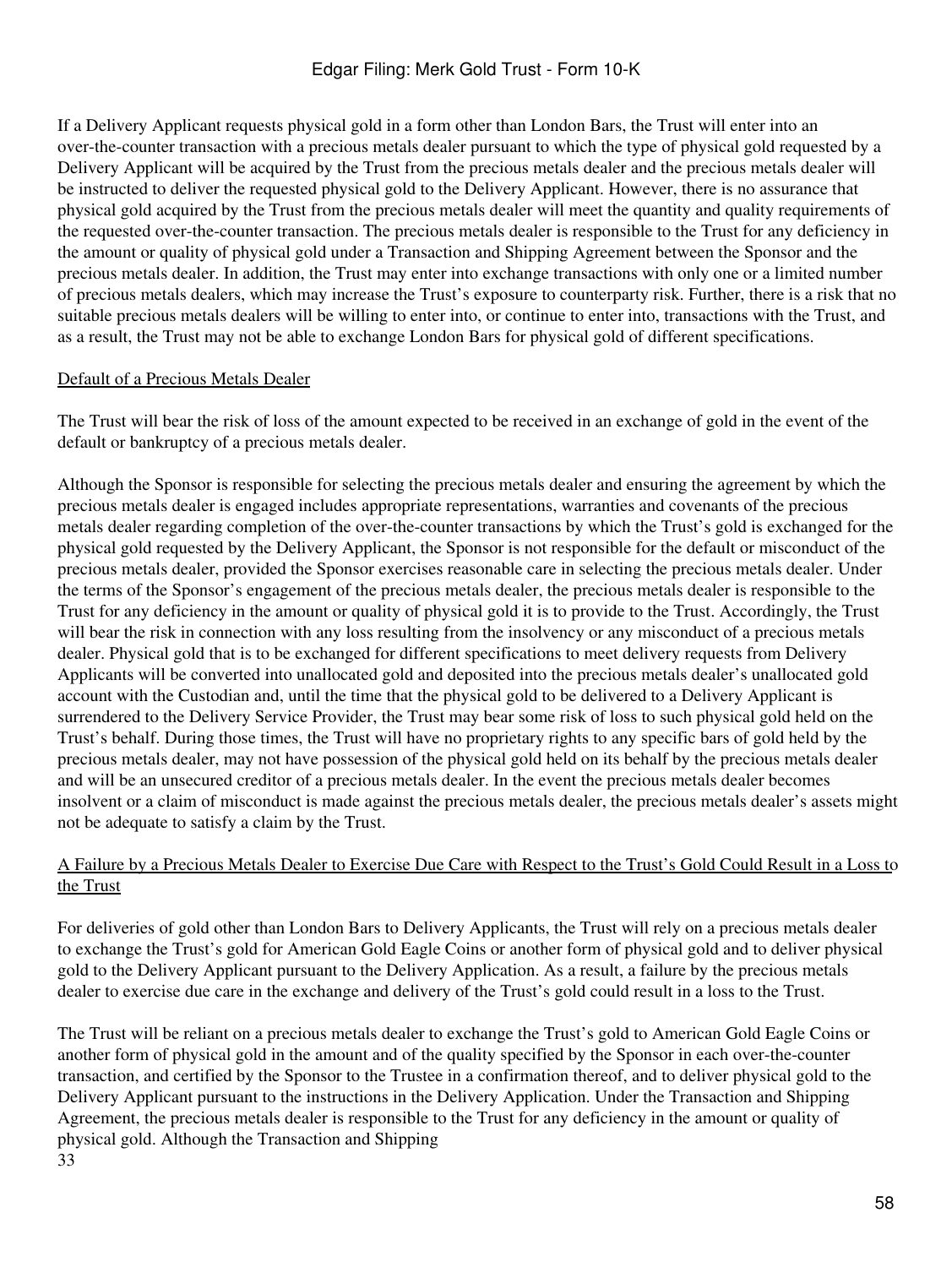If a Delivery Applicant requests physical gold in a form other than London Bars, the Trust will enter into an over-the-counter transaction with a precious metals dealer pursuant to which the type of physical gold requested by a Delivery Applicant will be acquired by the Trust from the precious metals dealer and the precious metals dealer will be instructed to deliver the requested physical gold to the Delivery Applicant. However, there is no assurance that physical gold acquired by the Trust from the precious metals dealer will meet the quantity and quality requirements of the requested over-the-counter transaction. The precious metals dealer is responsible to the Trust for any deficiency in the amount or quality of physical gold under a Transaction and Shipping Agreement between the Sponsor and the precious metals dealer. In addition, the Trust may enter into exchange transactions with only one or a limited number of precious metals dealers, which may increase the Trust's exposure to counterparty risk. Further, there is a risk that no suitable precious metals dealers will be willing to enter into, or continue to enter into, transactions with the Trust, and as a result, the Trust may not be able to exchange London Bars for physical gold of different specifications.

Default of a Precious Metals Dealer

The Trust will bear the risk of loss of the amount expected to be received in an exchange of gold in the event of the default or bankruptcy of a precious metals dealer.

Although the Sponsor is responsible for selecting the precious metals dealer and ensuring the agreement by which the precious metals dealer is engaged includes appropriate representations, warranties and covenants of the precious metals dealer regarding completion of the over-the-counter transactions by which the Trust's gold is exchanged for the physical gold requested by the Delivery Applicant, the Sponsor is not responsible for the default or misconduct of the precious metals dealer, provided the Sponsor exercises reasonable care in selecting the precious metals dealer. Under the terms of the Sponsor's engagement of the precious metals dealer, the precious metals dealer is responsible to the Trust for any deficiency in the amount or quality of physical gold it is to provide to the Trust. Accordingly, the Trust will bear the risk in connection with any loss resulting from the insolvency or any misconduct of a precious metals dealer. Physical gold that is to be exchanged for different specifications to meet delivery requests from Delivery Applicants will be converted into unallocated gold and deposited into the precious metals dealer's unallocated gold account with the Custodian and, until the time that the physical gold to be delivered to a Delivery Applicant is surrendered to the Delivery Service Provider, the Trust may bear some risk of loss to such physical gold held on the Trust's behalf. During those times, the Trust will have no proprietary rights to any specific bars of gold held by the precious metals dealer, may not have possession of the physical gold held on its behalf by the precious metals dealer and will be an unsecured creditor of a precious metals dealer. In the event the precious metals dealer becomes insolvent or a claim of misconduct is made against the precious metals dealer, the precious metals dealer's assets might not be adequate to satisfy a claim by the Trust.

A Failure by a Precious Metals Dealer to Exercise Due Care with Respect to the Trust's Gold Could Result in a Loss to the Trust

For deliveries of gold other than London Bars to Delivery Applicants, the Trust will rely on a precious metals dealer to exchange the Trust's gold for American Gold Eagle Coins or another form of physical gold and to deliver physical gold to the Delivery Applicant pursuant to the Delivery Application. As a result, a failure by the precious metals dealer to exercise due care in the exchange and delivery of the Trust's gold could result in a loss to the Trust.

The Trust will be reliant on a precious metals dealer to exchange the Trust's gold to American Gold Eagle Coins or another form of physical gold in the amount and of the quality specified by the Sponsor in each over-the-counter transaction, and certified by the Sponsor to the Trustee in a confirmation thereof, and to deliver physical gold to the Delivery Applicant pursuant to the instructions in the Delivery Application. Under the Transaction and Shipping Agreement, the precious metals dealer is responsible to the Trust for any deficiency in the amount or quality of physical gold. Although the Transaction and Shipping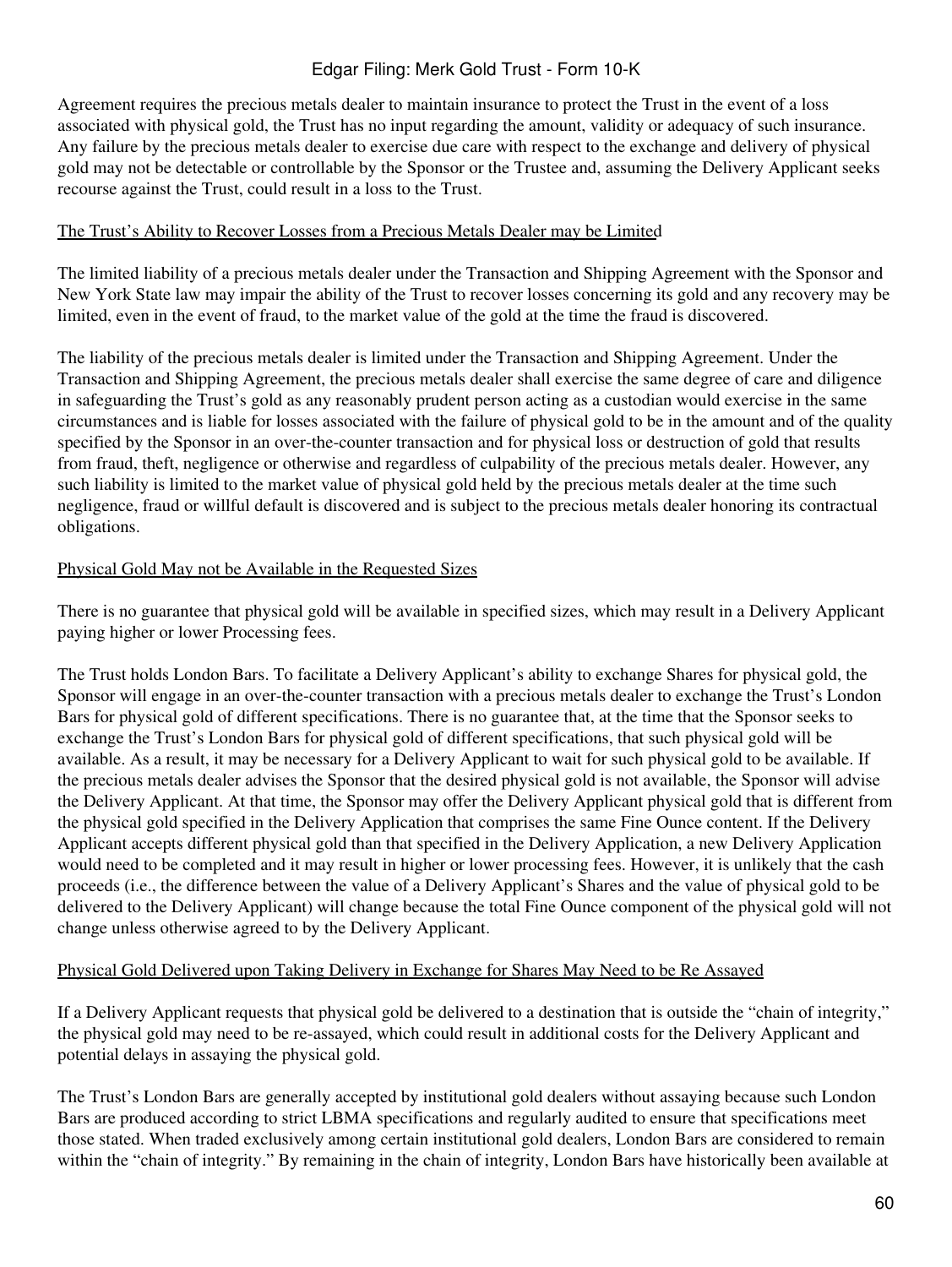Agreement requires the precious metals dealer to maintain insurance to protect the Trust in the event of a loss associated with physical gold, the Trust has no input regarding the amount, validity or adequacy of such insurance. Any failure by the precious metals dealer to exercise due care with respect to the exchange and delivery of physical gold may not be detectable or controllable by the Sponsor or the Trustee and, assuming the Delivery Applicant seeks recourse against the Trust, could result in a loss to the Trust.

<u>The Trust's Ability to Recover Losses from a Precious Metals Dealer may be Limited</u>

The limited liability of a precious metals dealer under the Transaction and Shipping Agreement with the Sponsor and New York State law may impair the ability of the Trust to recover losses concerning its gold and any recovery may be limited, even in the event of fraud, to the market value of the gold at the time the fraud is discovered.

The liability of the precious metals dealer is limited under the Transaction and Shipping Agreement. Under the Transaction and Shipping Agreement, the precious metals dealer shall exercise the same degree of care and diligence in safeguarding the Trust's gold as any reasonably prudent person acting as a custodian would exercise in the same circumstances and is liable for losses associated with the failure of physical gold to be in the amount and of the quality specified by the Sponsor in an over-the-counter transaction and for physical loss or destruction of gold that results from fraud, theft, negligence or otherwise and regardless of culpability of the precious metals dealer. However, any such liability is limited to the market value of physical gold held by the precious metals dealer at the time such negligence, fraud or willful default is discovered and is subject to the precious metals dealer honoring its contractual obligations.

<u>Physical Gold May not be Available in the Requested Sizes</u>

There is no guarantee that physical gold will be available in specified sizes, which may result in a Delivery Applicant paying higher or lower Processing fees.

The Trust holds London Bars. To facilitate a Delivery Applicant's ability to exchange Shares for physical gold, the Sponsor will engage in an over-the-counter transaction with a precious metals dealer to exchange the Trust's London Bars for physical gold of different specifications. There is no guarantee that, at the time that the Sponsor seeks to exchange the Trust's London Bars for physical gold of different specifications, that such physical gold will be available. As a result, it may be necessary for a Delivery Applicant to wait for such physical gold to be available. If the precious metals dealer advises the Sponsor that the desired physical gold is not available, the Sponsor will advise the Delivery Applicant. At that time, the Sponsor may offer the Delivery Applicant physical gold that is different from the physical gold specified in the Delivery Application that comprises the same Fine Ounce content. If the Delivery Applicant accepts different physical gold than that specified in the Delivery Application, a new Delivery Application would need to be completed and it may result in higher or lower processing fees. However, it is unlikely that the cash proceeds (i.e., the difference between the value of a Delivery Applicant's Shares and the value of physical gold to be delivered to the Delivery Applicant) will change because the total Fine Ounce component of the physical gold will not change unless otherwise agreed to by the Delivery Applicant.

<u>Physical Gold Delivered upon Taking Delivery in Exchange for Shares May Need to be Re Assayed</u>

If a Delivery Applicant requests that physical gold be delivered to a destination that is outside the "chain of integrity," the physical gold may need to be re-assayed, which could result in additional costs for the Delivery Applicant and potential delays in assaying the physical gold.

The Trust's London Bars are generally accepted by institutional gold dealers without assaying because such London Bars are produced according to strict LBMA specifications and regularly audited to ensure that specifications meet those stated. When traded exclusively among certain institutional gold dealers, London Bars are considered to remain within the "chain of integrity." By remaining in the chain of integrity, London Bars have historically been available at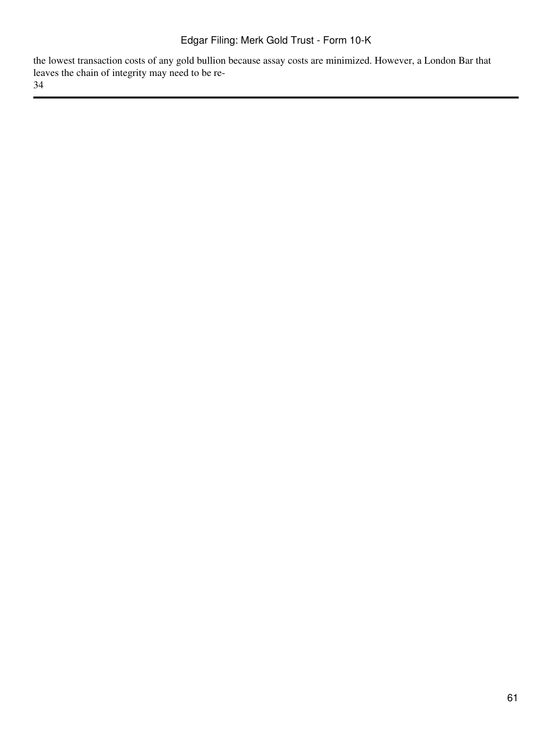the lowest transaction costs of any gold bullion because assay costs are minimized. However, a London Bar that leaves the chain of integrity may need to be re-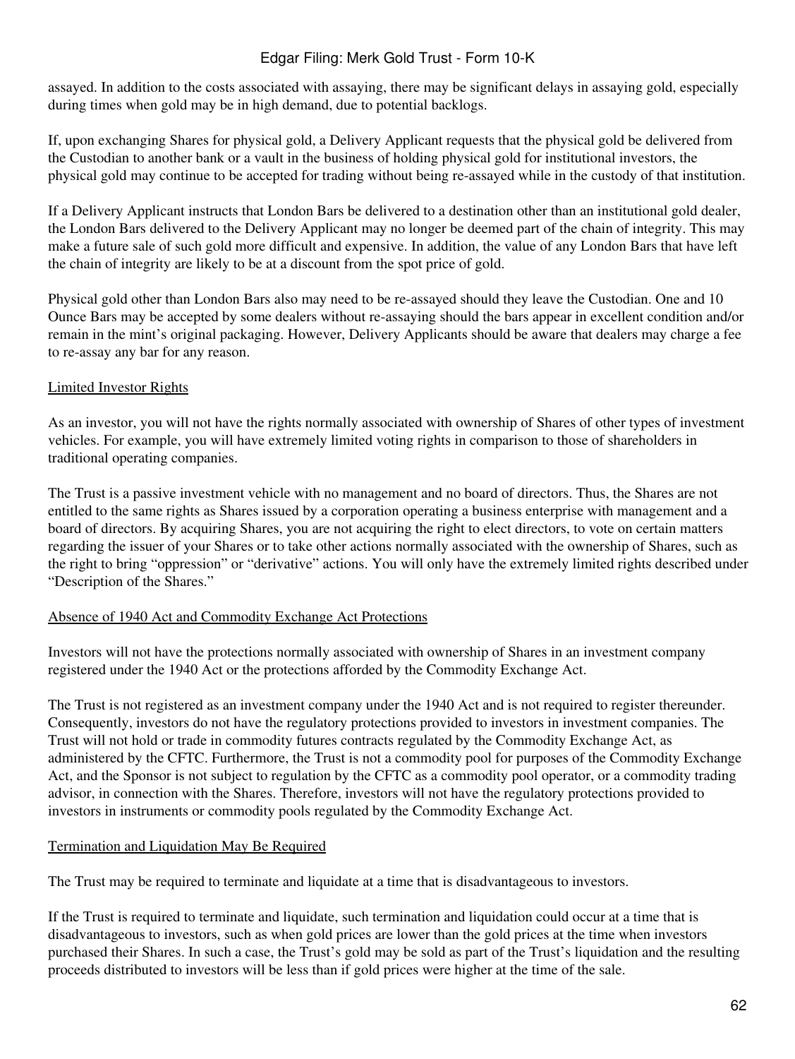assayed. In addition to the costs associated with assaying, there may be significant delays in assaying gold, especially during times when gold may be in high demand, due to potential backlogs.

If, upon exchanging Shares for physical gold, a Delivery Applicant requests that the physical gold be delivered from the Custodian to another bank or a vault in the business of holding physical gold for institutional investors, the physical gold may continue to be accepted for trading without being re-assayed while in the custody of that institution.

If a Delivery Applicant instructs that London Bars be delivered to a destination other than an institutional gold dealer, the London Bars delivered to the Delivery Applicant may no longer be deemed part of the chain of integrity. This may make a future sale of such gold more difficult and expensive. In addition, the value of any London Bars that have left the chain of integrity are likely to be at a discount from the spot price of gold.

Physical gold other than London Bars also may need to be re-assayed should they leave the Custodian. One and 10 Ounce Bars may be accepted by some dealers without re-assaying should the bars appear in excellent condition and/or remain in the mint's original packaging. However, Delivery Applicants should be aware that dealers may charge a fee to re-assay any bar for any reason.

Limited Investor Rights

As an investor, you will not have the rights normally associated with ownership of Shares of other types of investment vehicles. For example, you will have extremely limited voting rights in comparison to those of shareholders in traditional operating companies.

The Trust is a passive investment vehicle with no management and no board of directors. Thus, the Shares are not entitled to the same rights as Shares issued by a corporation operating a business enterprise with management and a board of directors. By acquiring Shares, you are not acquiring the right to elect directors, to vote on certain matters regarding the issuer of your Shares or to take other actions normally associated with the ownership of Shares, such as the right to bring "oppression" or "derivative" actions. You will only have the extremely limited rights described under "Description of the Shares."

Absence of 1940 Act and Commodity Exchange Act Protections

Investors will not have the protections normally associated with ownership of Shares in an investment company registered under the 1940 Act or the protections afforded by the Commodity Exchange Act.

The Trust is not registered as an investment company under the 1940 Act and is not required to register thereunder. Consequently, investors do not have the regulatory protections provided to investors in investment companies. The Trust will not hold or trade in commodity futures contracts regulated by the Commodity Exchange Act, as administered by the CFTC. Furthermore, the Trust is not a commodity pool for purposes of the Commodity Exchange Act, and the Sponsor is not subject to regulation by the CFTC as a commodity pool operator, or a commodity trading advisor, in connection with the Shares. Therefore, investors will not have the regulatory protections provided to investors in instruments or commodity pools regulated by the Commodity Exchange Act.

Termination and Liquidation May Be Required

The Trust may be required to terminate and liquidate at a time that is disadvantageous to investors.

If the Trust is required to terminate and liquidate, such termination and liquidation could occur at a time that is disadvantageous to investors, such as when gold prices are lower than the gold prices at the time when investors purchased their Shares. In such a case, the Trust's gold may be sold as part of the Trust's liquidation and the resulting proceeds distributed to investors will be less than if gold prices were higher at the time of the sale.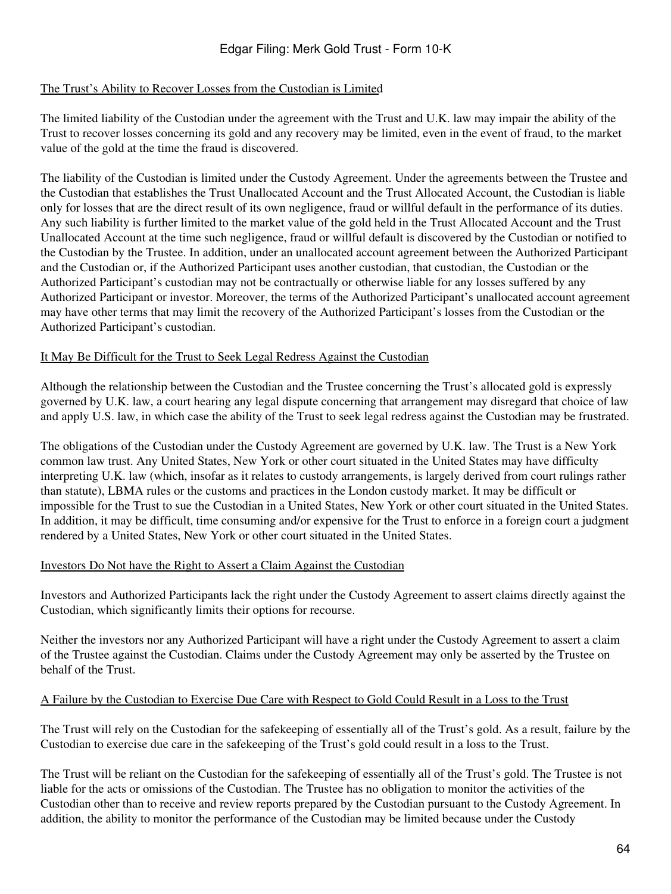The Trust's Ability to Recover Losses from the Custodian is Limited

The limited liability of the Custodian under the agreement with the Trust and U.K. law may impair the ability of the Trust to recover losses concerning its gold and any recovery may be limited, even in the event of fraud, to the market value of the gold at the time the fraud is discovered.

The liability of the Custodian is limited under the Custody Agreement. Under the agreements between the Trustee and the Custodian that establishes the Trust Unallocated Account and the Trust Allocated Account, the Custodian is liable only for losses that are the direct result of its own negligence, fraud or willful default in the performance of its duties. Any such liability is further limited to the market value of the gold held in the Trust Allocated Account and the Trust Unallocated Account at the time such negligence, fraud or willful default is discovered by the Custodian or notified to the Custodian by the Trustee. In addition, under an unallocated account agreement between the Authorized Participant and the Custodian or, if the Authorized Participant uses another custodian, that custodian, the Custodian or the Authorized Participant's custodian may not be contractually or otherwise liable for any losses suffered by any Authorized Participant or investor. Moreover, the terms of the Authorized Participant's unallocated account agreement may have other terms that may limit the recovery of the Authorized Participant's losses from the Custodian or the Authorized Participant's custodian.

It May Be Difficult for the Trust to Seek Legal Redress Against the Custodian

Although the relationship between the Custodian and the Trustee concerning the Trust's allocated gold is expressly governed by U.K. law, a court hearing any legal dispute concerning that arrangement may disregard that choice of law and apply U.S. law, in which case the ability of the Trust to seek legal redress against the Custodian may be frustrated.

The obligations of the Custodian under the Custody Agreement are governed by U.K. law. The Trust is a New York common law trust. Any United States, New York or other court situated in the United States may have difficulty interpreting U.K. law (which, insofar as it relates to custody arrangements, is largely derived from court rulings rather than statute), LBMA rules or the customs and practices in the London custody market. It may be difficult or impossible for the Trust to sue the Custodian in a United States, New York or other court situated in the United States. In addition, it may be difficult, time consuming and/or expensive for the Trust to enforce in a foreign court a judgment rendered by a United States, New York or other court situated in the United States.

Investors Do Not have the Right to Assert a Claim Against the Custodian

Investors and Authorized Participants lack the right under the Custody Agreement to assert claims directly against the Custodian, which significantly limits their options for recourse.

Neither the investors nor any Authorized Participant will have a right under the Custody Agreement to assert a claim of the Trustee against the Custodian. Claims under the Custody Agreement may only be asserted by the Trustee on behalf of the Trust.

A Failure by the Custodian to Exercise Due Care with Respect to Gold Could Result in a Loss to the Trust

The Trust will rely on the Custodian for the safekeeping of essentially all of the Trust's gold. As a result, failure by the Custodian to exercise due care in the safekeeping of the Trust's gold could result in a loss to the Trust.

The Trust will be reliant on the Custodian for the safekeeping of essentially all of the Trust's gold. The Trustee is not liable for the acts or omissions of the Custodian. The Trustee has no obligation to monitor the activities of the Custodian other than to receive and review reports prepared by the Custodian pursuant to the Custody Agreement. In addition, the ability to monitor the performance of the Custodian may be limited because under the Custody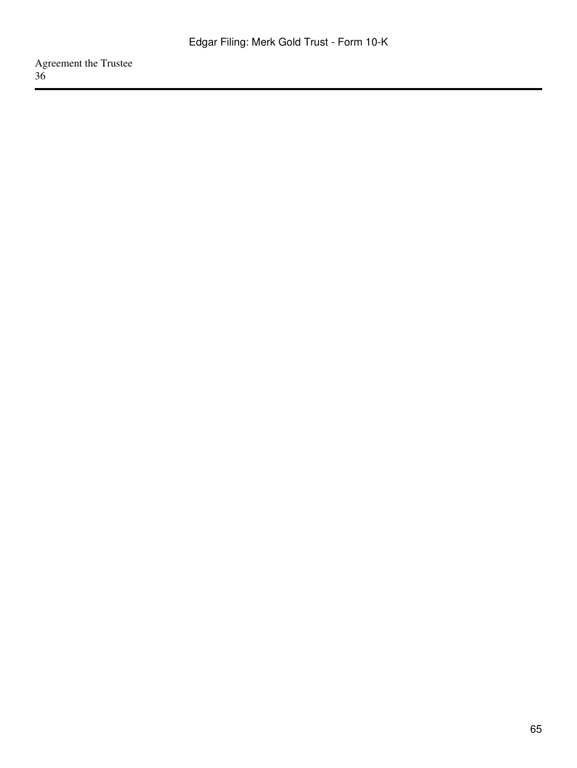Agreement the Trustee
36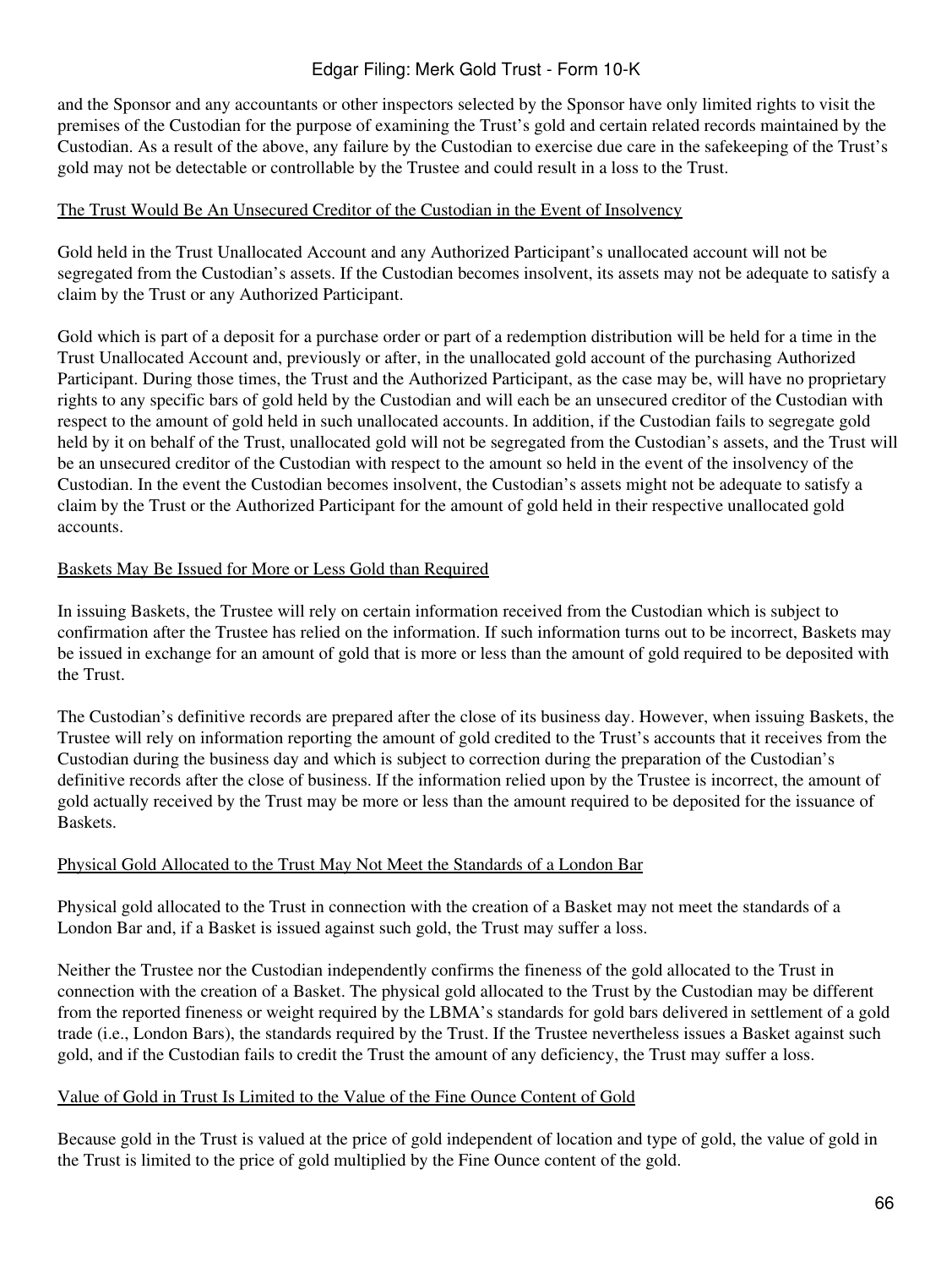and the Sponsor and any accountants or other inspectors selected by the Sponsor have only limited rights to visit the premises of the Custodian for the purpose of examining the Trust's gold and certain related records maintained by the Custodian. As a result of the above, any failure by the Custodian to exercise due care in the safekeeping of the Trust's gold may not be detectable or controllable by the Trustee and could result in a loss to the Trust.

### The Trust Would Be An Unsecured Creditor of the Custodian in the Event of Insolvency

Gold held in the Trust Unallocated Account and any Authorized Participant's unallocated account will not be segregated from the Custodian's assets. If the Custodian becomes insolvent, its assets may not be adequate to satisfy a claim by the Trust or any Authorized Participant.

Gold which is part of a deposit for a purchase order or part of a redemption distribution will be held for a time in the Trust Unallocated Account and, previously or after, in the unallocated gold account of the purchasing Authorized Participant. During those times, the Trust and the Authorized Participant, as the case may be, will have no proprietary rights to any specific bars of gold held by the Custodian and will each be an unsecured creditor of the Custodian with respect to the amount of gold held in such unallocated accounts. In addition, if the Custodian fails to segregate gold held by it on behalf of the Trust, unallocated gold will not be segregated from the Custodian's assets, and the Trust will be an unsecured creditor of the Custodian with respect to the amount so held in the event of the insolvency of the Custodian. In the event the Custodian becomes insolvent, the Custodian's assets might not be adequate to satisfy a claim by the Trust or the Authorized Participant for the amount of gold held in their respective unallocated gold accounts.

### Baskets May Be Issued for More or Less Gold than Required

In issuing Baskets, the Trustee will rely on certain information received from the Custodian which is subject to confirmation after the Trustee has relied on the information. If such information turns out to be incorrect, Baskets may be issued in exchange for an amount of gold that is more or less than the amount of gold required to be deposited with the Trust.

The Custodian's definitive records are prepared after the close of its business day. However, when issuing Baskets, the Trustee will rely on information reporting the amount of gold credited to the Trust's accounts that it receives from the Custodian during the business day and which is subject to correction during the preparation of the Custodian's definitive records after the close of business. If the information relied upon by the Trustee is incorrect, the amount of gold actually received by the Trust may be more or less than the amount required to be deposited for the issuance of Baskets.

### Physical Gold Allocated to the Trust May Not Meet the Standards of a London Bar

Physical gold allocated to the Trust in connection with the creation of a Basket may not meet the standards of a London Bar and, if a Basket is issued against such gold, the Trust may suffer a loss.

Neither the Trustee nor the Custodian independently confirms the fineness of the gold allocated to the Trust in connection with the creation of a Basket. The physical gold allocated to the Trust by the Custodian may be different from the reported fineness or weight required by the LBMA's standards for gold bars delivered in settlement of a gold trade (i.e., London Bars), the standards required by the Trust. If the Trustee nevertheless issues a Basket against such gold, and if the Custodian fails to credit the Trust the amount of any deficiency, the Trust may suffer a loss.

### Value of Gold in Trust Is Limited to the Value of the Fine Ounce Content of Gold

Because gold in the Trust is valued at the price of gold independent of location and type of gold, the value of gold in the Trust is limited to the price of gold multiplied by the Fine Ounce content of the gold.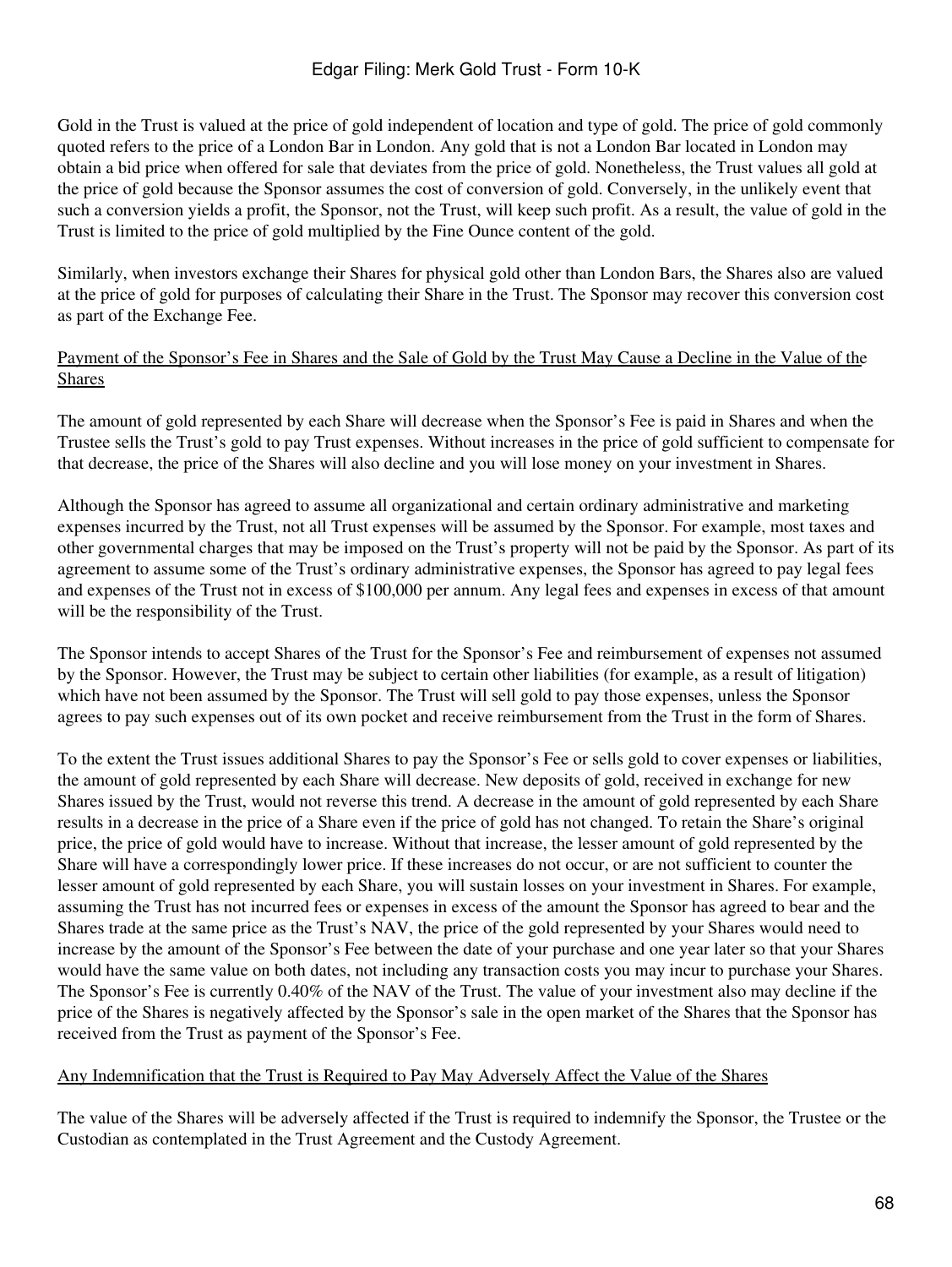Gold in the Trust is valued at the price of gold independent of location and type of gold. The price of gold commonly quoted refers to the price of a London Bar in London. Any gold that is not a London Bar located in London may obtain a bid price when offered for sale that deviates from the price of gold. Nonetheless, the Trust values all gold at the price of gold because the Sponsor assumes the cost of conversion of gold. Conversely, in the unlikely event that such a conversion yields a profit, the Sponsor, not the Trust, will keep such profit. As a result, the value of gold in the Trust is limited to the price of gold multiplied by the Fine Ounce content of the gold.

Similarly, when investors exchange their Shares for physical gold other than London Bars, the Shares also are valued at the price of gold for purposes of calculating their Share in the Trust. The Sponsor may recover this conversion cost as part of the Exchange Fee.

Payment of the Sponsor's Fee in Shares and the Sale of Gold by the Trust May Cause a Decline in the Value of the Shares

The amount of gold represented by each Share will decrease when the Sponsor's Fee is paid in Shares and when the Trustee sells the Trust's gold to pay Trust expenses. Without increases in the price of gold sufficient to compensate for that decrease, the price of the Shares will also decline and you will lose money on your investment in Shares.

Although the Sponsor has agreed to assume all organizational and certain ordinary administrative and marketing expenses incurred by the Trust, not all Trust expenses will be assumed by the Sponsor. For example, most taxes and other governmental charges that may be imposed on the Trust's property will not be paid by the Sponsor. As part of its agreement to assume some of the Trust's ordinary administrative expenses, the Sponsor has agreed to pay legal fees and expenses of the Trust not in excess of $100,000 per annum. Any legal fees and expenses in excess of that amount will be the responsibility of the Trust.

The Sponsor intends to accept Shares of the Trust for the Sponsor's Fee and reimbursement of expenses not assumed by the Sponsor. However, the Trust may be subject to certain other liabilities (for example, as a result of litigation) which have not been assumed by the Sponsor. The Trust will sell gold to pay those expenses, unless the Sponsor agrees to pay such expenses out of its own pocket and receive reimbursement from the Trust in the form of Shares.

To the extent the Trust issues additional Shares to pay the Sponsor's Fee or sells gold to cover expenses or liabilities, the amount of gold represented by each Share will decrease. New deposits of gold, received in exchange for new Shares issued by the Trust, would not reverse this trend. A decrease in the amount of gold represented by each Share results in a decrease in the price of a Share even if the price of gold has not changed. To retain the Share's original price, the price of gold would have to increase. Without that increase, the lesser amount of gold represented by the Share will have a correspondingly lower price. If these increases do not occur, or are not sufficient to counter the lesser amount of gold represented by each Share, you will sustain losses on your investment in Shares. For example, assuming the Trust has not incurred fees or expenses in excess of the amount the Sponsor has agreed to bear and the Shares trade at the same price as the Trust's NAV, the price of the gold represented by your Shares would need to increase by the amount of the Sponsor's Fee between the date of your purchase and one year later so that your Shares would have the same value on both dates, not including any transaction costs you may incur to purchase your Shares. The Sponsor's Fee is currently 0.40% of the NAV of the Trust. The value of your investment also may decline if the price of the Shares is negatively affected by the Sponsor's sale in the open market of the Shares that the Sponsor has received from the Trust as payment of the Sponsor's Fee.

Any Indemnification that the Trust is Required to Pay May Adversely Affect the Value of the Shares

The value of the Shares will be adversely affected if the Trust is required to indemnify the Sponsor, the Trustee or the Custodian as contemplated in the Trust Agreement and the Custody Agreement.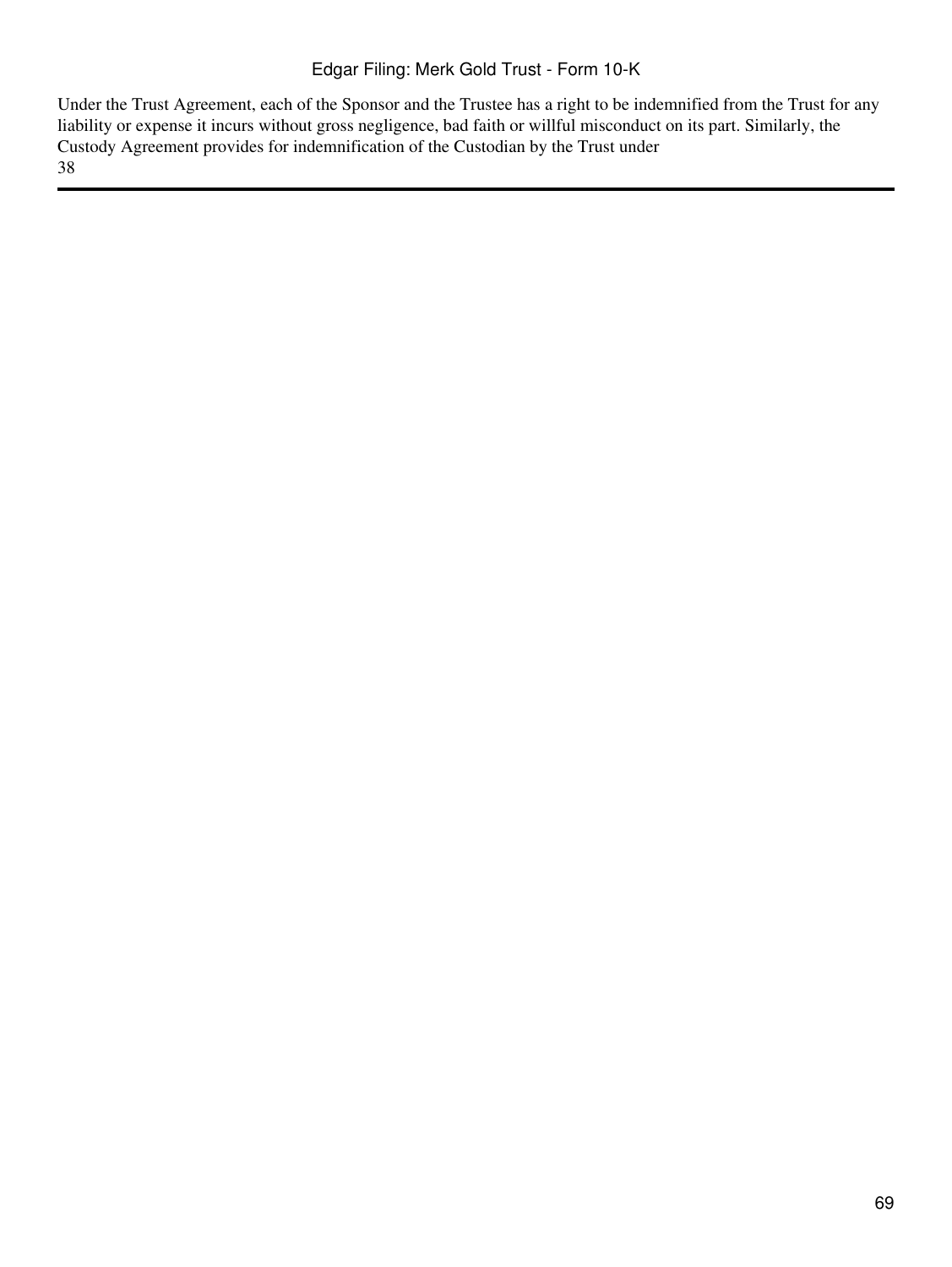Under the Trust Agreement, each of the Sponsor and the Trustee has a right to be indemnified from the Trust for any liability or expense it incurs without gross negligence, bad faith or willful misconduct on its part. Similarly, the Custody Agreement provides for indemnification of the Custodian by the Trust under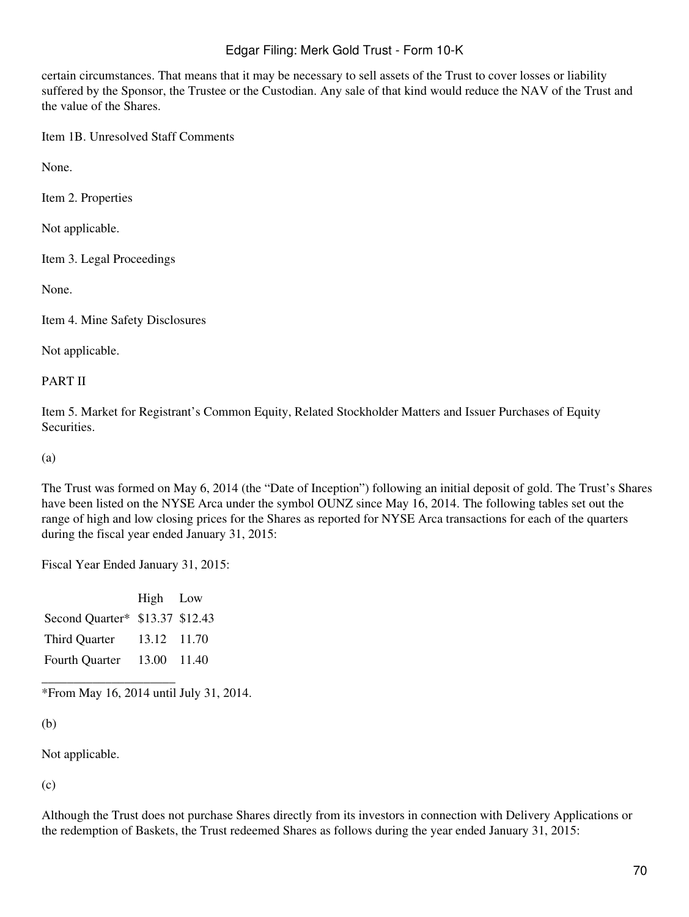certain circumstances. That means that it may be necessary to sell assets of the Trust to cover losses or liability suffered by the Sponsor, the Trustee or the Custodian. Any sale of that kind would reduce the NAV of the Trust and the value of the Shares.

Item 1B. Unresolved Staff Comments

None.

Item 2. Properties

Not applicable.

Item 3. Legal Proceedings

None.

Item 4. Mine Safety Disclosures

Not applicable.

PART II

Item 5. Market for Registrant's Common Equity, Related Stockholder Matters and Issuer Purchases of Equity Securities.

(a)

The Trust was formed on May 6, 2014 (the "Date of Inception") following an initial deposit of gold. The Trust's Shares have been listed on the NYSE Arca under the symbol OUNZ since May 16, 2014. The following tables set out the range of high and low closing prices for the Shares as reported for NYSE Arca transactions for each of the quarters during the fiscal year ended January 31, 2015:

Fiscal Year Ended January 31, 2015:

| | High | Low |
|---|---|---|
| Second Quarter* | $13.37 | $12.43 |
| Third Quarter | 13.12 | 11.70 |
| Fourth Quarter | 13.00 | 11.40 |

*From May 16, 2014 until July 31, 2014.

(b)

Not applicable.

(c)

Although the Trust does not purchase Shares directly from its investors in connection with Delivery Applications or the redemption of Baskets, the Trust redeemed Shares as follows during the year ended January 31, 2015: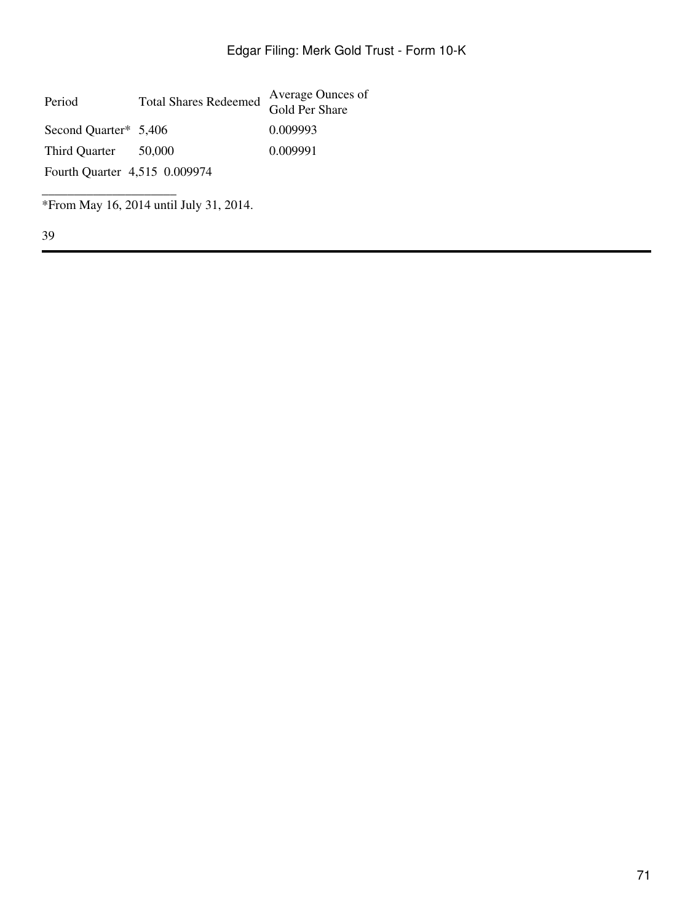| Period | Total Shares Redeemed | Average Ounces of Gold Per Share |
|---|---|---|
| Second Quarter* | 5,406 | 0.009993 |
| Third Quarter | 50,000 | 0.009991 |
| Fourth Quarter | 4,515 | 0.009974 |

*From May 16, 2014 until July 31, 2014.

39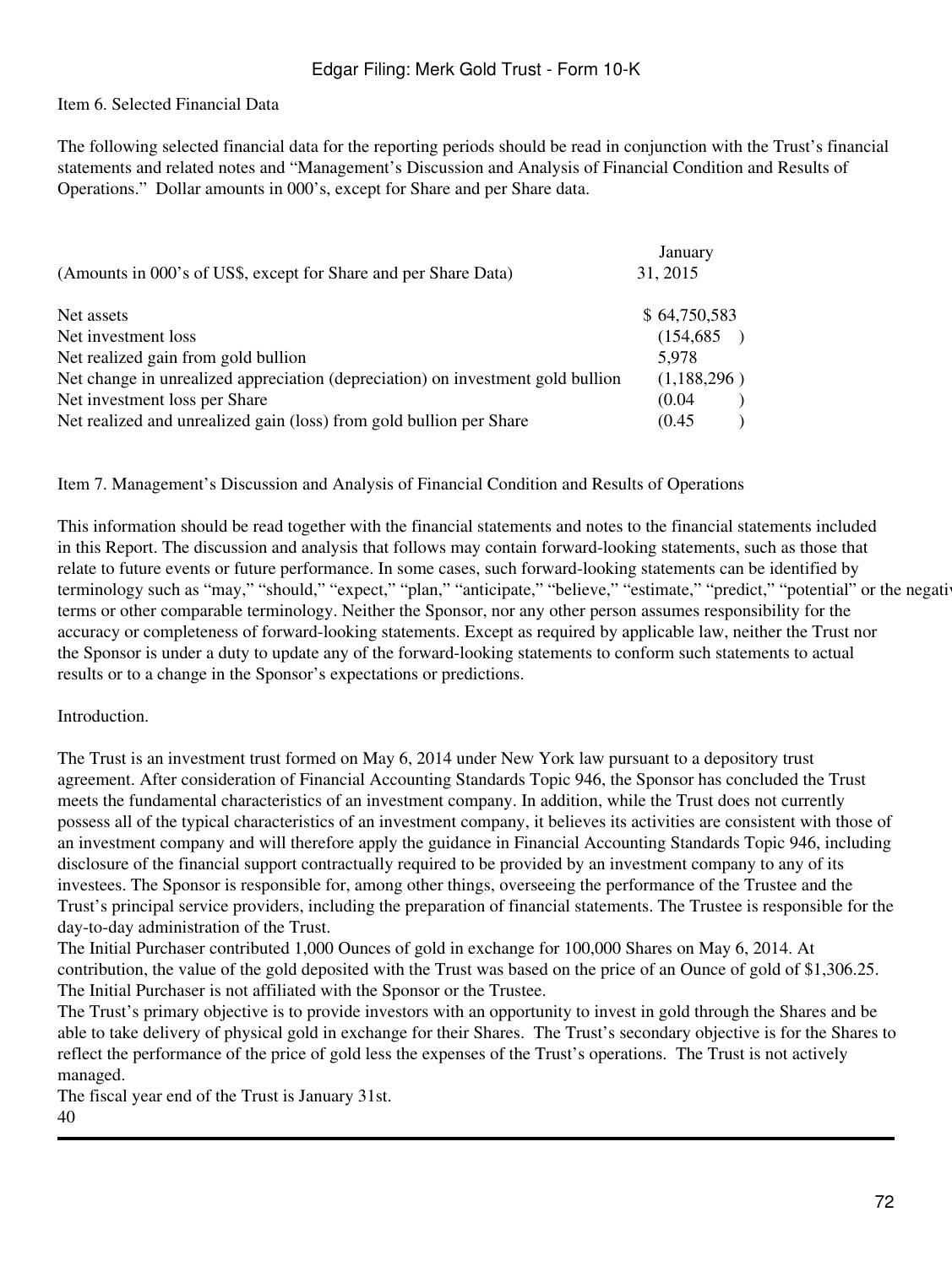Item 6. Selected Financial Data

The following selected financial data for the reporting periods should be read in conjunction with the Trust's financial statements and related notes and "Management's Discussion and Analysis of Financial Condition and Results of Operations." Dollar amounts in 000's, except for Share and per Share data.

| (Amounts in 000's of US$, except for Share and per Share Data) | January 31, 2015 |
|---|---|
| Net assets | $ 64,750,583 |
| Net investment loss | (154,685 ) |
| Net realized gain from gold bullion | 5,978 |
| Net change in unrealized appreciation (depreciation) on investment gold bullion | (1,188,296 ) |
| Net investment loss per Share | (0.04 ) |
| Net realized and unrealized gain (loss) from gold bullion per Share | (0.45 ) |

Item 7. Management's Discussion and Analysis of Financial Condition and Results of Operations

This information should be read together with the financial statements and notes to the financial statements included in this Report. The discussion and analysis that follows may contain forward-looking statements, such as those that relate to future events or future performance. In some cases, such forward-looking statements can be identified by terminology such as "may," "should," "expect," "plan," "anticipate," "believe," "estimate," "predict," "potential" or the negative of these terms or other comparable terminology. Neither the Sponsor, nor any other person assumes responsibility for the accuracy or completeness of forward-looking statements. Except as required by applicable law, neither the Trust nor the Sponsor is under a duty to update any of the forward-looking statements to conform such statements to actual results or to a change in the Sponsor's expectations or predictions.

Introduction.

The Trust is an investment trust formed on May 6, 2014 under New York law pursuant to a depository trust agreement. After consideration of Financial Accounting Standards Topic 946, the Sponsor has concluded the Trust meets the fundamental characteristics of an investment company. In addition, while the Trust does not currently possess all of the typical characteristics of an investment company, it believes its activities are consistent with those of an investment company and will therefore apply the guidance in Financial Accounting Standards Topic 946, including disclosure of the financial support contractually required to be provided by an investment company to any of its investees. The Sponsor is responsible for, among other things, overseeing the performance of the Trustee and the Trust's principal service providers, including the preparation of financial statements. The Trustee is responsible for the day-to-day administration of the Trust.

The Initial Purchaser contributed 1,000 Ounces of gold in exchange for 100,000 Shares on May 6, 2014. At contribution, the value of the gold deposited with the Trust was based on the price of an Ounce of gold of $1,306.25. The Initial Purchaser is not affiliated with the Sponsor or the Trustee.

The Trust's primary objective is to provide investors with an opportunity to invest in gold through the Shares and be able to take delivery of physical gold in exchange for their Shares. The Trust's secondary objective is for the Shares to reflect the performance of the price of gold less the expenses of the Trust's operations. The Trust is not actively managed.

The fiscal year end of the Trust is January 31st.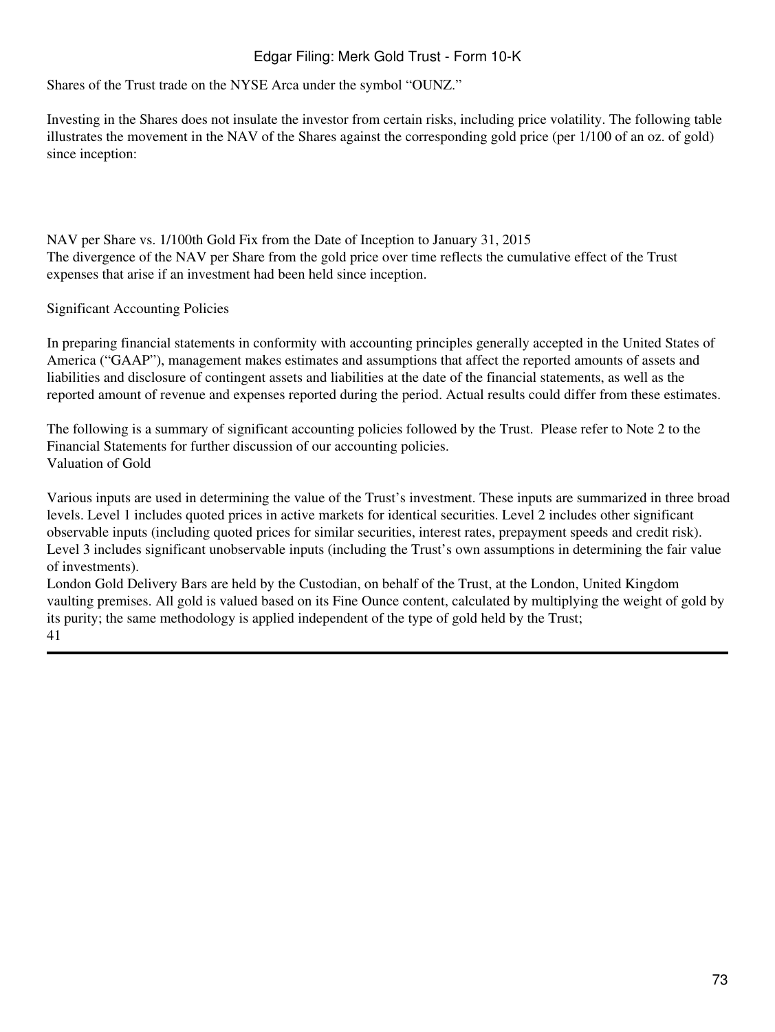Shares of the Trust trade on the NYSE Arca under the symbol "OUNZ."

Investing in the Shares does not insulate the investor from certain risks, including price volatility. The following table illustrates the movement in the NAV of the Shares against the corresponding gold price (per 1/100 of an oz. of gold) since inception:

NAV per Share vs. 1/100th Gold Fix from the Date of Inception to January 31, 2015

The divergence of the NAV per Share from the gold price over time reflects the cumulative effect of the Trust expenses that arise if an investment had been held since inception.

## Significant Accounting Policies

In preparing financial statements in conformity with accounting principles generally accepted in the United States of America ("GAAP"), management makes estimates and assumptions that affect the reported amounts of assets and liabilities and disclosure of contingent assets and liabilities at the date of the financial statements, as well as the reported amount of revenue and expenses reported during the period. Actual results could differ from these estimates.

The following is a summary of significant accounting policies followed by the Trust. Please refer to Note 2 to the Financial Statements for further discussion of our accounting policies.

### Valuation of Gold

Various inputs are used in determining the value of the Trust's investment. These inputs are summarized in three broad levels. Level 1 includes quoted prices in active markets for identical securities. Level 2 includes other significant observable inputs (including quoted prices for similar securities, interest rates, prepayment speeds and credit risk). Level 3 includes significant unobservable inputs (including the Trust's own assumptions in determining the fair value of investments).

London Gold Delivery Bars are held by the Custodian, on behalf of the Trust, at the London, United Kingdom vaulting premises. All gold is valued based on its Fine Ounce content, calculated by multiplying the weight of gold by its purity; the same methodology is applied independent of the type of gold held by the Trust;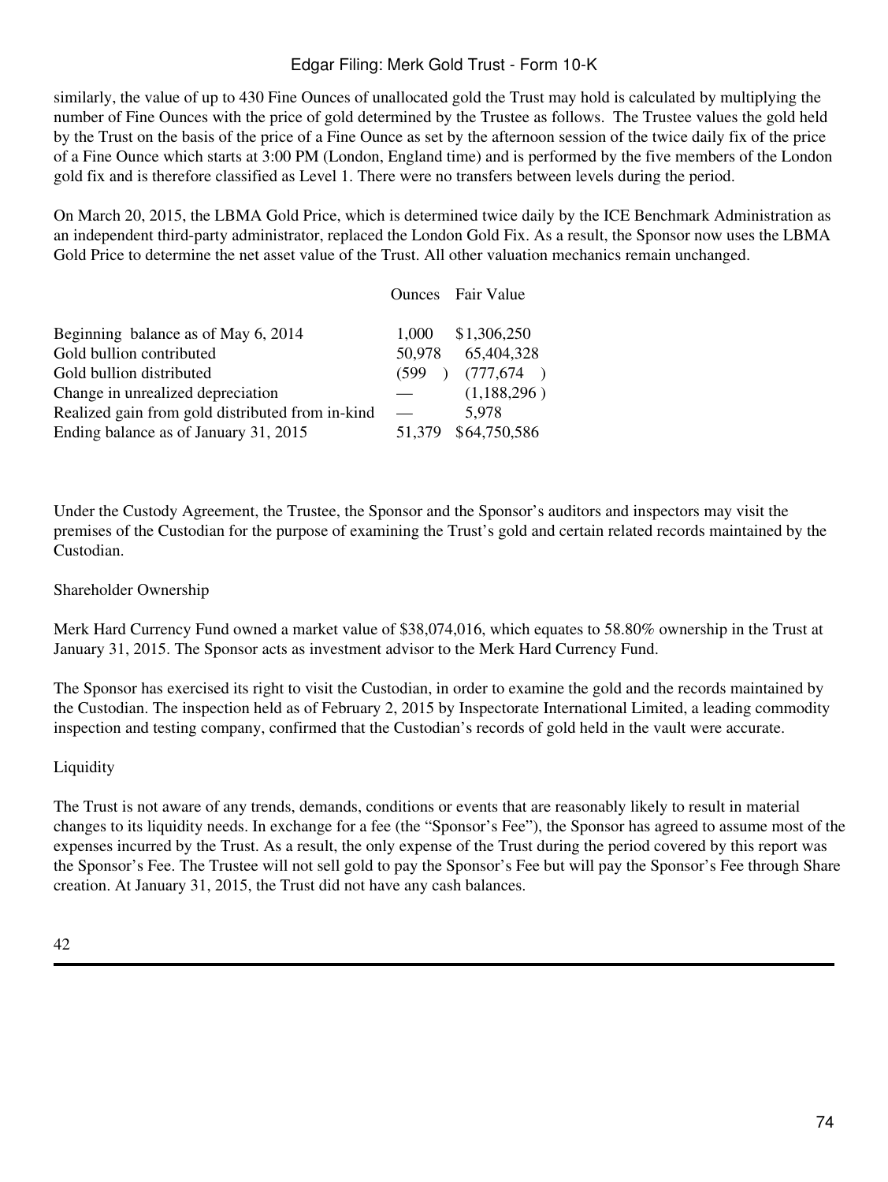similarly, the value of up to 430 Fine Ounces of unallocated gold the Trust may hold is calculated by multiplying the number of Fine Ounces with the price of gold determined by the Trustee as follows. The Trustee values the gold held by the Trust on the basis of the price of a Fine Ounce as set by the afternoon session of the twice daily fix of the price of a Fine Ounce which starts at 3:00 PM (London, England time) and is performed by the five members of the London gold fix and is therefore classified as Level 1. There were no transfers between levels during the period.

On March 20, 2015, the LBMA Gold Price, which is determined twice daily by the ICE Benchmark Administration as an independent third-party administrator, replaced the London Gold Fix. As a result, the Sponsor now uses the LBMA Gold Price to determine the net asset value of the Trust. All other valuation mechanics remain unchanged.

| | Ounces | Fair Value |
|---|---|---|
| Beginning balance as of May 6, 2014 | 1,000 | $1,306,250 |
| Gold bullion contributed | 50,978 | 65,404,328 |
| Gold bullion distributed | (599 ) | (777,674 ) |
| Change in unrealized depreciation | — | (1,188,296 ) |
| Realized gain from gold distributed from in-kind | — | 5,978 |
| Ending balance as of January 31, 2015 | 51,379 | $64,750,586 |

Under the Custody Agreement, the Trustee, the Sponsor and the Sponsor's auditors and inspectors may visit the premises of the Custodian for the purpose of examining the Trust's gold and certain related records maintained by the Custodian.

Shareholder Ownership

Merk Hard Currency Fund owned a market value of $38,074,016, which equates to 58.80% ownership in the Trust at January 31, 2015. The Sponsor acts as investment advisor to the Merk Hard Currency Fund.

The Sponsor has exercised its right to visit the Custodian, in order to examine the gold and the records maintained by the Custodian. The inspection held as of February 2, 2015 by Inspectorate International Limited, a leading commodity inspection and testing company, confirmed that the Custodian's records of gold held in the vault were accurate.

Liquidity

The Trust is not aware of any trends, demands, conditions or events that are reasonably likely to result in material changes to its liquidity needs. In exchange for a fee (the "Sponsor's Fee"), the Sponsor has agreed to assume most of the expenses incurred by the Trust. As a result, the only expense of the Trust during the period covered by this report was the Sponsor's Fee. The Trustee will not sell gold to pay the Sponsor's Fee but will pay the Sponsor's Fee through Share creation. At January 31, 2015, the Trust did not have any cash balances.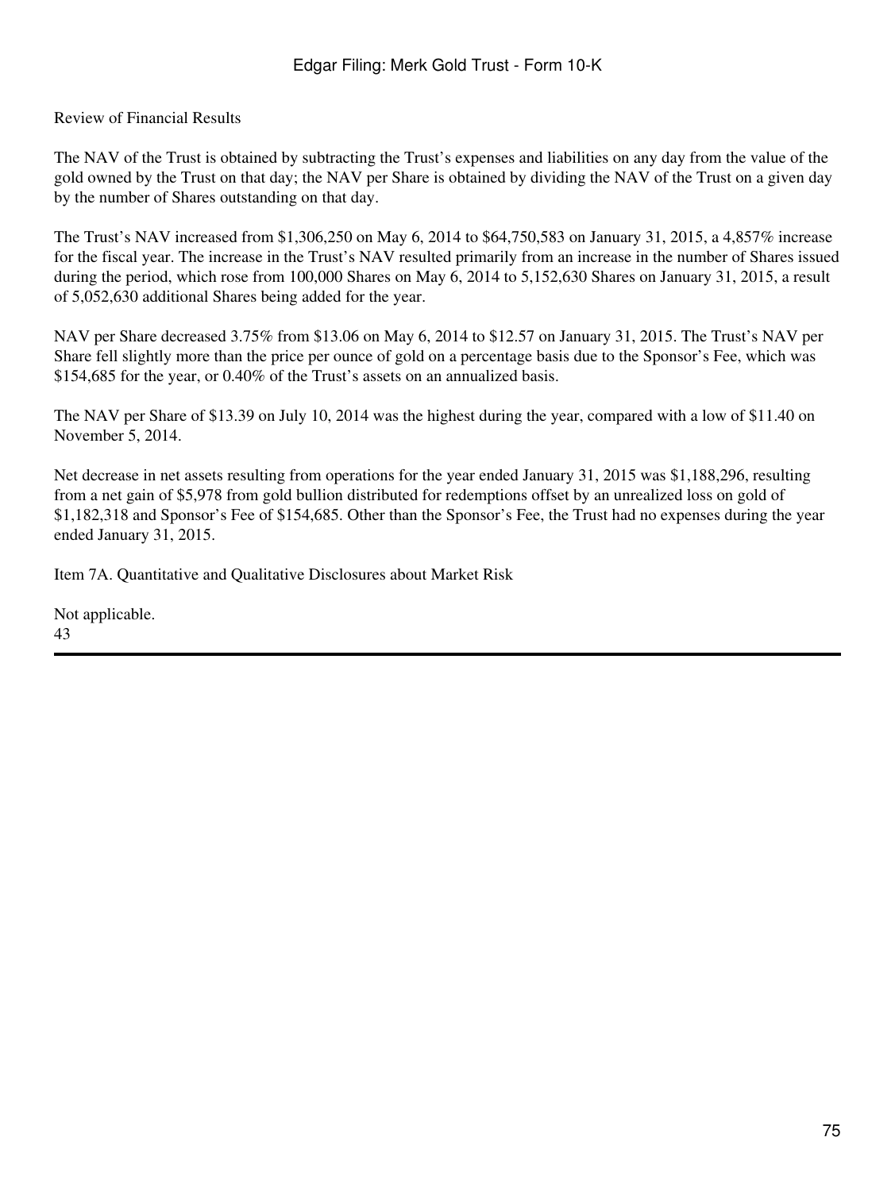Review of Financial Results

The NAV of the Trust is obtained by subtracting the Trust's expenses and liabilities on any day from the value of the gold owned by the Trust on that day; the NAV per Share is obtained by dividing the NAV of the Trust on a given day by the number of Shares outstanding on that day.

The Trust's NAV increased from $1,306,250 on May 6, 2014 to $64,750,583 on January 31, 2015, a 4,857% increase for the fiscal year. The increase in the Trust's NAV resulted primarily from an increase in the number of Shares issued during the period, which rose from 100,000 Shares on May 6, 2014 to 5,152,630 Shares on January 31, 2015, a result of 5,052,630 additional Shares being added for the year.

NAV per Share decreased 3.75% from $13.06 on May 6, 2014 to $12.57 on January 31, 2015. The Trust's NAV per Share fell slightly more than the price per ounce of gold on a percentage basis due to the Sponsor's Fee, which was $154,685 for the year, or 0.40% of the Trust's assets on an annualized basis.

The NAV per Share of $13.39 on July 10, 2014 was the highest during the year, compared with a low of $11.40 on November 5, 2014.

Net decrease in net assets resulting from operations for the year ended January 31, 2015 was $1,188,296, resulting from a net gain of $5,978 from gold bullion distributed for redemptions offset by an unrealized loss on gold of $1,182,318 and Sponsor's Fee of $154,685. Other than the Sponsor's Fee, the Trust had no expenses during the year ended January 31, 2015.

## Item 7A. Quantitative and Qualitative Disclosures about Market Risk

Not applicable.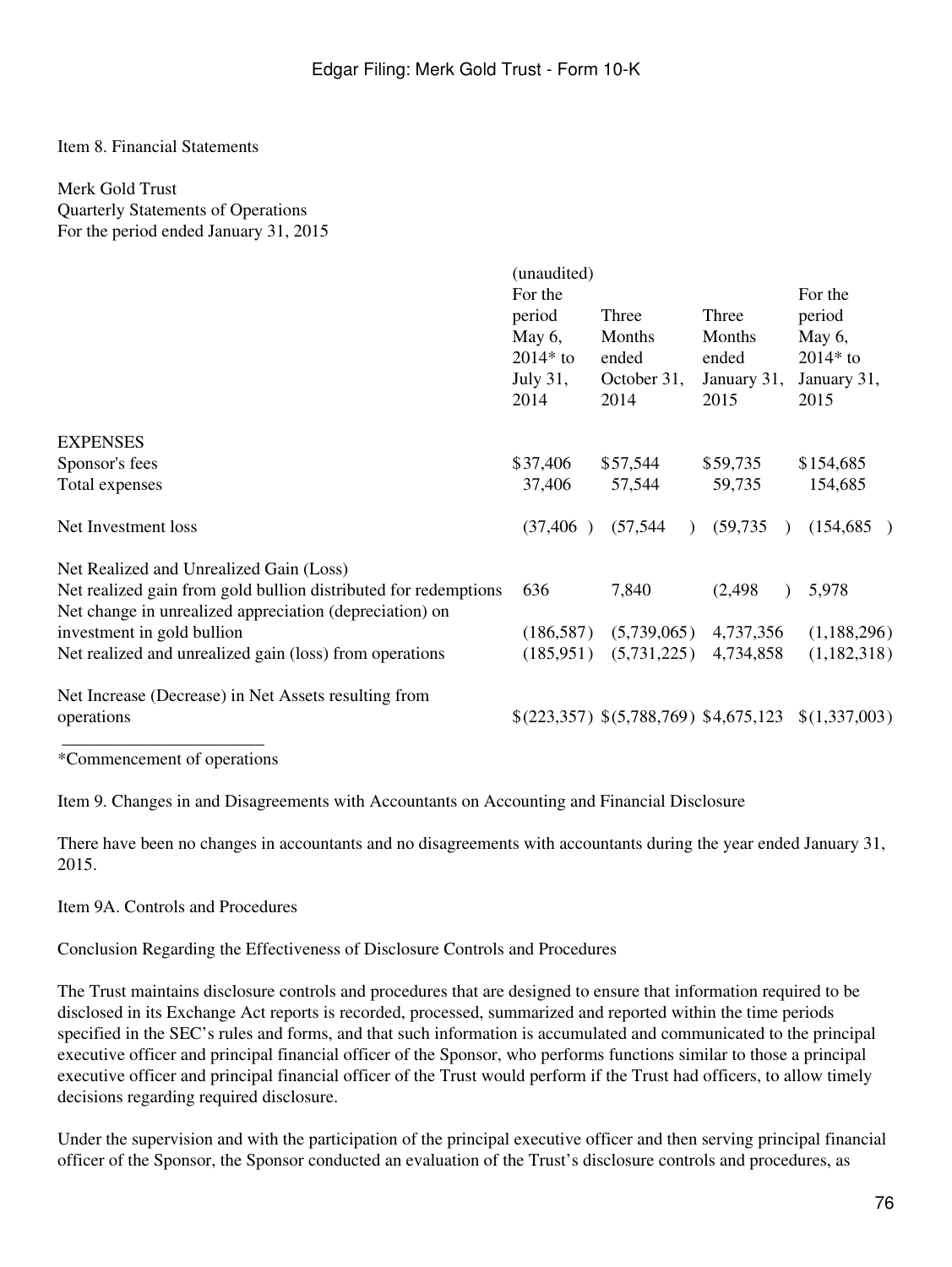Item 8. Financial Statements

Merk Gold Trust
Quarterly Statements of Operations
For the period ended January 31, 2015

| | (unaudited) For the period May 6, 2014* to July 31, 2014 | Three Months ended October 31, 2014 | Three Months ended January 31, 2015 | For the period May 6, 2014* to January 31, 2015 |
|---|---|---|---|---|
| EXPENSES | | | | |
| Sponsor's fees | $37,406 | $57,544 | $59,735 | $154,685 |
| Total expenses | 37,406 | 57,544 | 59,735 | 154,685 |
| Net Investment loss | (37,406) | (57,544) | (59,735) | (154,685) |
| Net Realized and Unrealized Gain (Loss) | | | | |
| Net realized gain from gold bullion distributed for redemptions | 636 | 7,840 | (2,498) | 5,978 |
| Net change in unrealized appreciation (depreciation) on investment in gold bullion | (186,587) | (5,739,065) | 4,737,356 | (1,188,296) |
| Net realized and unrealized gain (loss) from operations | (185,951) | (5,731,225) | 4,734,858 | (1,182,318) |
| Net Increase (Decrease) in Net Assets resulting from operations | $(223,357) | $(5,788,769) | $4,675,123 | $(1,337,003) |

*Commencement of operations

Item 9. Changes in and Disagreements with Accountants on Accounting and Financial Disclosure

There have been no changes in accountants and no disagreements with accountants during the year ended January 31, 2015.

Item 9A. Controls and Procedures

Conclusion Regarding the Effectiveness of Disclosure Controls and Procedures

The Trust maintains disclosure controls and procedures that are designed to ensure that information required to be disclosed in its Exchange Act reports is recorded, processed, summarized and reported within the time periods specified in the SEC's rules and forms, and that such information is accumulated and communicated to the principal executive officer and principal financial officer of the Sponsor, who performs functions similar to those a principal executive officer and principal financial officer of the Trust would perform if the Trust had officers, to allow timely decisions regarding required disclosure.

Under the supervision and with the participation of the principal executive officer and then serving principal financial officer of the Sponsor, the Sponsor conducted an evaluation of the Trust's disclosure controls and procedures, as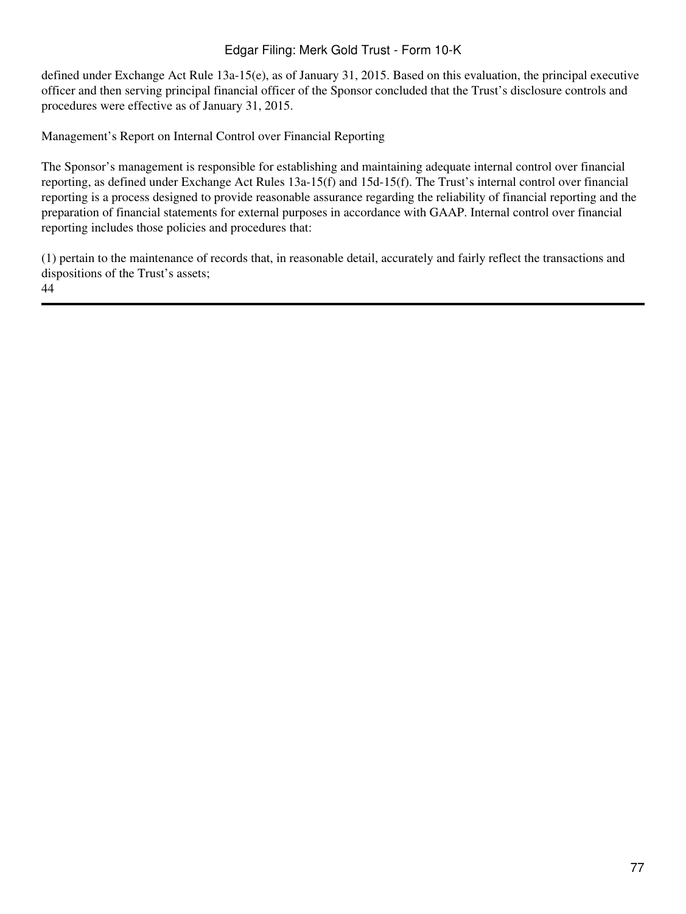defined under Exchange Act Rule 13a-15(e), as of January 31, 2015. Based on this evaluation, the principal executive officer and then serving principal financial officer of the Sponsor concluded that the Trust's disclosure controls and procedures were effective as of January 31, 2015.

Management's Report on Internal Control over Financial Reporting

The Sponsor's management is responsible for establishing and maintaining adequate internal control over financial reporting, as defined under Exchange Act Rules 13a-15(f) and 15d-15(f). The Trust's internal control over financial reporting is a process designed to provide reasonable assurance regarding the reliability of financial reporting and the preparation of financial statements for external purposes in accordance with GAAP. Internal control over financial reporting includes those policies and procedures that:

(1) pertain to the maintenance of records that, in reasonable detail, accurately and fairly reflect the transactions and dispositions of the Trust's assets;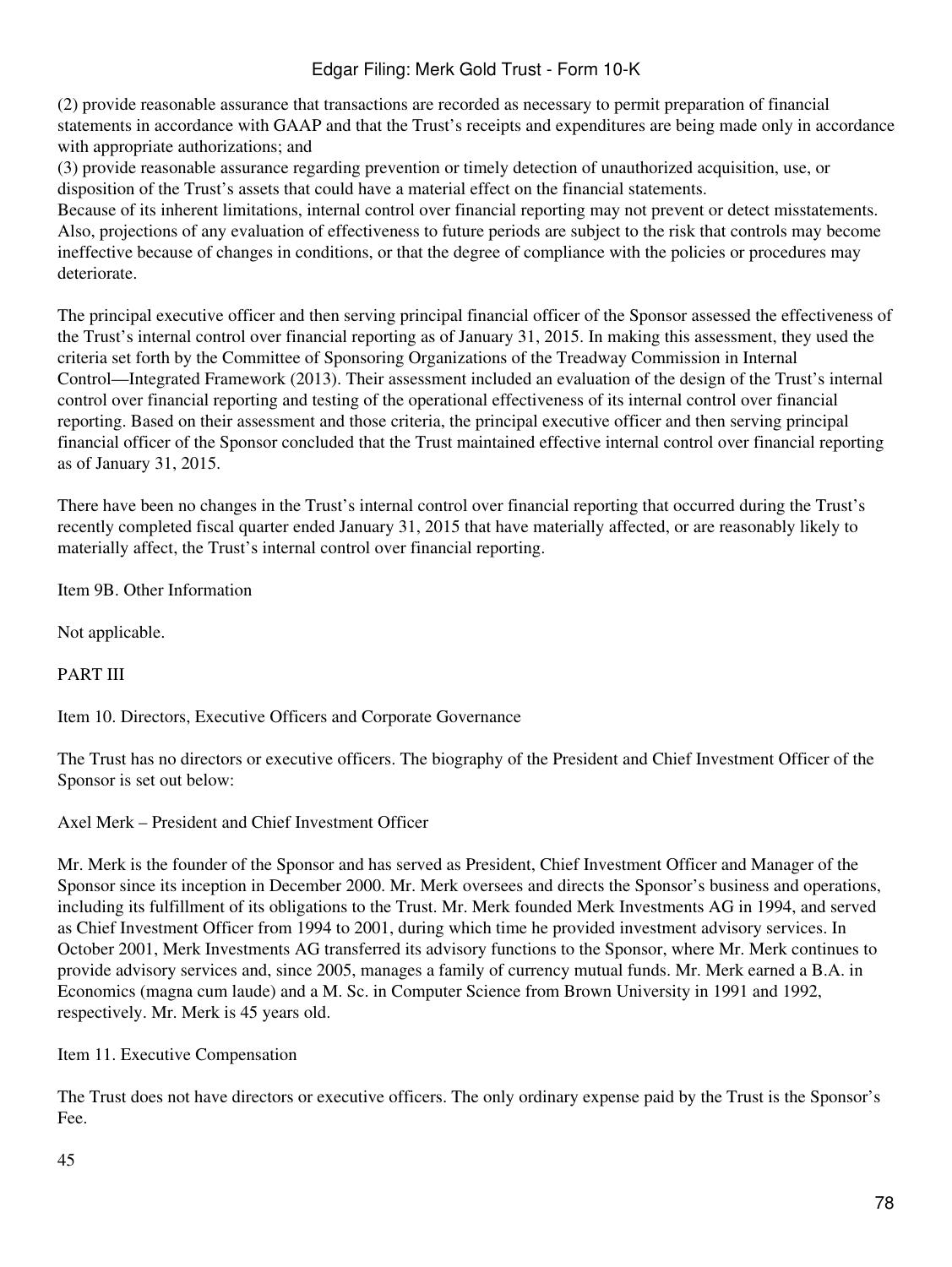(2) provide reasonable assurance that transactions are recorded as necessary to permit preparation of financial statements in accordance with GAAP and that the Trust's receipts and expenditures are being made only in accordance with appropriate authorizations; and

(3) provide reasonable assurance regarding prevention or timely detection of unauthorized acquisition, use, or disposition of the Trust's assets that could have a material effect on the financial statements.

Because of its inherent limitations, internal control over financial reporting may not prevent or detect misstatements. Also, projections of any evaluation of effectiveness to future periods are subject to the risk that controls may become ineffective because of changes in conditions, or that the degree of compliance with the policies or procedures may deteriorate.

The principal executive officer and then serving principal financial officer of the Sponsor assessed the effectiveness of the Trust's internal control over financial reporting as of January 31, 2015. In making this assessment, they used the criteria set forth by the Committee of Sponsoring Organizations of the Treadway Commission in Internal Control—Integrated Framework (2013). Their assessment included an evaluation of the design of the Trust's internal control over financial reporting and testing of the operational effectiveness of its internal control over financial reporting. Based on their assessment and those criteria, the principal executive officer and then serving principal financial officer of the Sponsor concluded that the Trust maintained effective internal control over financial reporting as of January 31, 2015.

There have been no changes in the Trust's internal control over financial reporting that occurred during the Trust's recently completed fiscal quarter ended January 31, 2015 that have materially affected, or are reasonably likely to materially affect, the Trust's internal control over financial reporting.

## Item 9B. Other Information

Not applicable.

# PART III

## Item 10. Directors, Executive Officers and Corporate Governance

The Trust has no directors or executive officers. The biography of the President and Chief Investment Officer of the Sponsor is set out below:

Axel Merk – President and Chief Investment Officer

Mr. Merk is the founder of the Sponsor and has served as President, Chief Investment Officer and Manager of the Sponsor since its inception in December 2000. Mr. Merk oversees and directs the Sponsor's business and operations, including its fulfillment of its obligations to the Trust. Mr. Merk founded Merk Investments AG in 1994, and served as Chief Investment Officer from 1994 to 2001, during which time he provided investment advisory services. In October 2001, Merk Investments AG transferred its advisory functions to the Sponsor, where Mr. Merk continues to provide advisory services and, since 2005, manages a family of currency mutual funds. Mr. Merk earned a B.A. in Economics (magna cum laude) and a M. Sc. in Computer Science from Brown University in 1991 and 1992, respectively. Mr. Merk is 45 years old.

## Item 11. Executive Compensation

The Trust does not have directors or executive officers. The only ordinary expense paid by the Trust is the Sponsor's Fee.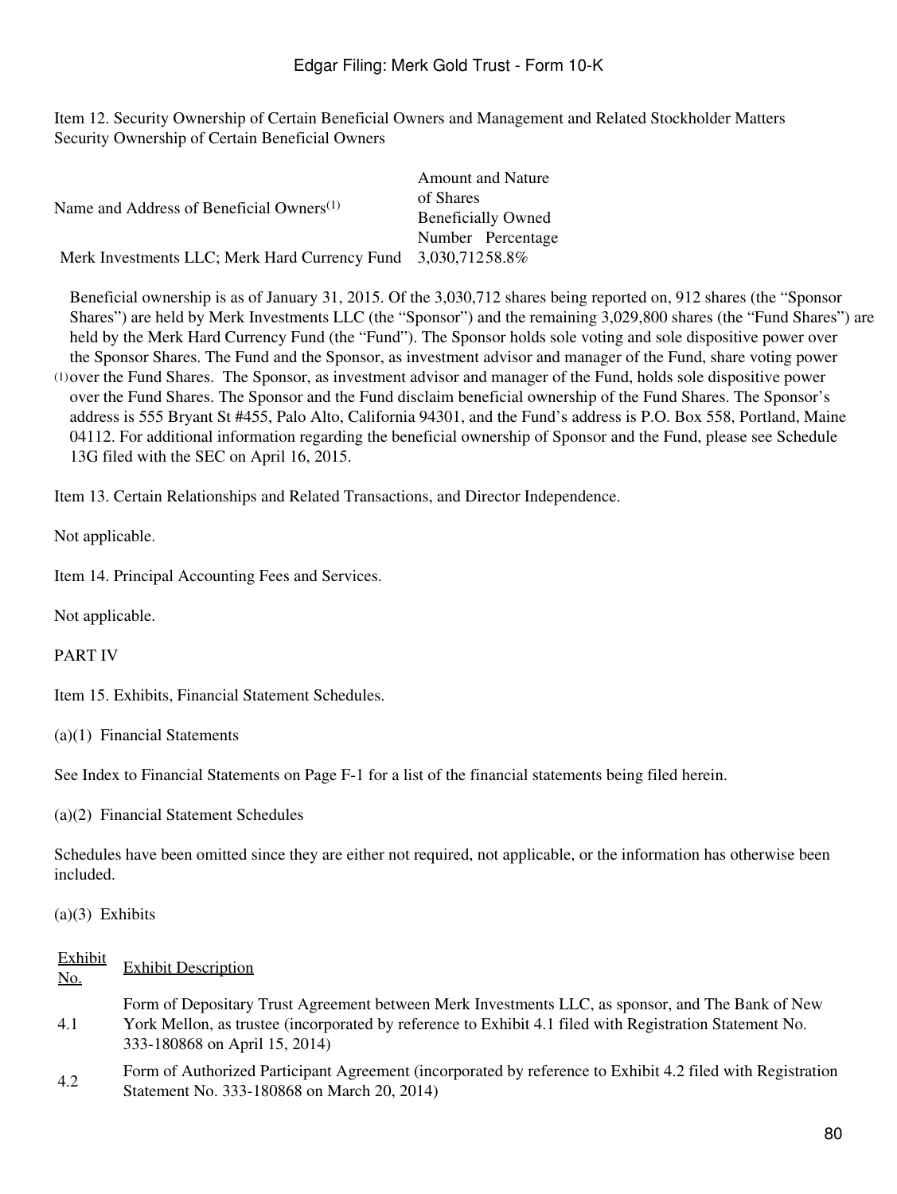Item 12. Security Ownership of Certain Beneficial Owners and Management and Related Stockholder Matters
Security Ownership of Certain Beneficial Owners

| Name and Address of Beneficial Owners[(1)] | Amount and Nature of Shares Beneficially Owned | |
|---|---|---|
| | Number | Percentage |
| Merk Investments LLC; Merk Hard Currency Fund | 3,030,712 | 58.8% |

(1) Beneficial ownership is as of January 31, 2015. Of the 3,030,712 shares being reported on, 912 shares (the "Sponsor Shares") are held by Merk Investments LLC (the "Sponsor") and the remaining 3,029,800 shares (the "Fund Shares") are held by the Merk Hard Currency Fund (the "Fund"). The Sponsor holds sole voting and sole dispositive power over the Sponsor Shares. The Fund and the Sponsor, as investment advisor and manager of the Fund, share voting power over the Fund Shares. The Sponsor, as investment advisor and manager of the Fund, holds sole dispositive power over the Fund Shares. The Sponsor and the Fund disclaim beneficial ownership of the Fund Shares. The Sponsor's address is 555 Bryant St #455, Palo Alto, California 94301, and the Fund's address is P.O. Box 558, Portland, Maine 04112. For additional information regarding the beneficial ownership of Sponsor and the Fund, please see Schedule 13G filed with the SEC on April 16, 2015.

Item 13. Certain Relationships and Related Transactions, and Director Independence.

Not applicable.

Item 14. Principal Accounting Fees and Services.

Not applicable.

PART IV

Item 15. Exhibits, Financial Statement Schedules.

(a)(1) Financial Statements

See Index to Financial Statements on Page F-1 for a list of the financial statements being filed herein.

(a)(2) Financial Statement Schedules

Schedules have been omitted since they are either not required, not applicable, or the information has otherwise been included.

(a)(3) Exhibits

| Exhibit No. | Exhibit Description |
|---|---|
| 4.1 | Form of Depositary Trust Agreement between Merk Investments LLC, as sponsor, and The Bank of New York Mellon, as trustee (incorporated by reference to Exhibit 4.1 filed with Registration Statement No. 333-180868 on April 15, 2014) |
| 4.2 | Form of Authorized Participant Agreement (incorporated by reference to Exhibit 4.2 filed with Registration Statement No. 333-180868 on March 20, 2014) |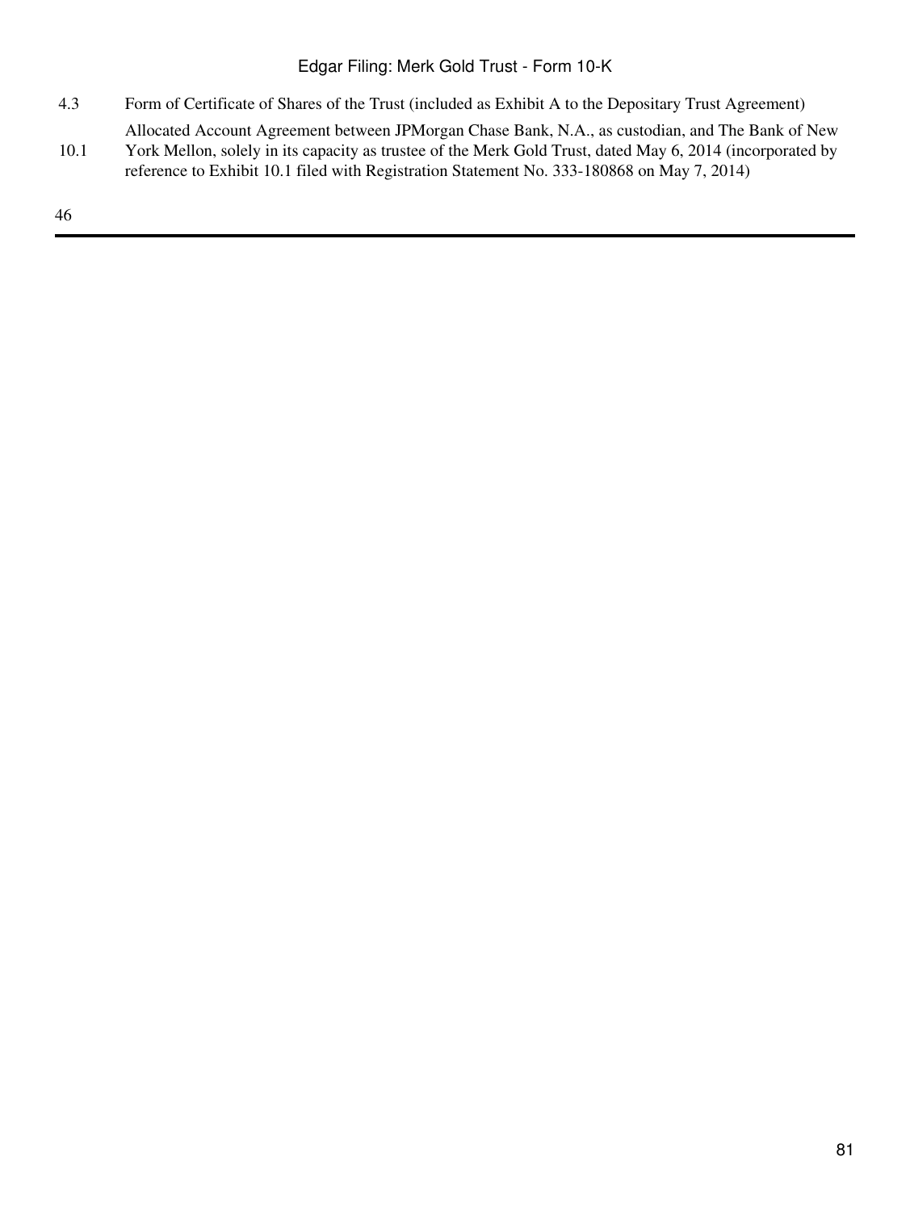| | |
|---|---|
| 4.3 | Form of Certificate of Shares of the Trust (included as Exhibit A to the Depositary Trust Agreement) |
| 10.1 | Allocated Account Agreement between JPMorgan Chase Bank, N.A., as custodian, and The Bank of New York Mellon, solely in its capacity as trustee of the Merk Gold Trust, dated May 6, 2014 (incorporated by reference to Exhibit 10.1 filed with Registration Statement No. 333-180868 on May 7, 2014) |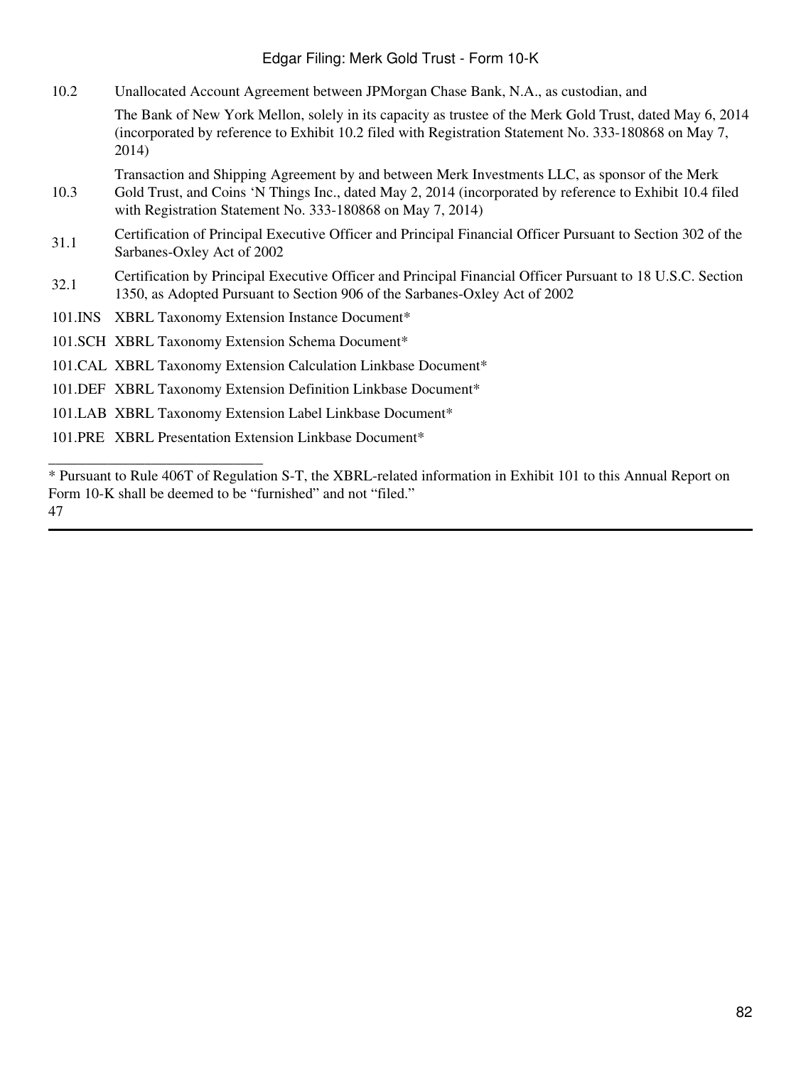| | |
|---|---|
| 10.2 | Unallocated Account Agreement between JPMorgan Chase Bank, N.A., as custodian, and The Bank of New York Mellon, solely in its capacity as trustee of the Merk Gold Trust, dated May 6, 2014 (incorporated by reference to Exhibit 10.2 filed with Registration Statement No. 333-180868 on May 7, 2014) |
| 10.3 | Transaction and Shipping Agreement by and between Merk Investments LLC, as sponsor of the Merk Gold Trust, and Coins 'N Things Inc., dated May 2, 2014 (incorporated by reference to Exhibit 10.4 filed with Registration Statement No. 333-180868 on May 7, 2014) |
| 31.1 | Certification of Principal Executive Officer and Principal Financial Officer Pursuant to Section 302 of the Sarbanes-Oxley Act of 2002 |
| 32.1 | Certification by Principal Executive Officer and Principal Financial Officer Pursuant to 18 U.S.C. Section 1350, as Adopted Pursuant to Section 906 of the Sarbanes-Oxley Act of 2002 |
| 101.INS | XBRL Taxonomy Extension Instance Document* |
| 101.SCH | XBRL Taxonomy Extension Schema Document* |
| 101.CAL | XBRL Taxonomy Extension Calculation Linkbase Document* |
| 101.DEF | XBRL Taxonomy Extension Definition Linkbase Document* |
| 101.LAB | XBRL Taxonomy Extension Label Linkbase Document* |
| 101.PRE | XBRL Presentation Extension Linkbase Document* |

______________________________

* Pursuant to Rule 406T of Regulation S-T, the XBRL-related information in Exhibit 101 to this Annual Report on Form 10-K shall be deemed to be "furnished" and not "filed."

47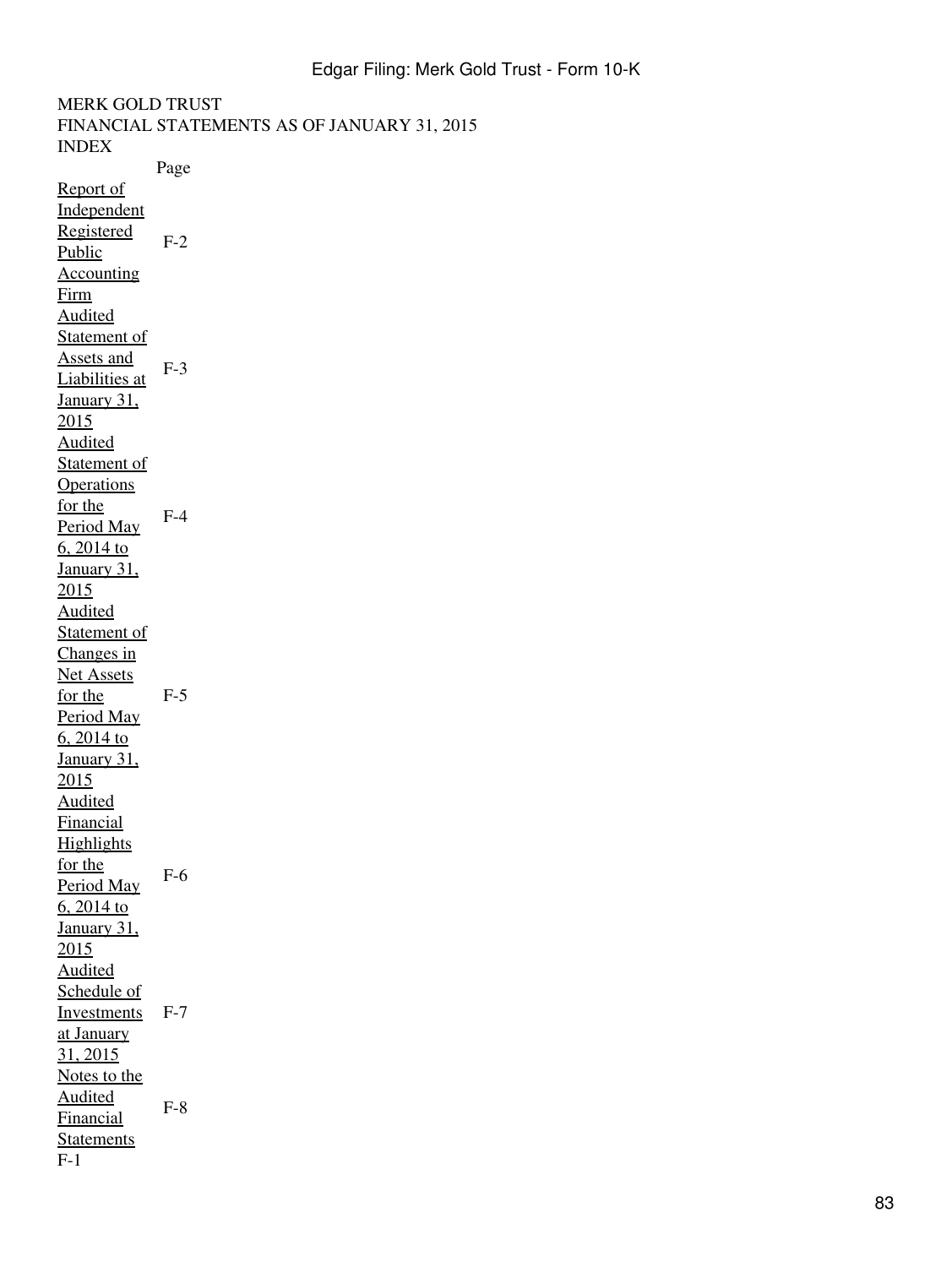MERK GOLD TRUST
FINANCIAL STATEMENTS AS OF JANUARY 31, 2015
INDEX

| | Page |
|---|---|
| Report of Independent Registered Public Accounting Firm | F-2 |
| Audited Statement of Assets and Liabilities at January 31, 2015 | F-3 |
| Audited Statement of Operations for the Period May 6, 2014 to January 31, 2015 | F-4 |
| Audited Statement of Changes in Net Assets for the Period May 6, 2014 to January 31, 2015 | F-5 |
| Audited Financial Highlights for the Period May 6, 2014 to January 31, 2015 | F-6 |
| Audited Schedule of Investments at January 31, 2015 | F-7 |
| Notes to the Audited Financial Statements | F-8 |

F-1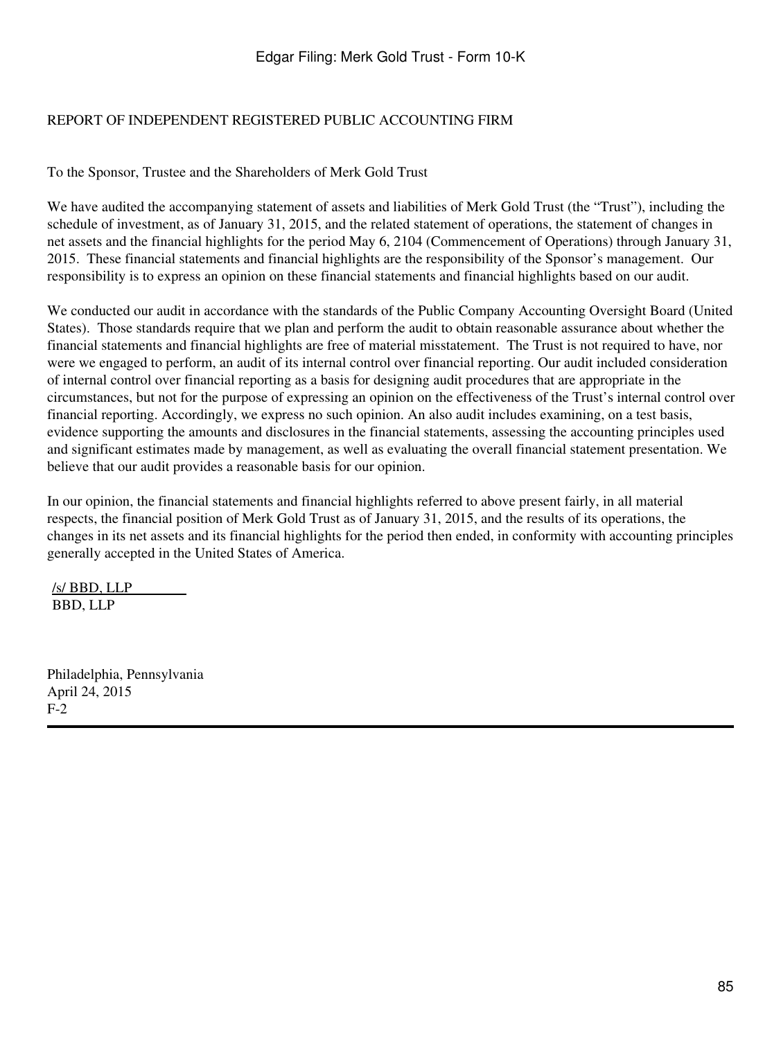REPORT OF INDEPENDENT REGISTERED PUBLIC ACCOUNTING FIRM

To the Sponsor, Trustee and the Shareholders of Merk Gold Trust

We have audited the accompanying statement of assets and liabilities of Merk Gold Trust (the “Trust”), including the schedule of investment, as of January 31, 2015, and the related statement of operations, the statement of changes in net assets and the financial highlights for the period May 6, 2104 (Commencement of Operations) through January 31, 2015. These financial statements and financial highlights are the responsibility of the Sponsor’s management. Our responsibility is to express an opinion on these financial statements and financial highlights based on our audit.

We conducted our audit in accordance with the standards of the Public Company Accounting Oversight Board (United States). Those standards require that we plan and perform the audit to obtain reasonable assurance about whether the financial statements and financial highlights are free of material misstatement. The Trust is not required to have, nor were we engaged to perform, an audit of its internal control over financial reporting. Our audit included consideration of internal control over financial reporting as a basis for designing audit procedures that are appropriate in the circumstances, but not for the purpose of expressing an opinion on the effectiveness of the Trust’s internal control over financial reporting. Accordingly, we express no such opinion. An also audit includes examining, on a test basis, evidence supporting the amounts and disclosures in the financial statements, assessing the accounting principles used and significant estimates made by management, as well as evaluating the overall financial statement presentation. We believe that our audit provides a reasonable basis for our opinion.

In our opinion, the financial statements and financial highlights referred to above present fairly, in all material respects, the financial position of Merk Gold Trust as of January 31, 2015, and the results of its operations, the changes in its net assets and its financial highlights for the period then ended, in conformity with accounting principles generally accepted in the United States of America.

/s/ BBD, LLP
BBD, LLP

Philadelphia, Pennsylvania
April 24, 2015
F-2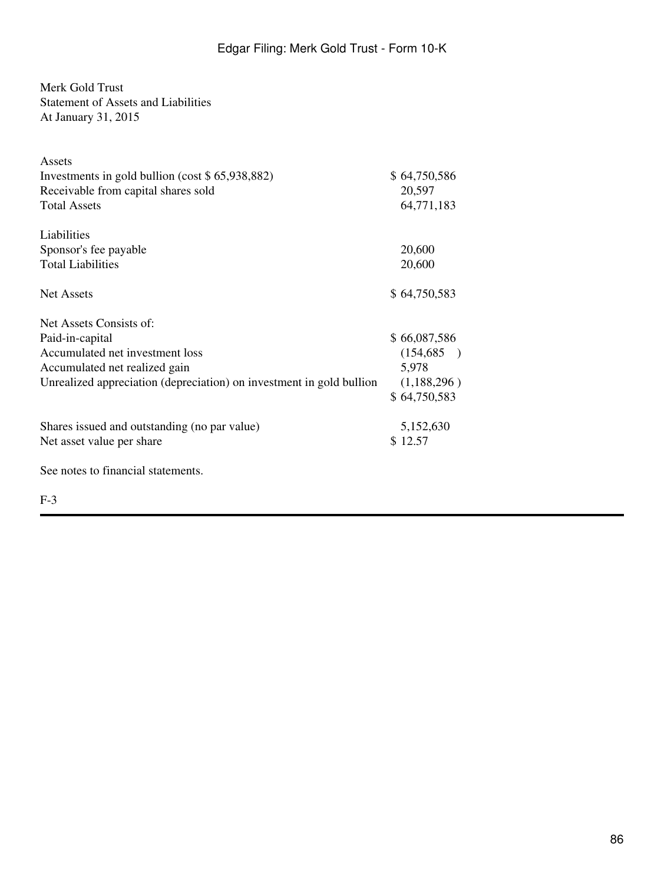Merk Gold Trust
Statement of Assets and Liabilities
At January 31, 2015

| | |
|---|---|
| Assets | |
| Investments in gold bullion (cost $ 65,938,882) | $ 64,750,586 |
| Receivable from capital shares sold | 20,597 |
| Total Assets | 64,771,183 |
| | |
| Liabilities | |
| Sponsor's fee payable | 20,600 |
| Total Liabilities | 20,600 |
| | |
| Net Assets | $ 64,750,583 |
| | |
| Net Assets Consists of: | |
| Paid-in-capital | $ 66,087,586 |
| Accumulated net investment loss | (154,685 ) |
| Accumulated net realized gain | 5,978 |
| Unrealized appreciation (depreciation) on investment in gold bullion | (1,188,296 ) |
| | $ 64,750,583 |
| | |
| Shares issued and outstanding (no par value) | 5,152,630 |
| Net asset value per share | $ 12.57 |

See notes to financial statements.

F-3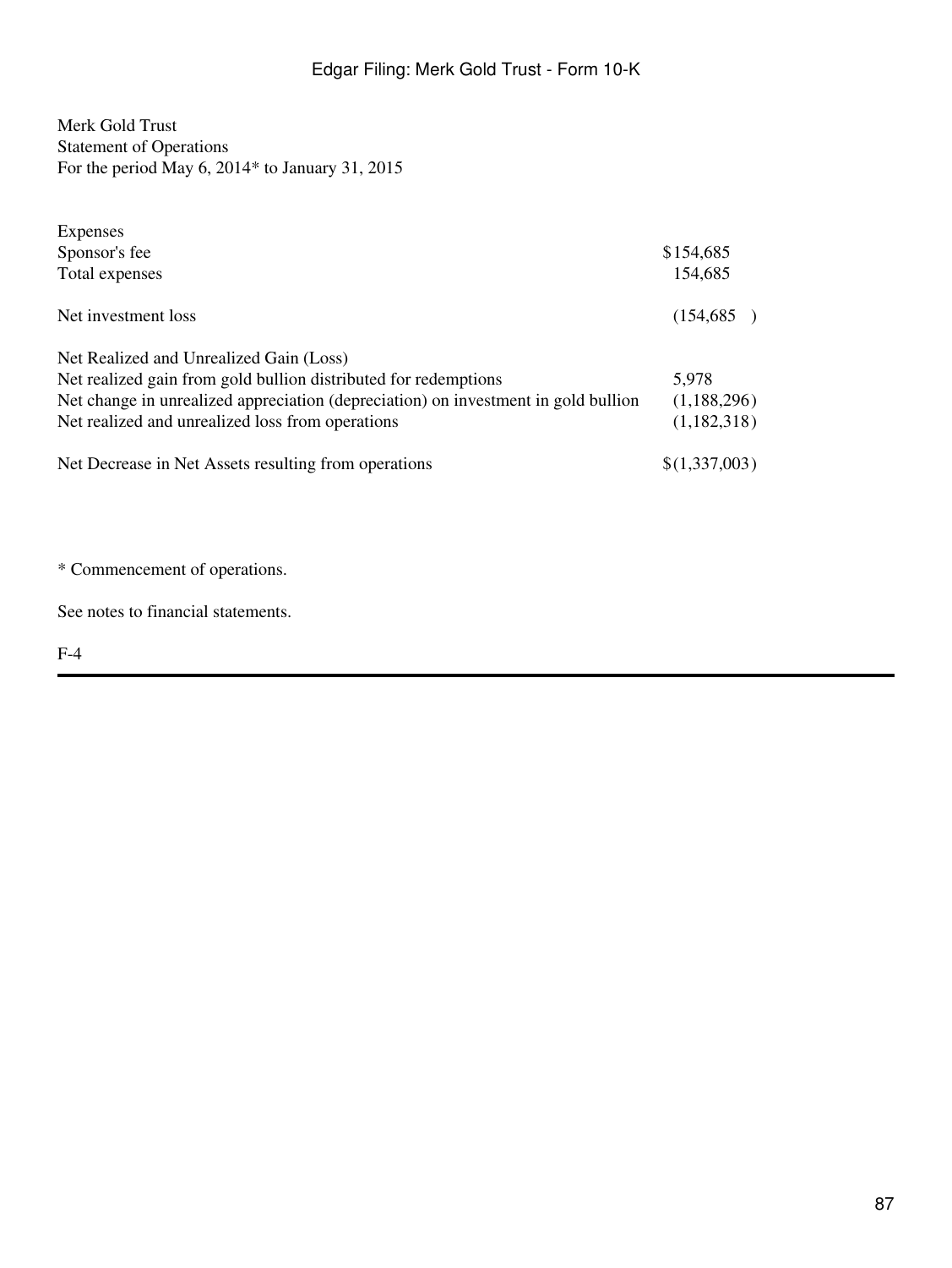Merk Gold Trust
Statement of Operations
For the period May 6, 2014* to January 31, 2015

| | |
|---|---|
| Expenses | |
| Sponsor's fee | $154,685 |
| Total expenses | 154,685 |
| | |
| Net investment loss | (154,685) |
| | |
| Net Realized and Unrealized Gain (Loss) | |
| Net realized gain from gold bullion distributed for redemptions | 5,978 |
| Net change in unrealized appreciation (depreciation) on investment in gold bullion | (1,188,296) |
| Net realized and unrealized loss from operations | (1,182,318) |
| | |
| Net Decrease in Net Assets resulting from operations | $(1,337,003) |

* Commencement of operations.

See notes to financial statements.

F-4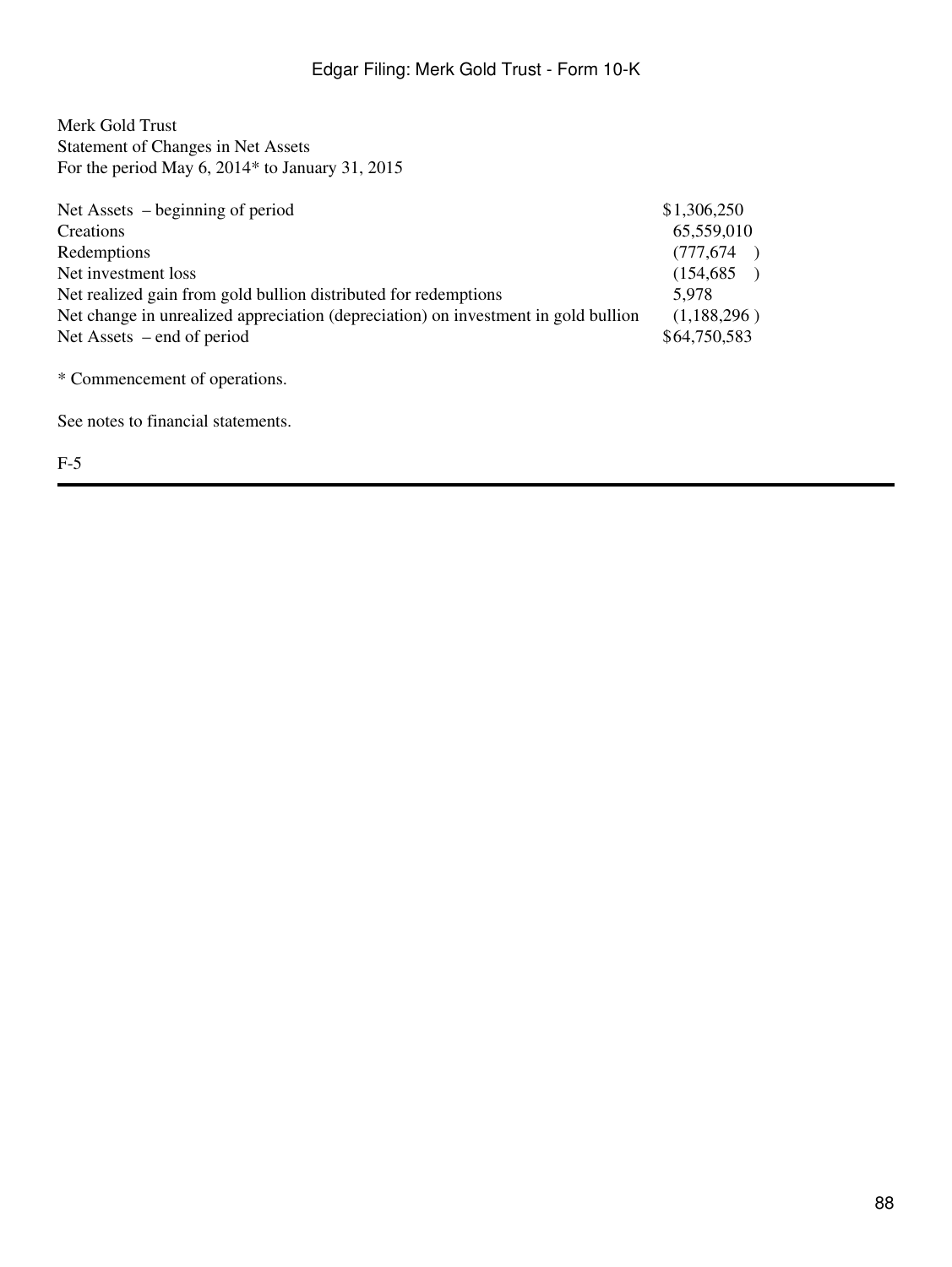Merk Gold Trust
Statement of Changes in Net Assets
For the period May 6, 2014* to January 31, 2015

| | |
|---|---|
| Net Assets – beginning of period | $1,306,250 |
| Creations | 65,559,010 |
| Redemptions | (777,674) |
| Net investment loss | (154,685) |
| Net realized gain from gold bullion distributed for redemptions | 5,978 |
| Net change in unrealized appreciation (depreciation) on investment in gold bullion | (1,188,296) |
| Net Assets – end of period | $64,750,583 |

* Commencement of operations.

See notes to financial statements.

F-5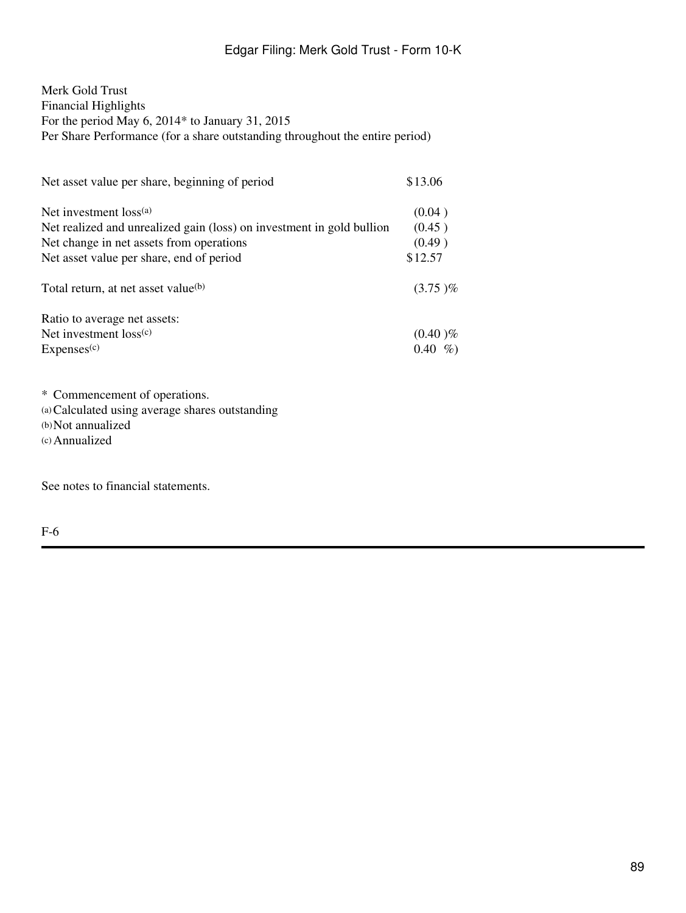Merk Gold Trust
Financial Highlights
For the period May 6, 2014* to January 31, 2015
Per Share Performance (for a share outstanding throughout the entire period)

| | |
|---|---|
| Net asset value per share, beginning of period | $13.06 |
| Net investment loss[(a)] | (0.04 ) |
| Net realized and unrealized gain (loss) on investment in gold bullion | (0.45 ) |
| Net change in net assets from operations | (0.49 ) |
| Net asset value per share, end of period | $12.57 |
| Total return, at net asset value[(b)] | (3.75 )% |
| Ratio to average net assets: | |
| Net investment loss[(c)] | (0.40 )% |
| Expenses[(c)] | 0.40 %) |

\* Commencement of operations.
(a) Calculated using average shares outstanding
(b) Not annualized
(c) Annualized

See notes to financial statements.

F-6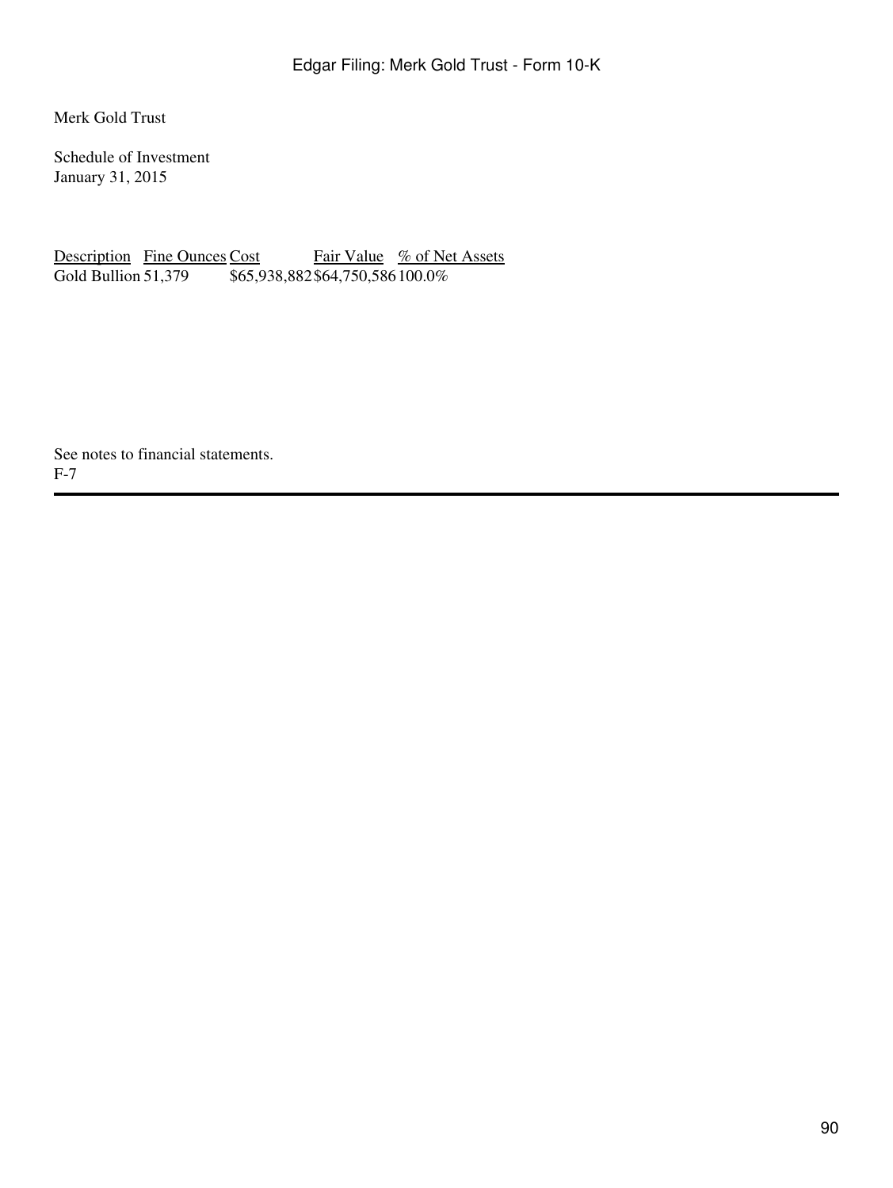Merk Gold Trust

Schedule of Investment
January 31, 2015

| Description | Fine Ounces | Cost | Fair Value | % of Net Assets |
|---|---|---|---|---|
| Gold Bullion | 51,379 | $65,938,882 | $64,750,586 | 100.0% |

See notes to financial statements.
F-7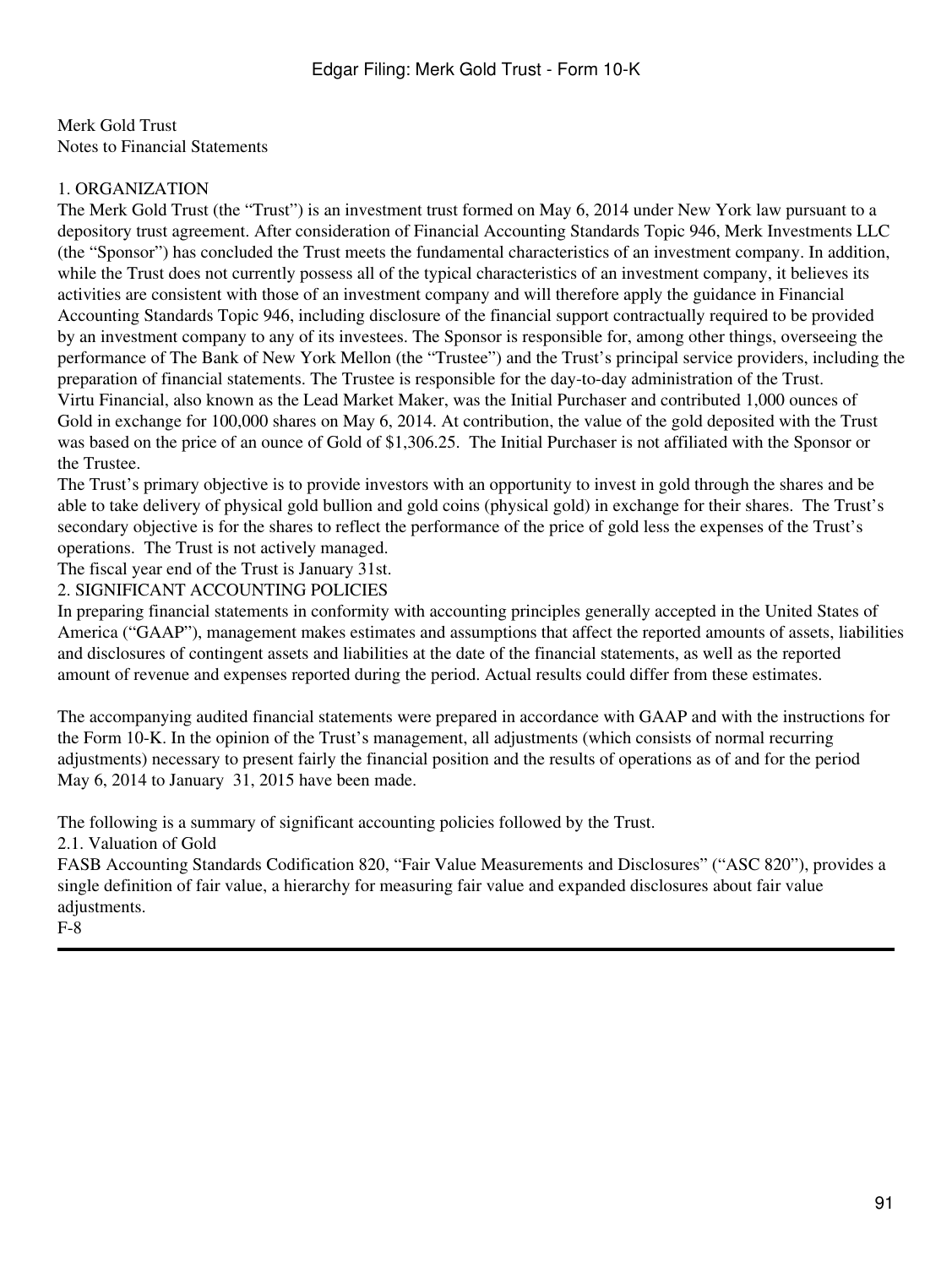Merk Gold Trust
Notes to Financial Statements

## 1. ORGANIZATION

The Merk Gold Trust (the "Trust") is an investment trust formed on May 6, 2014 under New York law pursuant to a depository trust agreement. After consideration of Financial Accounting Standards Topic 946, Merk Investments LLC (the "Sponsor") has concluded the Trust meets the fundamental characteristics of an investment company. In addition, while the Trust does not currently possess all of the typical characteristics of an investment company, it believes its activities are consistent with those of an investment company and will therefore apply the guidance in Financial Accounting Standards Topic 946, including disclosure of the financial support contractually required to be provided by an investment company to any of its investees. The Sponsor is responsible for, among other things, overseeing the performance of The Bank of New York Mellon (the "Trustee") and the Trust's principal service providers, including the preparation of financial statements. The Trustee is responsible for the day-to-day administration of the Trust.

Virtu Financial, also known as the Lead Market Maker, was the Initial Purchaser and contributed 1,000 ounces of Gold in exchange for 100,000 shares on May 6, 2014. At contribution, the value of the gold deposited with the Trust was based on the price of an ounce of Gold of $1,306.25. The Initial Purchaser is not affiliated with the Sponsor or the Trustee.

The Trust's primary objective is to provide investors with an opportunity to invest in gold through the shares and be able to take delivery of physical gold bullion and gold coins (physical gold) in exchange for their shares. The Trust's secondary objective is for the shares to reflect the performance of the price of gold less the expenses of the Trust's operations. The Trust is not actively managed.

The fiscal year end of the Trust is January 31st.

## 2. SIGNIFICANT ACCOUNTING POLICIES

In preparing financial statements in conformity with accounting principles generally accepted in the United States of America ("GAAP"), management makes estimates and assumptions that affect the reported amounts of assets, liabilities and disclosures of contingent assets and liabilities at the date of the financial statements, as well as the reported amount of revenue and expenses reported during the period. Actual results could differ from these estimates.

The accompanying audited financial statements were prepared in accordance with GAAP and with the instructions for the Form 10-K. In the opinion of the Trust's management, all adjustments (which consists of normal recurring adjustments) necessary to present fairly the financial position and the results of operations as of and for the period May 6, 2014 to January 31, 2015 have been made.

The following is a summary of significant accounting policies followed by the Trust.

### 2.1. Valuation of Gold

FASB Accounting Standards Codification 820, "Fair Value Measurements and Disclosures" ("ASC 820"), provides a single definition of fair value, a hierarchy for measuring fair value and expanded disclosures about fair value adjustments.

F-8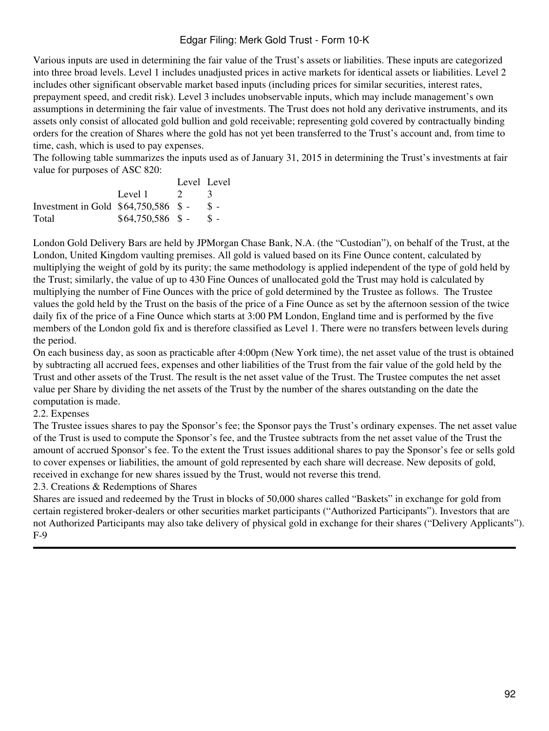Various inputs are used in determining the fair value of the Trust's assets or liabilities. These inputs are categorized into three broad levels. Level 1 includes unadjusted prices in active markets for identical assets or liabilities. Level 2 includes other significant observable market based inputs (including prices for similar securities, interest rates, prepayment speed, and credit risk). Level 3 includes unobservable inputs, which may include management's own assumptions in determining the fair value of investments. The Trust does not hold any derivative instruments, and its assets only consist of allocated gold bullion and gold receivable; representing gold covered by contractually binding orders for the creation of Shares where the gold has not yet been transferred to the Trust's account and, from time to time, cash, which is used to pay expenses.

The following table summarizes the inputs used as of January 31, 2015 in determining the Trust's investments at fair value for purposes of ASC 820:

| | Level 1 | Level 2 | Level 3 |
|---|---|---|---|
| Investment in Gold | $64,750,586 | $ - | $ - |
| Total | $64,750,586 | $ - | $ - |

London Gold Delivery Bars are held by JPMorgan Chase Bank, N.A. (the "Custodian"), on behalf of the Trust, at the London, United Kingdom vaulting premises. All gold is valued based on its Fine Ounce content, calculated by multiplying the weight of gold by its purity; the same methodology is applied independent of the type of gold held by the Trust; similarly, the value of up to 430 Fine Ounces of unallocated gold the Trust may hold is calculated by multiplying the number of Fine Ounces with the price of gold determined by the Trustee as follows. The Trustee values the gold held by the Trust on the basis of the price of a Fine Ounce as set by the afternoon session of the twice daily fix of the price of a Fine Ounce which starts at 3:00 PM London, England time and is performed by the five members of the London gold fix and is therefore classified as Level 1. There were no transfers between levels during the period.

On each business day, as soon as practicable after 4:00pm (New York time), the net asset value of the trust is obtained by subtracting all accrued fees, expenses and other liabilities of the Trust from the fair value of the gold held by the Trust and other assets of the Trust. The result is the net asset value of the Trust. The Trustee computes the net asset value per Share by dividing the net assets of the Trust by the number of the shares outstanding on the date the computation is made.

2.2. Expenses

The Trustee issues shares to pay the Sponsor's fee; the Sponsor pays the Trust's ordinary expenses. The net asset value of the Trust is used to compute the Sponsor's fee, and the Trustee subtracts from the net asset value of the Trust the amount of accrued Sponsor's fee. To the extent the Trust issues additional shares to pay the Sponsor's fee or sells gold to cover expenses or liabilities, the amount of gold represented by each share will decrease. New deposits of gold, received in exchange for new shares issued by the Trust, would not reverse this trend.

2.3. Creations & Redemptions of Shares

Shares are issued and redeemed by the Trust in blocks of 50,000 shares called "Baskets" in exchange for gold from certain registered broker-dealers or other securities market participants ("Authorized Participants"). Investors that are not Authorized Participants may also take delivery of physical gold in exchange for their shares ("Delivery Applicants").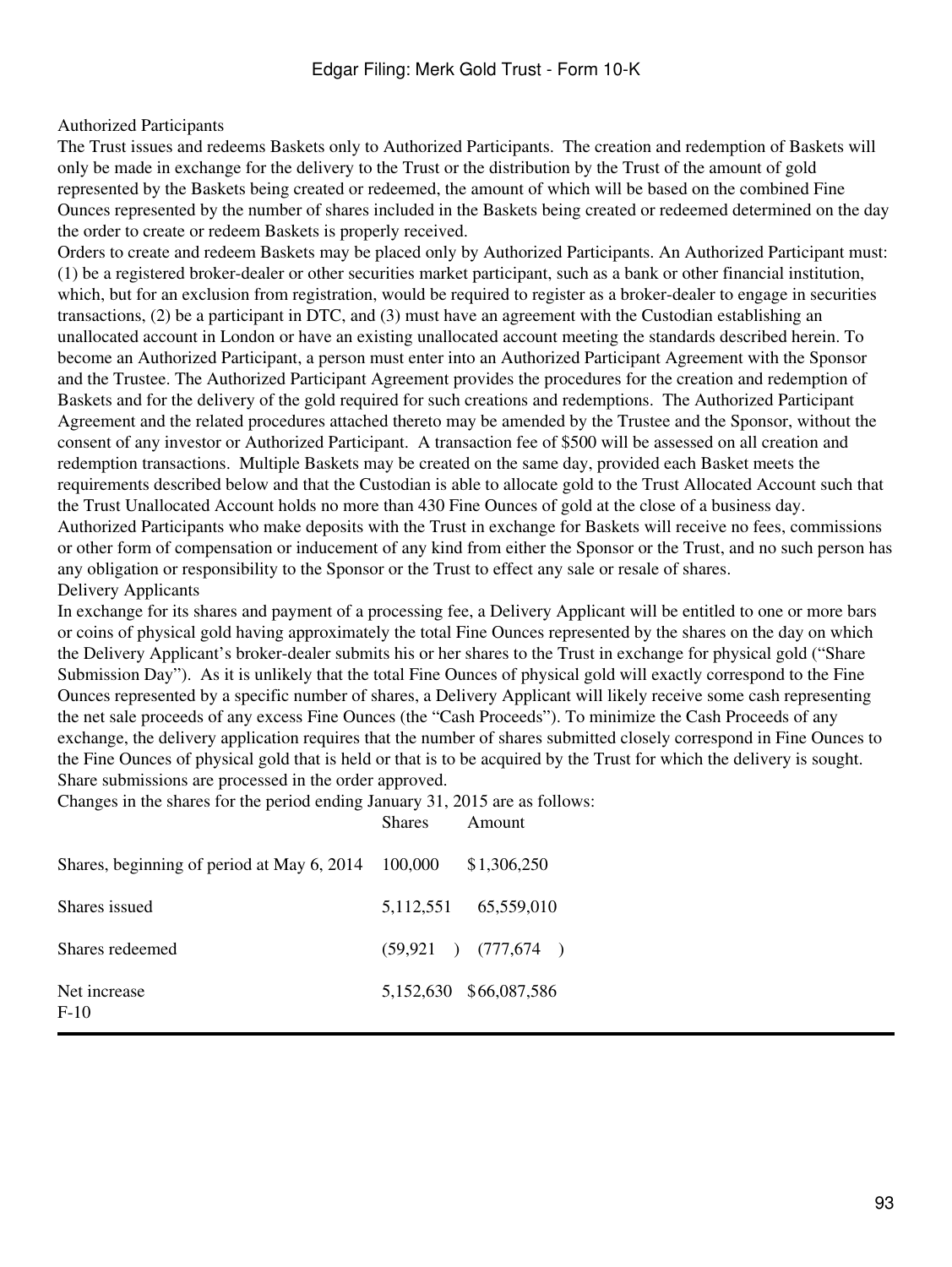Authorized Participants

The Trust issues and redeems Baskets only to Authorized Participants. The creation and redemption of Baskets will only be made in exchange for the delivery to the Trust or the distribution by the Trust of the amount of gold represented by the Baskets being created or redeemed, the amount of which will be based on the combined Fine Ounces represented by the number of shares included in the Baskets being created or redeemed determined on the day the order to create or redeem Baskets is properly received.

Orders to create and redeem Baskets may be placed only by Authorized Participants. An Authorized Participant must: (1) be a registered broker-dealer or other securities market participant, such as a bank or other financial institution, which, but for an exclusion from registration, would be required to register as a broker-dealer to engage in securities transactions, (2) be a participant in DTC, and (3) must have an agreement with the Custodian establishing an unallocated account in London or have an existing unallocated account meeting the standards described herein. To become an Authorized Participant, a person must enter into an Authorized Participant Agreement with the Sponsor and the Trustee. The Authorized Participant Agreement provides the procedures for the creation and redemption of Baskets and for the delivery of the gold required for such creations and redemptions. The Authorized Participant Agreement and the related procedures attached thereto may be amended by the Trustee and the Sponsor, without the consent of any investor or Authorized Participant. A transaction fee of $500 will be assessed on all creation and redemption transactions. Multiple Baskets may be created on the same day, provided each Basket meets the requirements described below and that the Custodian is able to allocate gold to the Trust Allocated Account such that the Trust Unallocated Account holds no more than 430 Fine Ounces of gold at the close of a business day.

Authorized Participants who make deposits with the Trust in exchange for Baskets will receive no fees, commissions or other form of compensation or inducement of any kind from either the Sponsor or the Trust, and no such person has any obligation or responsibility to the Sponsor or the Trust to effect any sale or resale of shares.

Delivery Applicants

In exchange for its shares and payment of a processing fee, a Delivery Applicant will be entitled to one or more bars or coins of physical gold having approximately the total Fine Ounces represented by the shares on the day on which the Delivery Applicant's broker-dealer submits his or her shares to the Trust in exchange for physical gold ("Share Submission Day"). As it is unlikely that the total Fine Ounces of physical gold will exactly correspond to the Fine Ounces represented by a specific number of shares, a Delivery Applicant will likely receive some cash representing the net sale proceeds of any excess Fine Ounces (the "Cash Proceeds"). To minimize the Cash Proceeds of any exchange, the delivery application requires that the number of shares submitted closely correspond in Fine Ounces to the Fine Ounces of physical gold that is held or that is to be acquired by the Trust for which the delivery is sought. Share submissions are processed in the order approved.

Changes in the shares for the period ending January 31, 2015 are as follows:

| | Shares | Amount |
|---|---|---|
| Shares, beginning of period at May 6, 2014 | 100,000 | $1,306,250 |
| Shares issued | 5,112,551 | 65,559,010 |
| Shares redeemed | (59,921 ) | (777,674 ) |
| Net increase | 5,152,630 | $66,087,586 |

F-10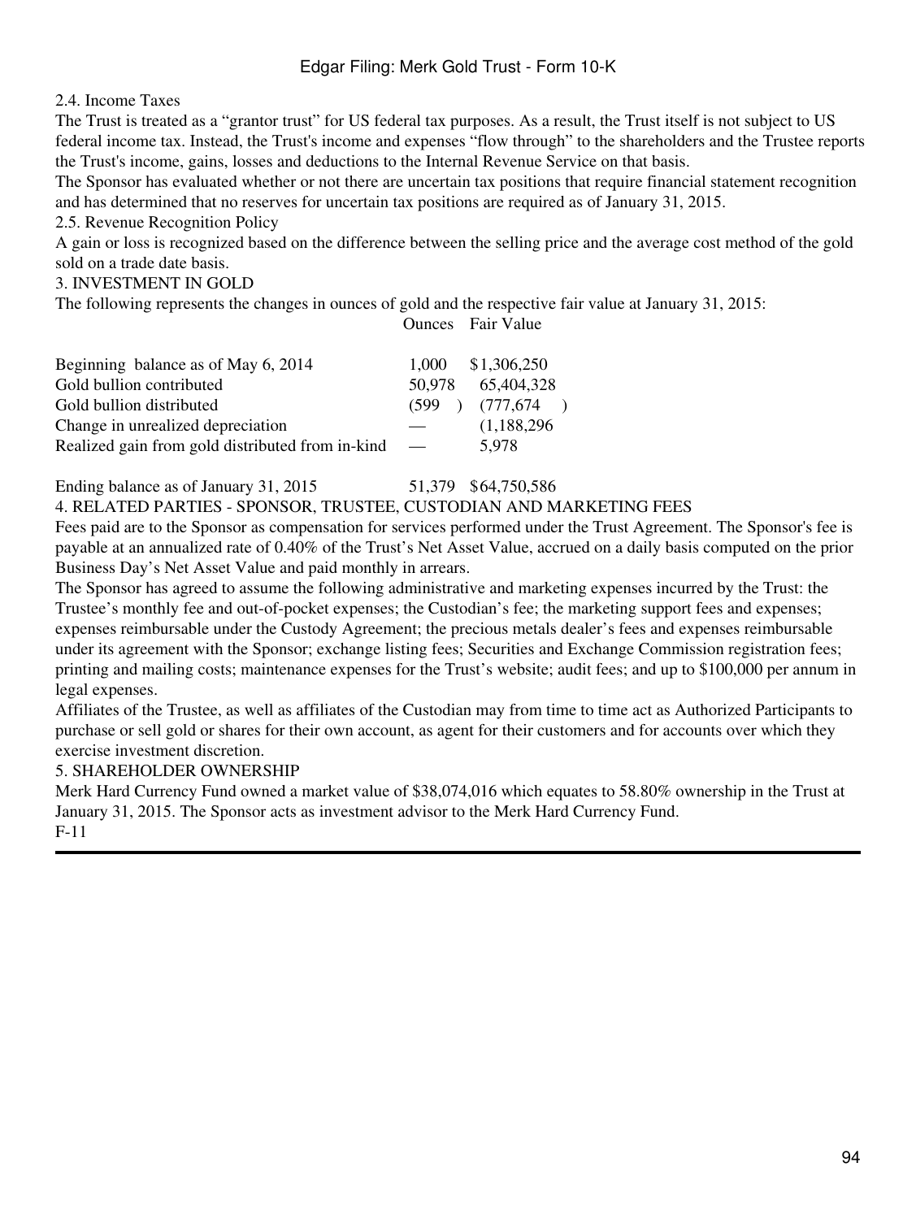### 2.4. Income Taxes

The Trust is treated as a "grantor trust" for US federal tax purposes. As a result, the Trust itself is not subject to US federal income tax. Instead, the Trust's income and expenses "flow through" to the shareholders and the Trustee reports the Trust's income, gains, losses and deductions to the Internal Revenue Service on that basis.

The Sponsor has evaluated whether or not there are uncertain tax positions that require financial statement recognition and has determined that no reserves for uncertain tax positions are required as of January 31, 2015.

### 2.5. Revenue Recognition Policy

A gain or loss is recognized based on the difference between the selling price and the average cost method of the gold sold on a trade date basis.

## 3. INVESTMENT IN GOLD

The following represents the changes in ounces of gold and the respective fair value at January 31, 2015:

| | Ounces | Fair Value |
|---|---|---|
| Beginning balance as of May 6, 2014 | 1,000 | $1,306,250 |
| Gold bullion contributed | 50,978 | 65,404,328 |
| Gold bullion distributed | (599 ) | (777,674 ) |
| Change in unrealized depreciation | — | (1,188,296 |
| Realized gain from gold distributed from in-kind | — | 5,978 |
| Ending balance as of January 31, 2015 | 51,379 | $64,750,586 |

## 4. RELATED PARTIES - SPONSOR, TRUSTEE, CUSTODIAN AND MARKETING FEES

Fees paid are to the Sponsor as compensation for services performed under the Trust Agreement. The Sponsor's fee is payable at an annualized rate of 0.40% of the Trust's Net Asset Value, accrued on a daily basis computed on the prior Business Day's Net Asset Value and paid monthly in arrears.

The Sponsor has agreed to assume the following administrative and marketing expenses incurred by the Trust: the Trustee's monthly fee and out-of-pocket expenses; the Custodian's fee; the marketing support fees and expenses; expenses reimbursable under the Custody Agreement; the precious metals dealer's fees and expenses reimbursable under its agreement with the Sponsor; exchange listing fees; Securities and Exchange Commission registration fees; printing and mailing costs; maintenance expenses for the Trust's website; audit fees; and up to $100,000 per annum in legal expenses.

Affiliates of the Trustee, as well as affiliates of the Custodian may from time to time act as Authorized Participants to purchase or sell gold or shares for their own account, as agent for their customers and for accounts over which they exercise investment discretion.

## 5. SHAREHOLDER OWNERSHIP

Merk Hard Currency Fund owned a market value of $38,074,016 which equates to 58.80% ownership in the Trust at January 31, 2015. The Sponsor acts as investment advisor to the Merk Hard Currency Fund.

F-11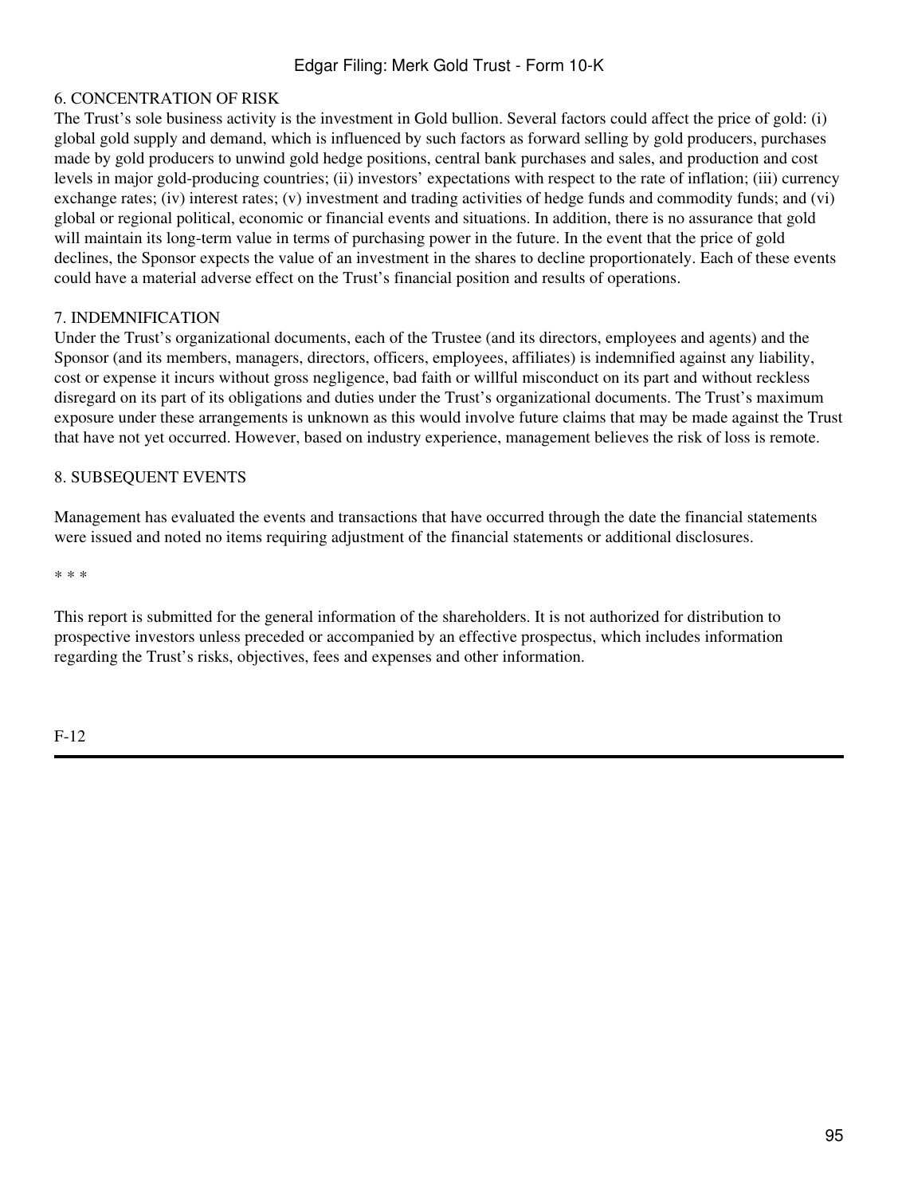## 6. CONCENTRATION OF RISK

The Trust's sole business activity is the investment in Gold bullion. Several factors could affect the price of gold: (i) global gold supply and demand, which is influenced by such factors as forward selling by gold producers, purchases made by gold producers to unwind gold hedge positions, central bank purchases and sales, and production and cost levels in major gold-producing countries; (ii) investors' expectations with respect to the rate of inflation; (iii) currency exchange rates; (iv) interest rates; (v) investment and trading activities of hedge funds and commodity funds; and (vi) global or regional political, economic or financial events and situations. In addition, there is no assurance that gold will maintain its long-term value in terms of purchasing power in the future. In the event that the price of gold declines, the Sponsor expects the value of an investment in the shares to decline proportionately. Each of these events could have a material adverse effect on the Trust's financial position and results of operations.

## 7. INDEMNIFICATION

Under the Trust's organizational documents, each of the Trustee (and its directors, employees and agents) and the Sponsor (and its members, managers, directors, officers, employees, affiliates) is indemnified against any liability, cost or expense it incurs without gross negligence, bad faith or willful misconduct on its part and without reckless disregard on its part of its obligations and duties under the Trust's organizational documents. The Trust's maximum exposure under these arrangements is unknown as this would involve future claims that may be made against the Trust that have not yet occurred. However, based on industry experience, management believes the risk of loss is remote.

## 8. SUBSEQUENT EVENTS

Management has evaluated the events and transactions that have occurred through the date the financial statements were issued and noted no items requiring adjustment of the financial statements or additional disclosures.

\* \* \*

This report is submitted for the general information of the shareholders. It is not authorized for distribution to prospective investors unless preceded or accompanied by an effective prospectus, which includes information regarding the Trust's risks, objectives, fees and expenses and other information.

F-12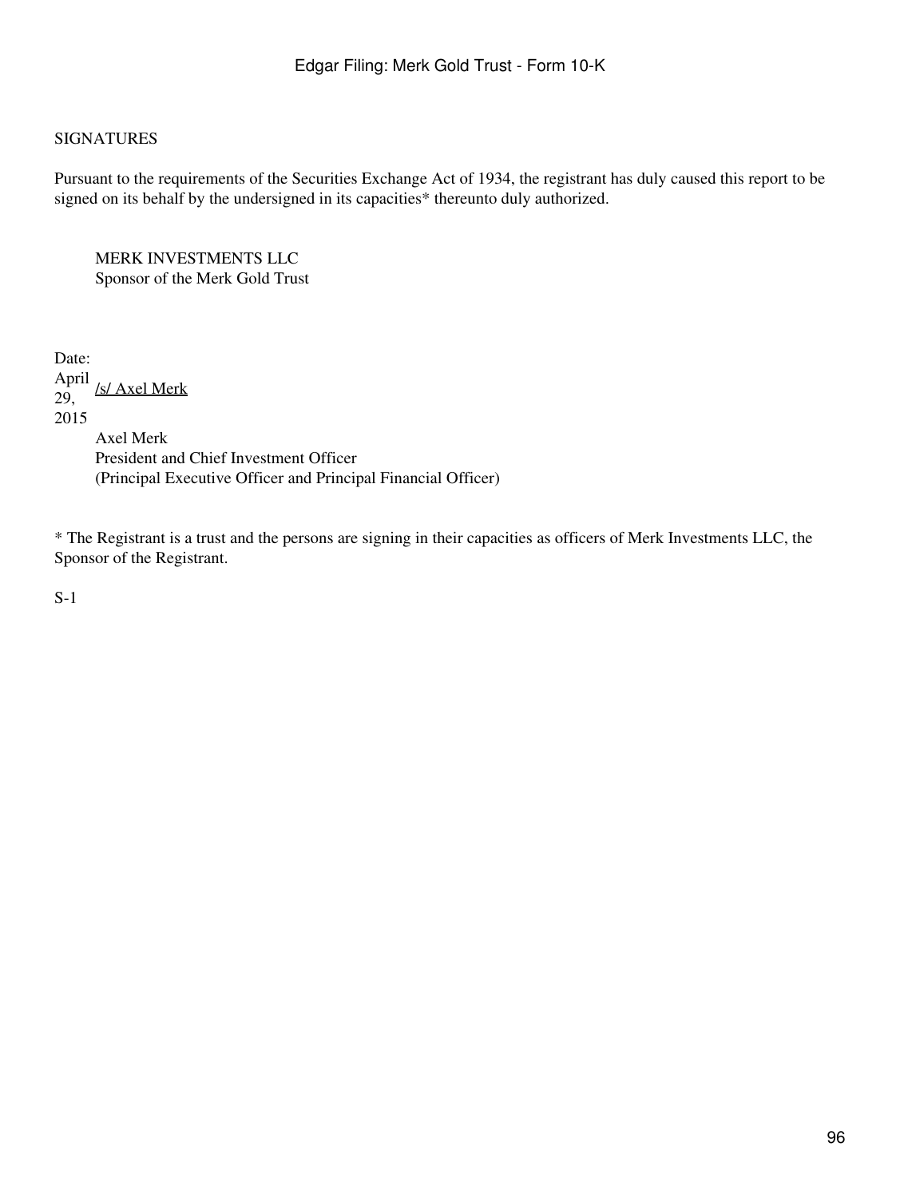SIGNATURES

Pursuant to the requirements of the Securities Exchange Act of 1934, the registrant has duly caused this report to be signed on its behalf by the undersigned in its capacities* thereunto duly authorized.

MERK INVESTMENTS LLC
Sponsor of the Merk Gold Trust

Date: April 29, 2015

/s/ Axel Merk

Axel Merk
President and Chief Investment Officer
(Principal Executive Officer and Principal Financial Officer)

* The Registrant is a trust and the persons are signing in their capacities as officers of Merk Investments LLC, the Sponsor of the Registrant.

S-1